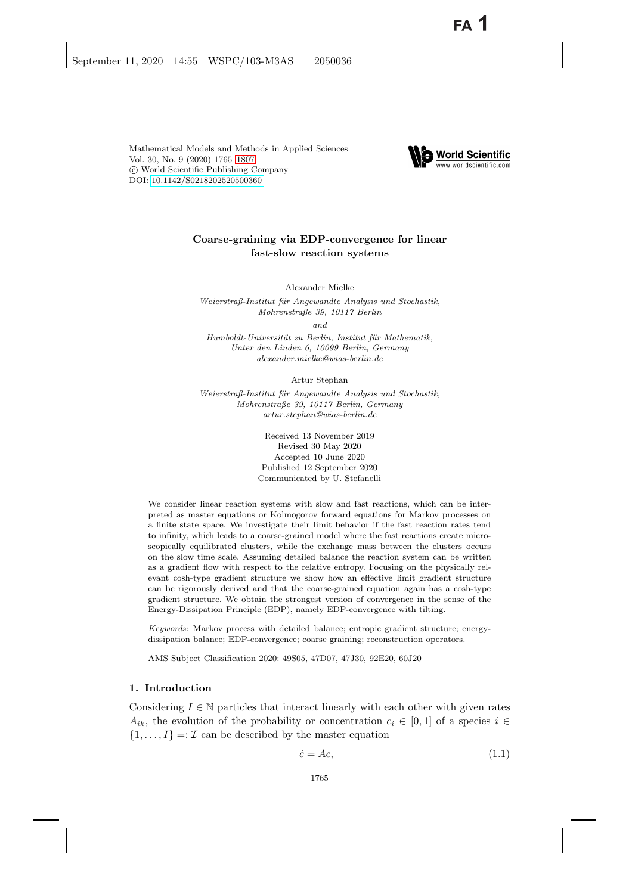# Coarse-graining via EDP-convergence for linear fast-slow reaction systems

Alexander Mielke

*Weierstraß-Institut für Angewandte Analysis und Stochastik, Mohrenstraße 39, 10117 Berlin*

*and*

*Humboldt-Universität zu Berlin, Institut für Mathematik, Unter den Linden 6, 10099 Berlin, Germany*
*alexander.mielke@wias-berlin.de*

Artur Stephan

*Weierstraß-Institut für Angewandte Analysis und Stochastik, Mohrenstraße 39, 10117 Berlin, Germany*
*artur.stephan@wias-berlin.de*

Received 13 November 2019
Revised 30 May 2020
Accepted 10 June 2020
Published 12 September 2020
Communicated by U. Stefanelli

We consider linear reaction systems with slow and fast reactions, which can be interpreted as master equations or Kolmogorov forward equations for Markov processes on a finite state space. We investigate their limit behavior if the fast reaction rates tend to infinity, which leads to a coarse-grained model where the fast reactions create microscopically equilibrated clusters, while the exchange mass between the clusters occurs on the slow time scale. Assuming detailed balance the reaction system can be written as a gradient flow with respect to the relative entropy. Focusing on the physically relevant cosh-type gradient structure we show how an effective limit gradient structure can be rigorously derived and that the coarse-grained equation again has a cosh-type gradient structure. We obtain the strongest version of convergence in the sense of the Energy-Dissipation Principle (EDP), namely EDP-convergence with tilting.

*Keywords*: Markov process with detailed balance; entropic gradient structure; energy-dissipation balance; EDP-convergence; coarse graining; reconstruction operators.

AMS Subject Classification 2020: 49S05, 47D07, 47J30, 92E20, 60J20

## 1. Introduction

Considering $I \in \mathbb{N}$ particles that interact linearly with each other with given rates $A_{ik}$, the evolution of the probability or concentration $c_i \in [0, 1]$ of a species $i \in \{1, \ldots, I\} =: \mathcal{I}$ can be described by the master equation

$$\dot{c} = Ac, \tag{1.1}$$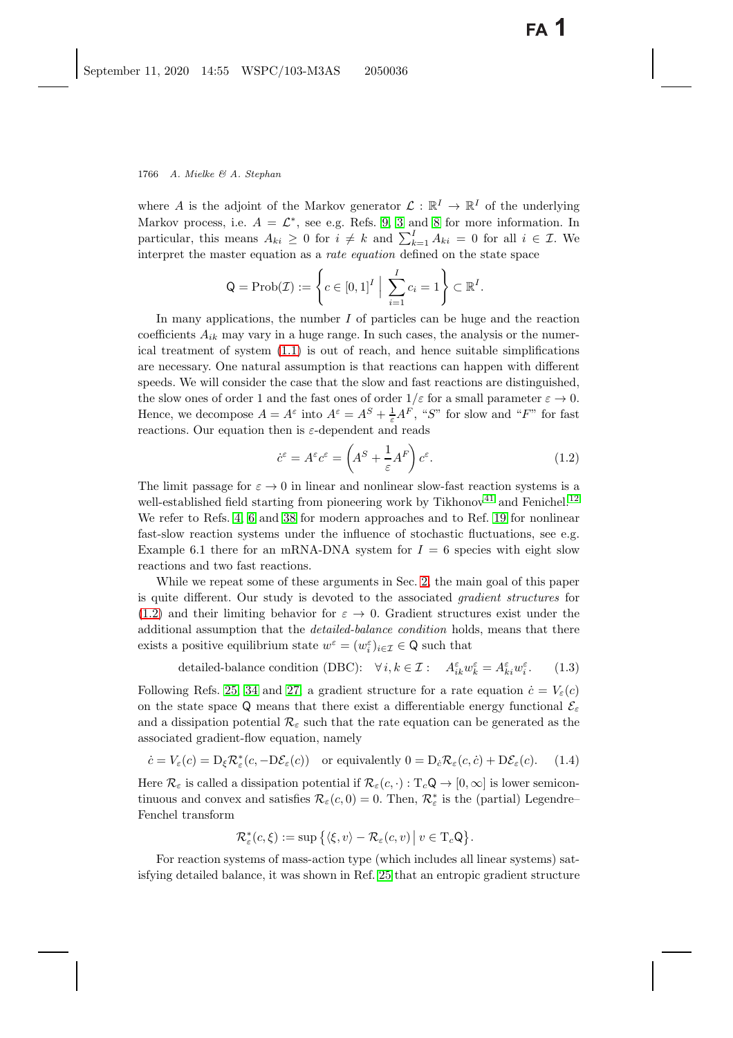where $A$ is the adjoint of the Markov generator $\mathcal{L} : \mathbb{R}^I \to \mathbb{R}^I$ of the underlying Markov process, i.e. $A = \mathcal{L}^*$, see e.g. Refs. [9], [3] and [8] for more information. In particular, this means $A_{ki} \geq 0$ for $i \neq k$ and $\sum_{k=1}^I A_{ki} = 0$ for all $i \in \mathcal{I}$. We interpret the master equation as a *rate equation* defined on the state space

$$\mathsf{Q} = \mathrm{Prob}(\mathcal{I}) := \left\{ c \in [0,1]^I \;\Big|\; \sum_{i=1}^I c_i = 1 \right\} \subset \mathbb{R}^I.$$

In many applications, the number $I$ of particles can be huge and the reaction coefficients $A_{ik}$ may vary in a huge range. In such cases, the analysis or the numerical treatment of system (1.1) is out of reach, and hence suitable simplifications are necessary. One natural assumption is that reactions can happen with different speeds. We will consider the case that the slow and fast reactions are distinguished, the slow ones of order 1 and the fast ones of order $1/\varepsilon$ for a small parameter $\varepsilon \to 0$. Hence, we decompose $A = A^\varepsilon$ into $A^\varepsilon = A^S + \frac{1}{\varepsilon} A^F$, "$S$" for slow and "$F$" for fast reactions. Our equation then is $\varepsilon$-dependent and reads

$$\dot{c}^\varepsilon = A^\varepsilon c^\varepsilon = \left( A^S + \frac{1}{\varepsilon} A^F \right) c^\varepsilon. \tag{1.2}$$

The limit passage for $\varepsilon \to 0$ in linear and nonlinear slow-fast reaction systems is a well-established field starting from pioneering work by Tikhonov[41] and Fenichel.[12] We refer to Refs. [4], [6] and [38] for modern approaches and to Ref. [19] for nonlinear fast-slow reaction systems under the influence of stochastic fluctuations, see e.g. Example 6.1 there for an mRNA-DNA system for $I = 6$ species with eight slow reactions and two fast reactions.

While we repeat some of these arguments in Sec. 2, the main goal of this paper is quite different. Our study is devoted to the associated *gradient structures* for (1.2) and their limiting behavior for $\varepsilon \to 0$. Gradient structures exist under the additional assumption that the *detailed-balance condition* holds, means that there exists a positive equilibrium state $w^\varepsilon = (w_i^\varepsilon)_{i \in \mathcal{I}} \in \mathsf{Q}$ such that

$$\text{detailed-balance condition (DBC):} \quad \forall\, i, k \in \mathcal{I} : \quad A_{ik}^\varepsilon w_k^\varepsilon = A_{ki}^\varepsilon w_i^\varepsilon. \tag{1.3}$$

Following Refs. [25], [34] and [27], a gradient structure for a rate equation $\dot{c} = V_\varepsilon(c)$ on the state space $\mathsf{Q}$ means that there exist a differentiable energy functional $\mathcal{E}_\varepsilon$ and a dissipation potential $\mathcal{R}_\varepsilon$ such that the rate equation can be generated as the associated gradient-flow equation, namely

$$\dot{c} = V_\varepsilon(c) = \mathrm{D}_\xi \mathcal{R}_\varepsilon^*(c, -\mathrm{D}\mathcal{E}_\varepsilon(c)) \quad \text{or equivalently } 0 = \mathrm{D}_{\dot{c}} \mathcal{R}_\varepsilon(c, \dot{c}) + \mathrm{D}\mathcal{E}_\varepsilon(c). \tag{1.4}$$

Here $\mathcal{R}_\varepsilon$ is called a dissipation potential if $\mathcal{R}_\varepsilon(c, \cdot) : \mathrm{T}_c\mathsf{Q} \to [0, \infty]$ is lower semicontinuous and convex and satisfies $\mathcal{R}_\varepsilon(c, 0) = 0$. Then, $\mathcal{R}_\varepsilon^*$ is the (partial) Legendre–Fenchel transform

$$\mathcal{R}_\varepsilon^*(c, \xi) := \sup \left\{ \langle \xi, v \rangle - \mathcal{R}_\varepsilon(c, v) \,\big|\, v \in \mathrm{T}_c\mathsf{Q} \right\}.$$

For reaction systems of mass-action type (which includes all linear systems) satisfying detailed balance, it was shown in Ref. [25] that an entropic gradient structure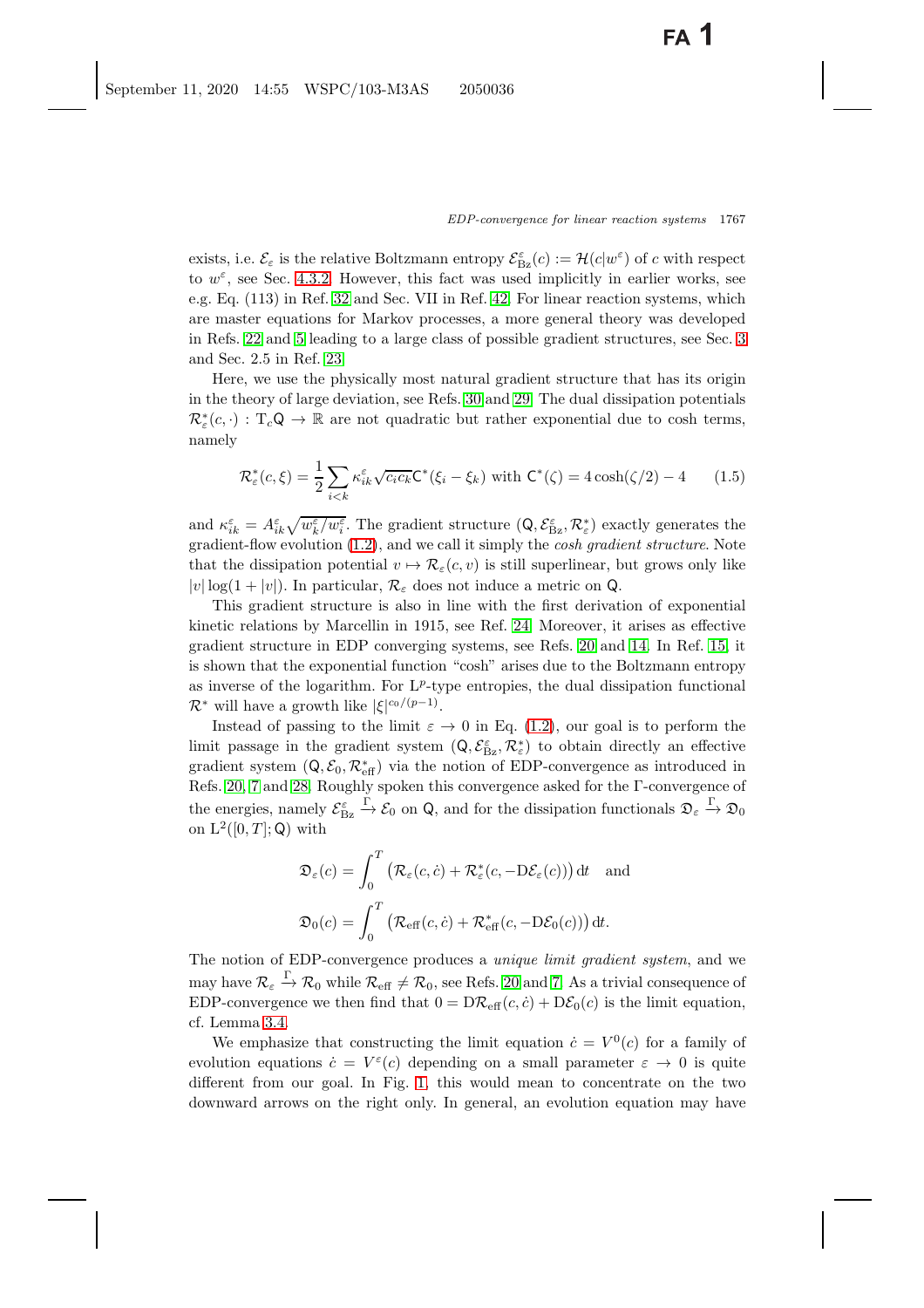exists, i.e. $\mathcal{E}_\varepsilon$ is the relative Boltzmann entropy $\mathcal{E}^\varepsilon_{\mathrm{Bz}}(c) := \mathcal{H}(c|w^\varepsilon)$ of $c$ with respect to $w^\varepsilon$, see Sec. 4.3.2. However, this fact was used implicitly in earlier works, see e.g. Eq. (113) in Ref. 32 and Sec. VII in Ref. 42. For linear reaction systems, which are master equations for Markov processes, a more general theory was developed in Refs. 22 and 5 leading to a large class of possible gradient structures, see Sec. 3 and Sec. 2.5 in Ref. 23.

Here, we use the physically most natural gradient structure that has its origin in the theory of large deviation, see Refs. 30 and 29. The dual dissipation potentials $\mathcal{R}^*_\varepsilon(c,\cdot) : \mathrm{T}_c\mathsf{Q} \to \mathbb{R}$ are not quadratic but rather exponential due to cosh terms, namely

$$\mathcal{R}^*_\varepsilon(c,\xi) = \frac{1}{2}\sum_{i<k} \kappa^\varepsilon_{ik}\sqrt{c_i c_k}\,\mathsf{C}^*(\xi_i - \xi_k) \text{ with } \mathsf{C}^*(\zeta) = 4\cosh(\zeta/2) - 4 \tag{1.5}$$

and $\kappa^\varepsilon_{ik} = A^\varepsilon_{ik}\sqrt{w^\varepsilon_k/w^\varepsilon_i}$. The gradient structure $(\mathsf{Q}, \mathcal{E}^\varepsilon_{\mathrm{Bz}}, \mathcal{R}^*_\varepsilon)$ exactly generates the gradient-flow evolution (1.2), and we call it simply the *cosh gradient structure*. Note that the dissipation potential $v \mapsto \mathcal{R}_\varepsilon(c, v)$ is still superlinear, but grows only like $|v|\log(1+|v|)$. In particular, $\mathcal{R}_\varepsilon$ does not induce a metric on $\mathsf{Q}$.

This gradient structure is also in line with the first derivation of exponential kinetic relations by Marcellin in 1915, see Ref. 24. Moreover, it arises as effective gradient structure in EDP converging systems, see Refs. 20 and 14. In Ref. 15, it is shown that the exponential function "cosh" arises due to the Boltzmann entropy as inverse of the logarithm. For $\mathrm{L}^p$-type entropies, the dual dissipation functional $\mathcal{R}^*$ will have a growth like $|\xi|^{c_0/(p-1)}$.

Instead of passing to the limit $\varepsilon \to 0$ in Eq. (1.2), our goal is to perform the limit passage in the gradient system $(\mathsf{Q}, \mathcal{E}^\varepsilon_{\mathrm{Bz}}, \mathcal{R}^*_\varepsilon)$ to obtain directly an effective gradient system $(\mathsf{Q}, \mathcal{E}_0, \mathcal{R}^*_{\mathrm{eff}})$ via the notion of EDP-convergence as introduced in Refs. 20, 7 and 28. Roughly spoken this convergence asked for the $\Gamma$-convergence of the energies, namely $\mathcal{E}^\varepsilon_{\mathrm{Bz}} \xrightarrow{\Gamma} \mathcal{E}_0$ on $\mathsf{Q}$, and for the dissipation functionals $\mathfrak{D}_\varepsilon \xrightarrow{\Gamma} \mathfrak{D}_0$ on $\mathrm{L}^2([0,T];\mathsf{Q})$ with

$$\mathfrak{D}_\varepsilon(c) = \int_0^T \left(\mathcal{R}_\varepsilon(c,\dot c) + \mathcal{R}^*_\varepsilon(c, -\mathrm{D}\mathcal{E}_\varepsilon(c))\right)\mathrm{d}t \quad \text{and}$$

$$\mathfrak{D}_0(c) = \int_0^T \left(\mathcal{R}_{\mathrm{eff}}(c,\dot c) + \mathcal{R}^*_{\mathrm{eff}}(c, -\mathrm{D}\mathcal{E}_0(c))\right)\mathrm{d}t.$$

The notion of EDP-convergence produces a *unique limit gradient system*, and we may have $\mathcal{R}_\varepsilon \xrightarrow{\Gamma} \mathcal{R}_0$ while $\mathcal{R}_{\mathrm{eff}} \neq \mathcal{R}_0$, see Refs. 20 and 7. As a trivial consequence of EDP-convergence we then find that $0 = \mathrm{D}\mathcal{R}_{\mathrm{eff}}(c,\dot c) + \mathrm{D}\mathcal{E}_0(c)$ is the limit equation, cf. Lemma 3.4.

We emphasize that constructing the limit equation $\dot c = V^0(c)$ for a family of evolution equations $\dot c = V^\varepsilon(c)$ depending on a small parameter $\varepsilon \to 0$ is quite different from our goal. In Fig. 1, this would mean to concentrate on the two downward arrows on the right only. In general, an evolution equation may have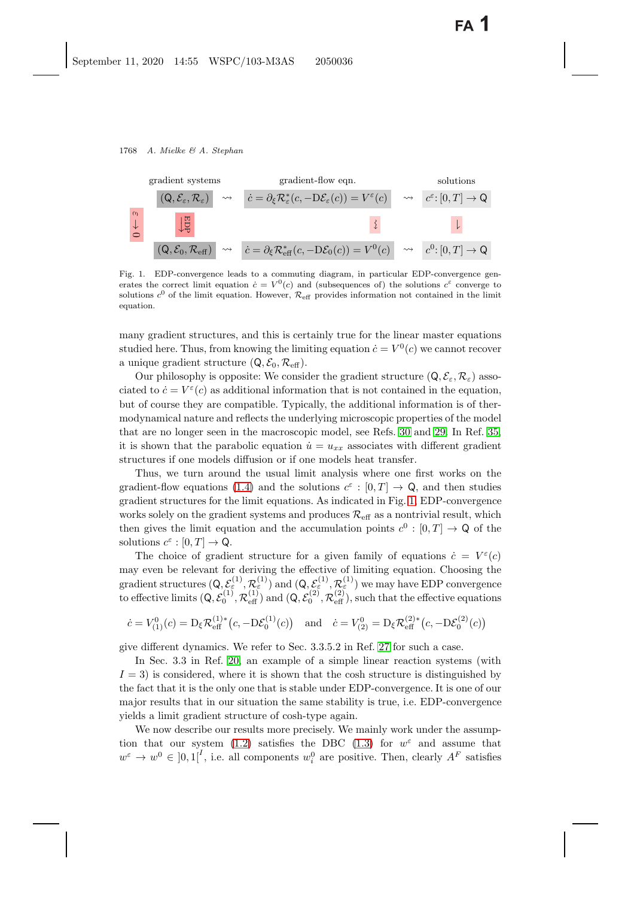| gradient systems | | gradient-flow eqn. | | solutions |
|---|---|---|---|---|
| $(\mathsf{Q}, \mathcal{E}_\varepsilon, \mathcal{R}_\varepsilon)$ | $\rightsquigarrow$ | $\dot c = \partial_\xi \mathcal{R}^*_\varepsilon(c, -\mathrm{D}\mathcal{E}_\varepsilon(c)) = V^\varepsilon(c)$ | $\rightsquigarrow$ | $c^\varepsilon\colon [0,T] \to \mathsf{Q}$ |
| $\varepsilon \to 0$: $\downarrow$ EDP | | $\wr$ | | $\downarrow$ |
| $(\mathsf{Q}, \mathcal{E}_0, \mathcal{R}_{\text{eff}})$ | $\rightsquigarrow$ | $\dot c = \partial_\xi \mathcal{R}^*_{\text{eff}}(c, -\mathrm{D}\mathcal{E}_0(c)) = V^0(c)$ | $\rightsquigarrow$ | $c^0\colon [0,T] \to \mathsf{Q}$ |

Fig. 1. EDP-convergence leads to a commuting diagram, in particular EDP-convergence generates the correct limit equation $\dot c = V^0(c)$ and (subsequences of) the solutions $c^\varepsilon$ converge to solutions $c^0$ of the limit equation. However, $\mathcal{R}_{\text{eff}}$ provides information not contained in the limit equation.

many gradient structures, and this is certainly true for the linear master equations studied here. Thus, from knowing the limiting equation $\dot c = V^0(c)$ we cannot recover a unique gradient structure $(\mathsf{Q}, \mathcal{E}_0, \mathcal{R}_{\text{eff}})$.

Our philosophy is opposite: We consider the gradient structure $(\mathsf{Q}, \mathcal{E}_\varepsilon, \mathcal{R}_\varepsilon)$ associated to $\dot c = V^\varepsilon(c)$ as additional information that is not contained in the equation, but of course they are compatible. Typically, the additional information is of thermodynamical nature and reflects the underlying microscopic properties of the model that are no longer seen in the macroscopic model, see Refs. 30 and 29. In Ref. 35, it is shown that the parabolic equation $\dot u = u_{xx}$ associates with different gradient structures if one models diffusion or if one models heat transfer.

Thus, we turn around the usual limit analysis where one first works on the gradient-flow equations (1.4) and the solutions $c^\varepsilon : [0,T] \to \mathsf{Q}$, and then studies gradient structures for the limit equations. As indicated in Fig. 1, EDP-convergence works solely on the gradient systems and produces $\mathcal{R}_{\text{eff}}$ as a nontrivial result, which then gives the limit equation and the accumulation points $c^0 : [0,T] \to \mathsf{Q}$ of the solutions $c^\varepsilon : [0,T] \to \mathsf{Q}$.

The choice of gradient structure for a given family of equations $\dot c = V^\varepsilon(c)$ may even be relevant for deriving the effective of limiting equation. Choosing the gradient structures $(\mathsf{Q}, \mathcal{E}^{(1)}_\varepsilon, \mathcal{R}^{(1)}_\varepsilon)$ and $(\mathsf{Q}, \mathcal{E}^{(1)}_\varepsilon, \mathcal{R}^{(1)}_\varepsilon)$ we may have EDP convergence to effective limits $(\mathsf{Q}, \mathcal{E}^{(1)}_0, \mathcal{R}^{(1)}_{\text{eff}})$ and $(\mathsf{Q}, \mathcal{E}^{(2)}_0, \mathcal{R}^{(2)}_{\text{eff}})$, such that the effective equations

$$\dot c = V^0_{(1)}(c) = \mathrm{D}_\xi \mathcal{R}^{(1)*}_{\text{eff}}\big(c, -\mathrm{D}\mathcal{E}^{(1)}_0(c)\big) \quad \text{and} \quad \dot c = V^0_{(2)} = \mathrm{D}_\xi \mathcal{R}^{(2)*}_{\text{eff}}\big(c, -\mathrm{D}\mathcal{E}^{(2)}_0(c)\big)$$

give different dynamics. We refer to Sec. 3.3.5.2 in Ref. 27 for such a case.

In Sec. 3.3 in Ref. 20, an example of a simple linear reaction systems (with $I = 3$) is considered, where it is shown that the cosh structure is distinguished by the fact that it is the only one that is stable under EDP-convergence. It is one of our major results that in our situation the same stability is true, i.e. EDP-convergence yields a limit gradient structure of cosh-type again.

We now describe our results more precisely. We mainly work under the assumption that our system (1.2) satisfies the DBC (1.3) for $w^\varepsilon$ and assume that $w^\varepsilon \to w^0 \in \, ]0,1[^I$, i.e. all components $w^0_i$ are positive. Then, clearly $A^F$ satisfies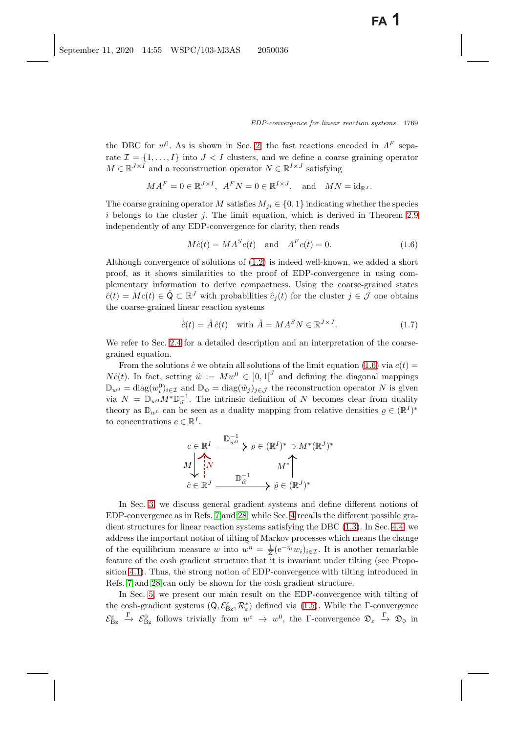the DBC for $w^0$. As is shown in Sec. 2, the fast reactions encoded in $A^F$ separate $\mathcal{I} = \{1, \ldots, I\}$ into $J < I$ clusters, and we define a coarse graining operator $M \in \mathbb{R}^{J\times I}$ and a reconstruction operator $N \in \mathbb{R}^{I\times J}$ satisfying

$$MA^F = 0 \in \mathbb{R}^{J\times I}, \quad A^F N = 0 \in \mathbb{R}^{I\times J}, \quad \text{and} \quad MN = \mathrm{id}_{\mathbb{R}^J}.$$

The coarse graining operator $M$ satisfies $M_{ji} \in \{0, 1\}$ indicating whether the species $i$ belongs to the cluster $j$. The limit equation, which is derived in Theorem 2.9 independently of any EDP-convergence for clarity, then reads

$$M\dot{c}(t) = MA^S c(t) \quad \text{and} \quad A^F c(t) = 0. \tag{1.6}$$

Although convergence of solutions of (1.2) is indeed well-known, we added a short proof, as it shows similarities to the proof of EDP-convergence in using complementary information to derive compactness. Using the coarse-grained states $\hat{c}(t) = Mc(t) \in \hat{\mathsf{Q}} \subset \mathbb{R}^J$ with probabilities $\hat{c}_j(t)$ for the cluster $j \in \mathcal{J}$ one obtains the coarse-grained linear reaction systems

$$\dot{\hat{c}}(t) = \hat{A}\,\hat{c}(t) \quad \text{with } \hat{A} = MA^S N \in \mathbb{R}^{J\times J}. \tag{1.7}$$

We refer to Sec. 2.4 for a detailed description and an interpretation of the coarse-grained equation.

From the solutions $\hat{c}$ we obtain all solutions of the limit equation (1.6) via $c(t) = N\hat{c}(t)$. In fact, setting $\hat{w} := Mw^0 \in \,]0, 1[^J$ and defining the diagonal mappings $\mathbb{D}_{w^0} = \mathrm{diag}(w_i^0)_{i\in\mathcal{I}}$ and $\mathbb{D}_{\hat{w}} = \mathrm{diag}(\hat{w}_j)_{j\in\mathcal{J}}$ the reconstruction operator $N$ is given via $N = \mathbb{D}_{w^0} M^* \mathbb{D}_{\hat{w}}^{-1}$. The intrinsic definition of $N$ becomes clear from duality theory as $\mathbb{D}_{w^0}$ can be seen as a duality mapping from relative densities $\varrho \in (\mathbb{R}^I)^*$ to concentrations $c \in \mathbb{R}^I$.

$$\begin{array}{ccc}
c \in \mathbb{R}^I & \xrightarrow{\ \mathbb{D}_{w^0}^{-1}\ } & \varrho \in (\mathbb{R}^I)^* \supset M^*(\mathbb{R}^J)^* \\
M \big\downarrow \ \big\uparrow N & & \big\uparrow M^* \\
\hat{c} \in \mathbb{R}^J & \xrightarrow{\ \mathbb{D}_{\hat{w}}^{-1}\ } & \hat{\varrho} \in (\mathbb{R}^J)^*
\end{array}$$

In Sec. 3, we discuss general gradient systems and define different notions of EDP-convergence as in Refs. 7 and 28, while Sec. 4 recalls the different possible gradient structures for linear reaction systems satisfying the DBC (1.3). In Sec. 4.4, we address the important notion of tilting of Markov processes which means the change of the equilibrium measure $w$ into $w^\eta = \frac{1}{Z}(\mathrm{e}^{-\eta_i} w_i)_{i\in\mathcal{I}}$. It is another remarkable feature of the cosh gradient structure that it is invariant under tilting (see Proposition 4.1). Thus, the strong notion of EDP-convergence with tilting introduced in Refs. 7 and 28 can only be shown for the cosh gradient structure.

In Sec. 5, we present our main result on the EDP-convergence with tilting of the cosh-gradient systems $(\mathsf{Q}, \mathcal{E}^\varepsilon_{\mathrm{Bz}}, \mathcal{R}^*_\varepsilon)$ defined via (1.5). While the $\Gamma$-convergence $\mathcal{E}^\varepsilon_{\mathrm{Bz}} \xrightarrow{\Gamma} \mathcal{E}^0_{\mathrm{Bz}}$ follows trivially from $w^\varepsilon \to w^0$, the $\Gamma$-convergence $\mathfrak{D}_\varepsilon \xrightarrow{\Gamma} \mathfrak{D}_0$ in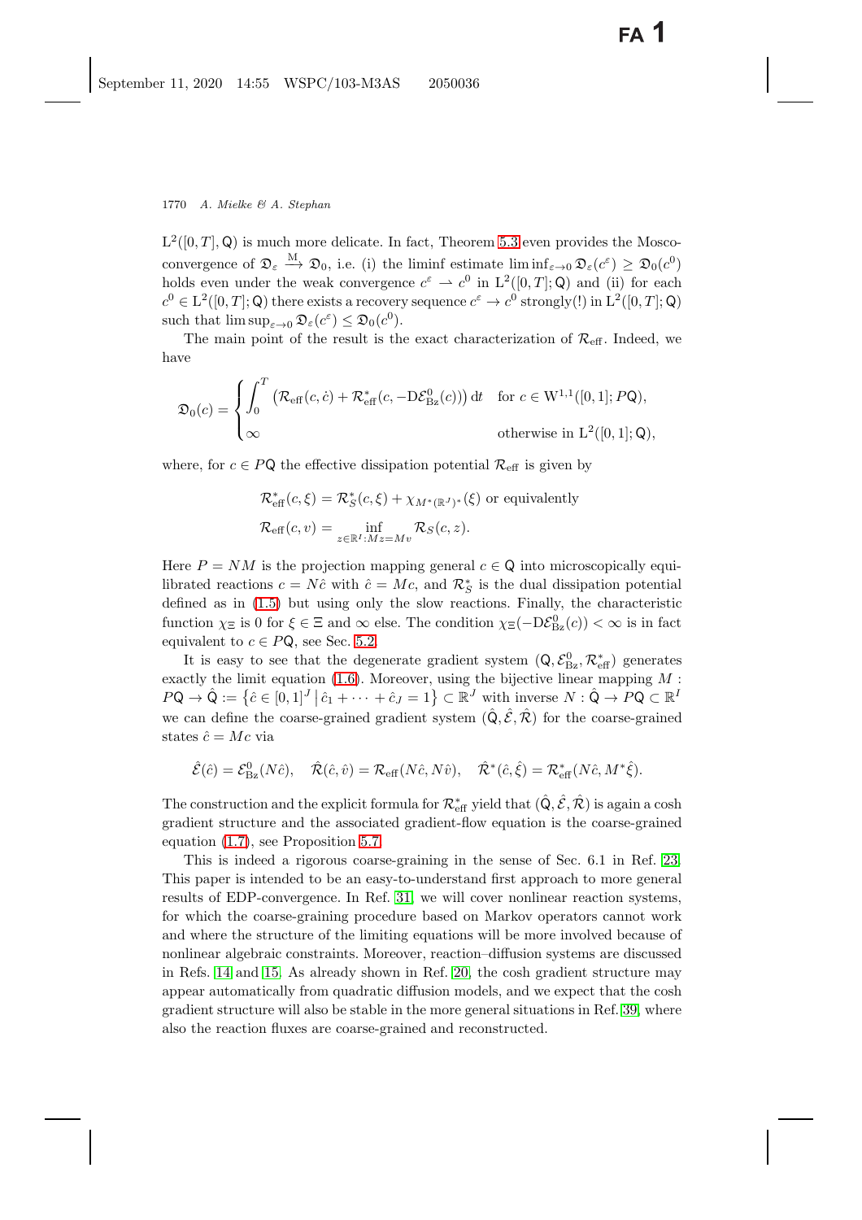$\mathrm{L}^2([0,T],\mathsf{Q})$ is much more delicate. In fact, Theorem 5.3 even provides the Mosco-convergence of $\mathfrak{D}_\varepsilon \xrightarrow{\mathrm{M}} \mathfrak{D}_0$, i.e. (i) the liminf estimate $\liminf_{\varepsilon\to 0}\mathfrak{D}_\varepsilon(c^\varepsilon) \geq \mathfrak{D}_0(c^0)$ holds even under the weak convergence $c^\varepsilon \rightharpoonup c^0$ in $\mathrm{L}^2([0,T];\mathsf{Q})$ and (ii) for each $c^0 \in \mathrm{L}^2([0,T];\mathsf{Q})$ there exists a recovery sequence $c^\varepsilon \to c^0$ strongly(!) in $\mathrm{L}^2([0,T];\mathsf{Q})$ such that $\limsup_{\varepsilon\to 0}\mathfrak{D}_\varepsilon(c^\varepsilon) \leq \mathfrak{D}_0(c^0)$.

The main point of the result is the exact characterization of $\mathcal{R}_{\mathrm{eff}}$. Indeed, we have

$$
\mathfrak{D}_0(c) = \begin{cases} \displaystyle\int_0^T \left(\mathcal{R}_{\mathrm{eff}}(c,\dot c) + \mathcal{R}^*_{\mathrm{eff}}(c, -\mathrm{D}\mathcal{E}^0_{\mathrm{Bz}}(c))\right)\mathrm{d}t & \text{for } c \in \mathrm{W}^{1,1}([0,1];P\mathsf{Q}), \\ \infty & \text{otherwise in } \mathrm{L}^2([0,1];\mathsf{Q}), \end{cases}
$$

where, for $c \in P\mathsf{Q}$ the effective dissipation potential $\mathcal{R}_{\mathrm{eff}}$ is given by

$$
\mathcal{R}^*_{\mathrm{eff}}(c,\xi) = \mathcal{R}^*_S(c,\xi) + \chi_{M^*(\mathbb{R}^J)^*}(\xi) \text{ or equivalently}
$$

$$
\mathcal{R}_{\mathrm{eff}}(c,v) = \inf_{z\in\mathbb{R}^I : Mz = Mv} \mathcal{R}_S(c,z).
$$

Here $P = NM$ is the projection mapping general $c \in \mathsf{Q}$ into microscopically equilibrated reactions $c = N\hat c$ with $\hat c = Mc$, and $\mathcal{R}^*_S$ is the dual dissipation potential defined as in (1.5) but using only the slow reactions. Finally, the characteristic function $\chi_\Xi$ is 0 for $\xi \in \Xi$ and $\infty$ else. The condition $\chi_\Xi(-\mathrm{D}\mathcal{E}^0_{\mathrm{Bz}}(c)) < \infty$ is in fact equivalent to $c \in P\mathsf{Q}$, see Sec. 5.2.

It is easy to see that the degenerate gradient system $(\mathsf{Q}, \mathcal{E}^0_{\mathrm{Bz}}, \mathcal{R}^*_{\mathrm{eff}})$ generates exactly the limit equation (1.6). Moreover, using the bijective linear mapping $M : P\mathsf{Q} \to \hat{\mathsf{Q}} := \left\{\hat c \in [0,1]^J \,\middle|\, \hat c_1 + \cdots + \hat c_J = 1\right\} \subset \mathbb{R}^J$ with inverse $N : \hat{\mathsf{Q}} \to P\mathsf{Q} \subset \mathbb{R}^I$ we can define the coarse-grained gradient system $(\hat{\mathsf{Q}}, \hat{\mathcal{E}}, \hat{\mathcal{R}})$ for the coarse-grained states $\hat c = Mc$ via

$$
\hat{\mathcal{E}}(\hat c) = \mathcal{E}^0_{\mathrm{Bz}}(N\hat c), \quad \hat{\mathcal{R}}(\hat c, \hat v) = \mathcal{R}_{\mathrm{eff}}(N\hat c, N\hat v), \quad \hat{\mathcal{R}}^*(\hat c, \hat \xi) = \mathcal{R}^*_{\mathrm{eff}}(N\hat c, M^*\hat\xi).
$$

The construction and the explicit formula for $\mathcal{R}^*_{\mathrm{eff}}$ yield that $(\hat{\mathsf{Q}}, \hat{\mathcal{E}}, \hat{\mathcal{R}})$ is again a cosh gradient structure and the associated gradient-flow equation is the coarse-grained equation (1.7), see Proposition 5.7.

This is indeed a rigorous coarse-graining in the sense of Sec. 6.1 in Ref. 23. This paper is intended to be an easy-to-understand first approach to more general results of EDP-convergence. In Ref. 31, we will cover nonlinear reaction systems, for which the coarse-graining procedure based on Markov operators cannot work and where the structure of the limiting equations will be more involved because of nonlinear algebraic constraints. Moreover, reaction–diffusion systems are discussed in Refs. 14 and 15. As already shown in Ref. 20, the cosh gradient structure may appear automatically from quadratic diffusion models, and we expect that the cosh gradient structure will also be stable in the more general situations in Ref. 39, where also the reaction fluxes are coarse-grained and reconstructed.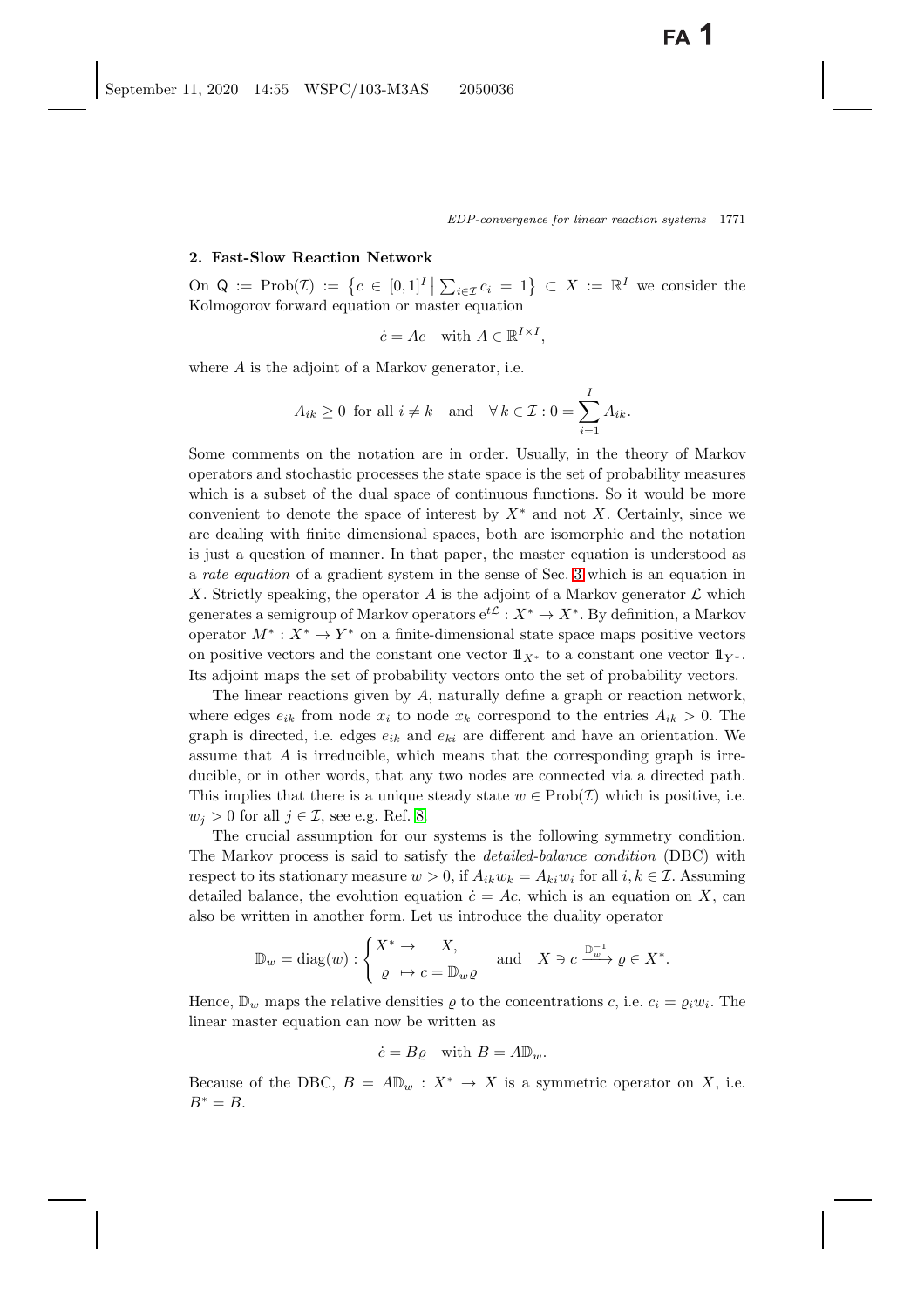## 2. Fast-Slow Reaction Network

On $\mathsf{Q} := \mathrm{Prob}(\mathcal{I}) := \{c \in [0,1]^I \mid \sum_{i\in\mathcal{I}} c_i = 1\} \subset X := \mathbb{R}^I$ we consider the Kolmogorov forward equation or master equation

$$\dot{c} = Ac \quad \text{with } A \in \mathbb{R}^{I\times I},$$

where $A$ is the adjoint of a Markov generator, i.e.

$$A_{ik} \geq 0 \text{ for all } i \neq k \quad \text{and} \quad \forall\, k \in \mathcal{I} : 0 = \sum_{i=1}^{I} A_{ik}.$$

Some comments on the notation are in order. Usually, in the theory of Markov operators and stochastic processes the state space is the set of probability measures which is a subset of the dual space of continuous functions. So it would be more convenient to denote the space of interest by $X^*$ and not $X$. Certainly, since we are dealing with finite dimensional spaces, both are isomorphic and the notation is just a question of manner. In that paper, the master equation is understood as a *rate equation* of a gradient system in the sense of Sec. 3 which is an equation in $X$. Strictly speaking, the operator $A$ is the adjoint of a Markov generator $\mathcal{L}$ which generates a semigroup of Markov operators $\mathrm{e}^{t\mathcal{L}} : X^* \to X^*$. By definition, a Markov operator $M^* : X^* \to Y^*$ on a finite-dimensional state space maps positive vectors on positive vectors and the constant one vector $\mathbb{1}_{X^*}$ to a constant one vector $\mathbb{1}_{Y^*}$. Its adjoint maps the set of probability vectors onto the set of probability vectors.

The linear reactions given by $A$, naturally define a graph or reaction network, where edges $e_{ik}$ from node $x_i$ to node $x_k$ correspond to the entries $A_{ik} > 0$. The graph is directed, i.e. edges $e_{ik}$ and $e_{ki}$ are different and have an orientation. We assume that $A$ is irreducible, which means that the corresponding graph is irreducible, or in other words, that any two nodes are connected via a directed path. This implies that there is a unique steady state $w \in \mathrm{Prob}(\mathcal{I})$ which is positive, i.e. $w_j > 0$ for all $j \in \mathcal{I}$, see e.g. Ref. [8]

The crucial assumption for our systems is the following symmetry condition. The Markov process is said to satisfy the *detailed-balance condition* (DBC) with respect to its stationary measure $w > 0$, if $A_{ik}w_k = A_{ki}w_i$ for all $i, k \in \mathcal{I}$. Assuming detailed balance, the evolution equation $\dot{c} = Ac$, which is an equation on $X$, can also be written in another form. Let us introduce the duality operator

$$\mathbb{D}_w = \mathrm{diag}(w) : \begin{cases} X^* \to \quad X, \\ \ \varrho \ \mapsto c = \mathbb{D}_w \varrho \end{cases} \quad \text{and} \quad X \ni c \xrightarrow{\mathbb{D}_w^{-1}} \varrho \in X^*.$$

Hence, $\mathbb{D}_w$ maps the relative densities $\varrho$ to the concentrations $c$, i.e. $c_i = \varrho_i w_i$. The linear master equation can now be written as

$$\dot{c} = B\varrho \quad \text{with } B = A\mathbb{D}_w.$$

Because of the DBC, $B = A\mathbb{D}_w : X^* \to X$ is a symmetric operator on $X$, i.e. $B^* = B$.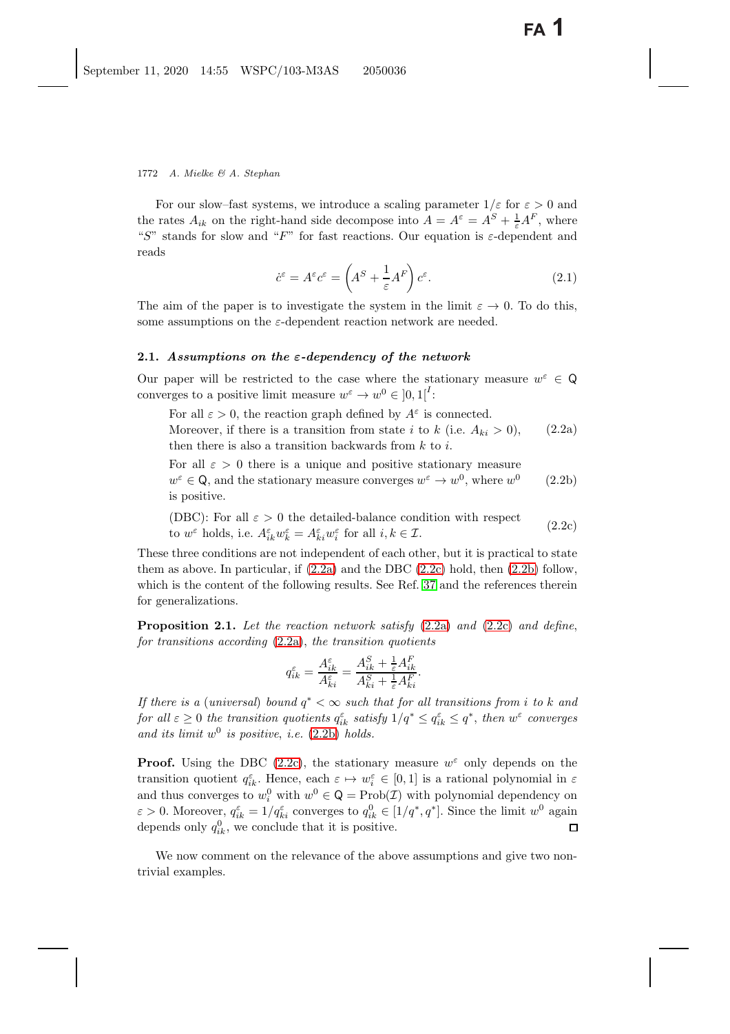For our slow–fast systems, we introduce a scaling parameter $1/\varepsilon$ for $\varepsilon > 0$ and the rates $A_{ik}$ on the right-hand side decompose into $A = A^\varepsilon = A^S + \frac{1}{\varepsilon}A^F$, where "$S$" stands for slow and "$F$" for fast reactions. Our equation is $\varepsilon$-dependent and reads

$$\dot{c}^\varepsilon = A^\varepsilon c^\varepsilon = \left(A^S + \frac{1}{\varepsilon}A^F\right)c^\varepsilon. \tag{2.1}$$

The aim of the paper is to investigate the system in the limit $\varepsilon \to 0$. To do this, some assumptions on the $\varepsilon$-dependent reaction network are needed.

### 2.1. *Assumptions on the $\varepsilon$-dependency of the network*

Our paper will be restricted to the case where the stationary measure $w^\varepsilon \in \mathsf{Q}$ converges to a positive limit measure $w^\varepsilon \to w^0 \in \,]0,1[^I$:

For all $\varepsilon > 0$, the reaction graph defined by $A^\varepsilon$ is connected. Moreover, if there is a transition from state $i$ to $k$ (i.e. $A_{ki} > 0$), then there is also a transition backwards from $k$ to $i$. (2.2a)

For all $\varepsilon > 0$ there is a unique and positive stationary measure $w^\varepsilon \in \mathsf{Q}$, and the stationary measure converges $w^\varepsilon \to w^0$, where $w^0$ is positive. (2.2b)

(DBC): For all $\varepsilon > 0$ the detailed-balance condition with respect to $w^\varepsilon$ holds, i.e. $A^\varepsilon_{ik} w^\varepsilon_k = A^\varepsilon_{ki} w^\varepsilon_i$ for all $i, k \in \mathcal{I}$. (2.2c)

These three conditions are not independent of each other, but it is practical to state them as above. In particular, if (2.2a) and the DBC (2.2c) hold, then (2.2b) follow, which is the content of the following results. See Ref. 37 and the references therein for generalizations.

**Proposition 2.1.** *Let the reaction network satisfy* (2.2a) *and* (2.2c) *and define, for transitions according* (2.2a), *the transition quotients*

$$q^\varepsilon_{ik} = \frac{A^\varepsilon_{ik}}{A^\varepsilon_{ki}} = \frac{A^S_{ik} + \frac{1}{\varepsilon}A^F_{ik}}{A^S_{ki} + \frac{1}{\varepsilon}A^F_{ki}}.$$

*If there is a* (*universal*) *bound $q^* < \infty$ such that for all transitions from $i$ to $k$ and for all $\varepsilon \geq 0$ the transition quotients $q^\varepsilon_{ik}$ satisfy $1/q^* \leq q^\varepsilon_{ik} \leq q^*$, then $w^\varepsilon$ converges and its limit $w^0$ is positive, i.e.* (2.2b) *holds.*

**Proof.** Using the DBC (2.2c), the stationary measure $w^\varepsilon$ only depends on the transition quotient $q^\varepsilon_{ik}$. Hence, each $\varepsilon \mapsto w^\varepsilon_i \in [0,1]$ is a rational polynomial in $\varepsilon$ and thus converges to $w^0_i$ with $w^0 \in \mathsf{Q} = \mathrm{Prob}(\mathcal{I})$ with polynomial dependency on $\varepsilon > 0$. Moreover, $q^\varepsilon_{ik} = 1/q^\varepsilon_{ki}$ converges to $q^0_{ik} \in [1/q^*, q^*]$. Since the limit $w^0$ again depends only $q^0_{ik}$, we conclude that it is positive. ◻

We now comment on the relevance of the above assumptions and give two nontrivial examples.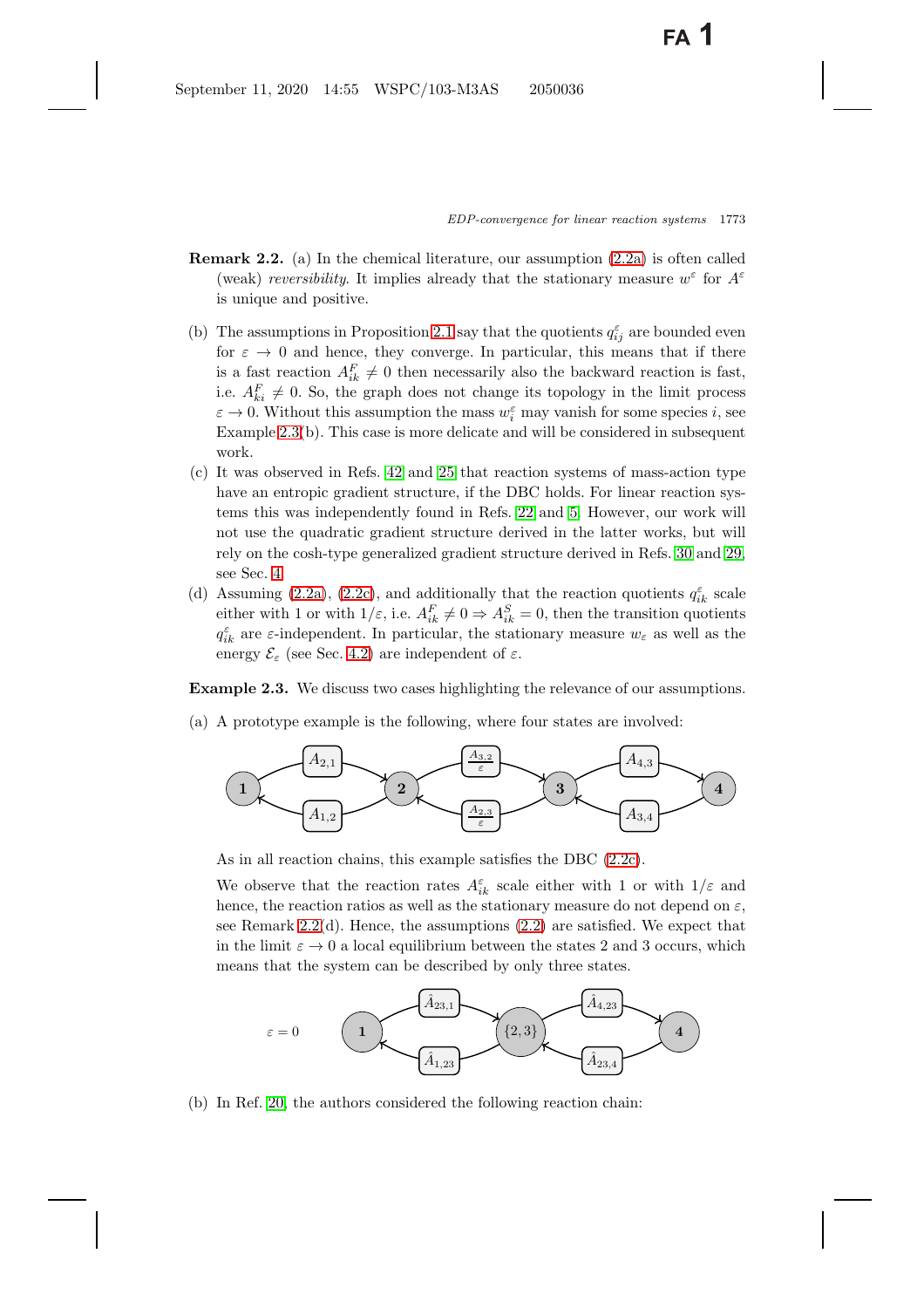**Remark 2.2.** (a) In the chemical literature, our assumption (2.2a) is often called (weak) *reversibility*. It implies already that the stationary measure $w^\varepsilon$ for $A^\varepsilon$ is unique and positive.

(b) The assumptions in Proposition 2.1 say that the quotients $q^\varepsilon_{ij}$ are bounded even for $\varepsilon \to 0$ and hence, they converge. In particular, this means that if there is a fast reaction $A^F_{ik} \neq 0$ then necessarily also the backward reaction is fast, i.e. $A^F_{ki} \neq 0$. So, the graph does not change its topology in the limit process $\varepsilon \to 0$. Without this assumption the mass $w^\varepsilon_i$ may vanish for some species $i$, see Example 2.3(b). This case is more delicate and will be considered in subsequent work.

(c) It was observed in Refs. 42 and 25 that reaction systems of mass-action type have an entropic gradient structure, if the DBC holds. For linear reaction systems this was independently found in Refs. 22 and 5. However, our work will not use the quadratic gradient structure derived in the latter works, but will rely on the cosh-type generalized gradient structure derived in Refs. 30 and 29, see Sec. 4.

(d) Assuming (2.2a), (2.2c), and additionally that the reaction quotients $q^\varepsilon_{ik}$ scale either with 1 or with $1/\varepsilon$, i.e. $A^F_{ik} \neq 0 \Rightarrow A^S_{ik} = 0$, then the transition quotients $q^\varepsilon_{ik}$ are $\varepsilon$-independent. In particular, the stationary measure $w_\varepsilon$ as well as the energy $\mathcal{E}_\varepsilon$ (see Sec. 4.2) are independent of $\varepsilon$.

**Example 2.3.** We discuss two cases highlighting the relevance of our assumptions.

(a) A prototype example is the following, where four states are involved:

$$1 \underset{A_{1,2}}{\overset{A_{2,1}}{\rightleftarrows}} 2 \underset{\frac{A_{2,3}}{\varepsilon}}{\overset{\frac{A_{3,2}}{\varepsilon}}{\rightleftarrows}} 3 \underset{A_{3,4}}{\overset{A_{4,3}}{\rightleftarrows}} 4$$

As in all reaction chains, this example satisfies the DBC (2.2c).

We observe that the reaction rates $A^\varepsilon_{ik}$ scale either with 1 or with $1/\varepsilon$ and hence, the reaction ratios as well as the stationary measure do not depend on $\varepsilon$, see Remark 2.2(d). Hence, the assumptions (2.2) are satisfied. We expect that in the limit $\varepsilon \to 0$ a local equilibrium between the states 2 and 3 occurs, which means that the system can be described by only three states.

$$\varepsilon = 0 \qquad 1 \underset{\hat{A}_{1,23}}{\overset{\hat{A}_{23,1}}{\rightleftarrows}} \{2,3\} \underset{\hat{A}_{23,4}}{\overset{\hat{A}_{4,23}}{\rightleftarrows}} 4$$

(b) In Ref. 20, the authors considered the following reaction chain: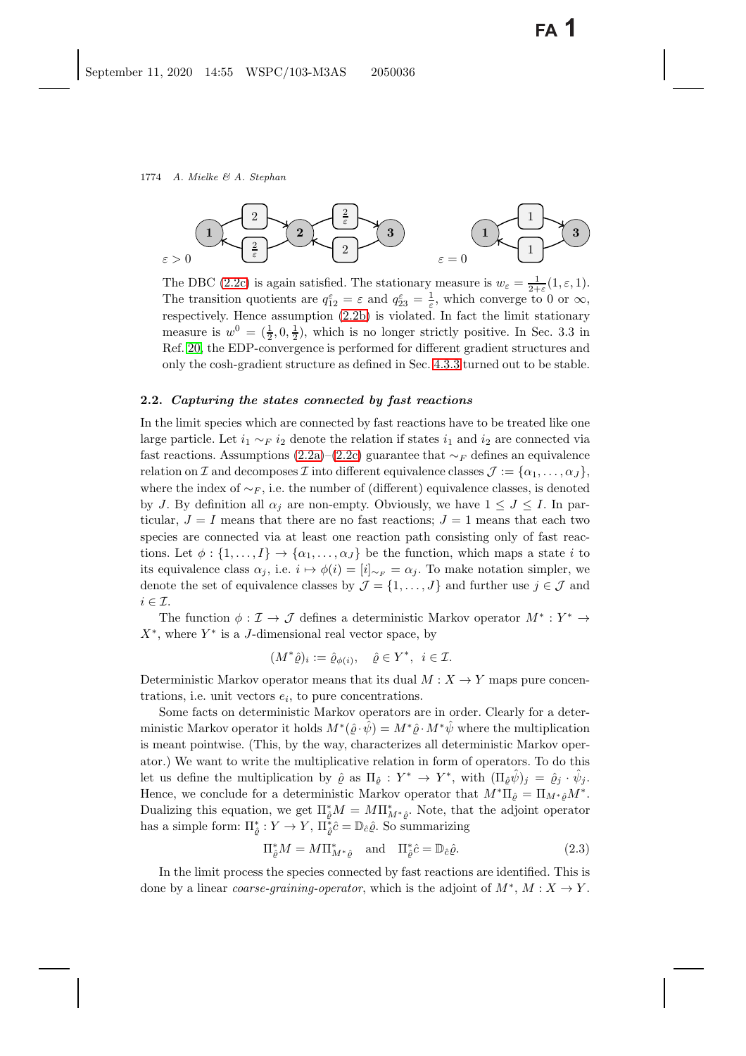The DBC (2.2c) is again satisfied. The stationary measure is $w_\varepsilon = \frac{1}{2+\varepsilon}(1, \varepsilon, 1)$. The transition quotients are $q_{12}^\varepsilon = \varepsilon$ and $q_{23}^\varepsilon = \frac{1}{\varepsilon}$, which converge to 0 or $\infty$, respectively. Hence assumption (2.2b) is violated. In fact the limit stationary measure is $w^0 = (\frac{1}{2}, 0, \frac{1}{2})$, which is no longer strictly positive. In Sec. 3.3 in Ref. [20], the EDP-convergence is performed for different gradient structures and only the cosh-gradient structure as defined in Sec. 4.3.3 turned out to be stable.

### 2.2. *Capturing the states connected by fast reactions*

In the limit species which are connected by fast reactions have to be treated like one large particle. Let $i_1 \sim_F i_2$ denote the relation if states $i_1$ and $i_2$ are connected via fast reactions. Assumptions (2.2a)–(2.2c) guarantee that $\sim_F$ defines an equivalence relation on $\mathcal{I}$ and decomposes $\mathcal{I}$ into different equivalence classes $\mathcal{J} := \{\alpha_1, \ldots, \alpha_J\}$, where the index of $\sim_F$, i.e. the number of (different) equivalence classes, is denoted by $J$. By definition all $\alpha_j$ are non-empty. Obviously, we have $1 \leq J \leq I$. In particular, $J = I$ means that there are no fast reactions; $J = 1$ means that each two species are connected via at least one reaction path consisting only of fast reactions. Let $\phi : \{1, \ldots, I\} \to \{\alpha_1, \ldots, \alpha_J\}$ be the function, which maps a state $i$ to its equivalence class $\alpha_j$, i.e. $i \mapsto \phi(i) = [i]_{\sim_F} = \alpha_j$. To make notation simpler, we denote the set of equivalence classes by $\mathcal{J} = \{1, \ldots, J\}$ and further use $j \in \mathcal{J}$ and $i \in \mathcal{I}$.

The function $\phi : \mathcal{I} \to \mathcal{J}$ defines a deterministic Markov operator $M^* : Y^* \to X^*$, where $Y^*$ is a $J$-dimensional real vector space, by

$$(M^*\hat{\varrho})_i := \hat{\varrho}_{\phi(i)}, \quad \hat{\varrho} \in Y^*, \ \ i \in \mathcal{I}.$$

Deterministic Markov operator means that its dual $M : X \to Y$ maps pure concentrations, i.e. unit vectors $e_i$, to pure concentrations.

Some facts on deterministic Markov operators are in order. Clearly for a deterministic Markov operator it holds $M^*(\hat{\varrho} \cdot \hat{\psi}) = M^*\hat{\varrho} \cdot M^*\hat{\psi}$ where the multiplication is meant pointwise. (This, by the way, characterizes all deterministic Markov operator.) We want to write the multiplicative relation in form of operators. To do this let us define the multiplication by $\hat{\varrho}$ as $\Pi_{\hat{\varrho}} : Y^* \to Y^*$, with $(\Pi_{\hat{\varrho}}\hat{\psi})_j = \hat{\varrho}_j \cdot \hat{\psi}_j$. Hence, we conclude for a deterministic Markov operator that $M^*\Pi_{\hat{\varrho}} = \Pi_{M^*\hat{\varrho}}M^*$. Dualizing this equation, we get $\Pi_{\hat{\varrho}}^* M = M\Pi_{M^*\hat{\varrho}}^*$. Note, that the adjoint operator has a simple form: $\Pi_{\hat{\varrho}}^* : Y \to Y$, $\Pi_{\hat{\varrho}}^*\hat{c} = \mathbb{D}_{\hat{c}}\hat{\varrho}$. So summarizing

$$\Pi_{\hat{\varrho}}^* M = M\Pi_{M^*\hat{\varrho}}^* \quad \text{and} \quad \Pi_{\hat{\varrho}}^*\hat{c} = \mathbb{D}_{\hat{c}}\hat{\varrho}. \tag{2.3}$$

In the limit process the species connected by fast reactions are identified. This is done by a linear *coarse-graining-operator*, which is the adjoint of $M^*$, $M : X \to Y$.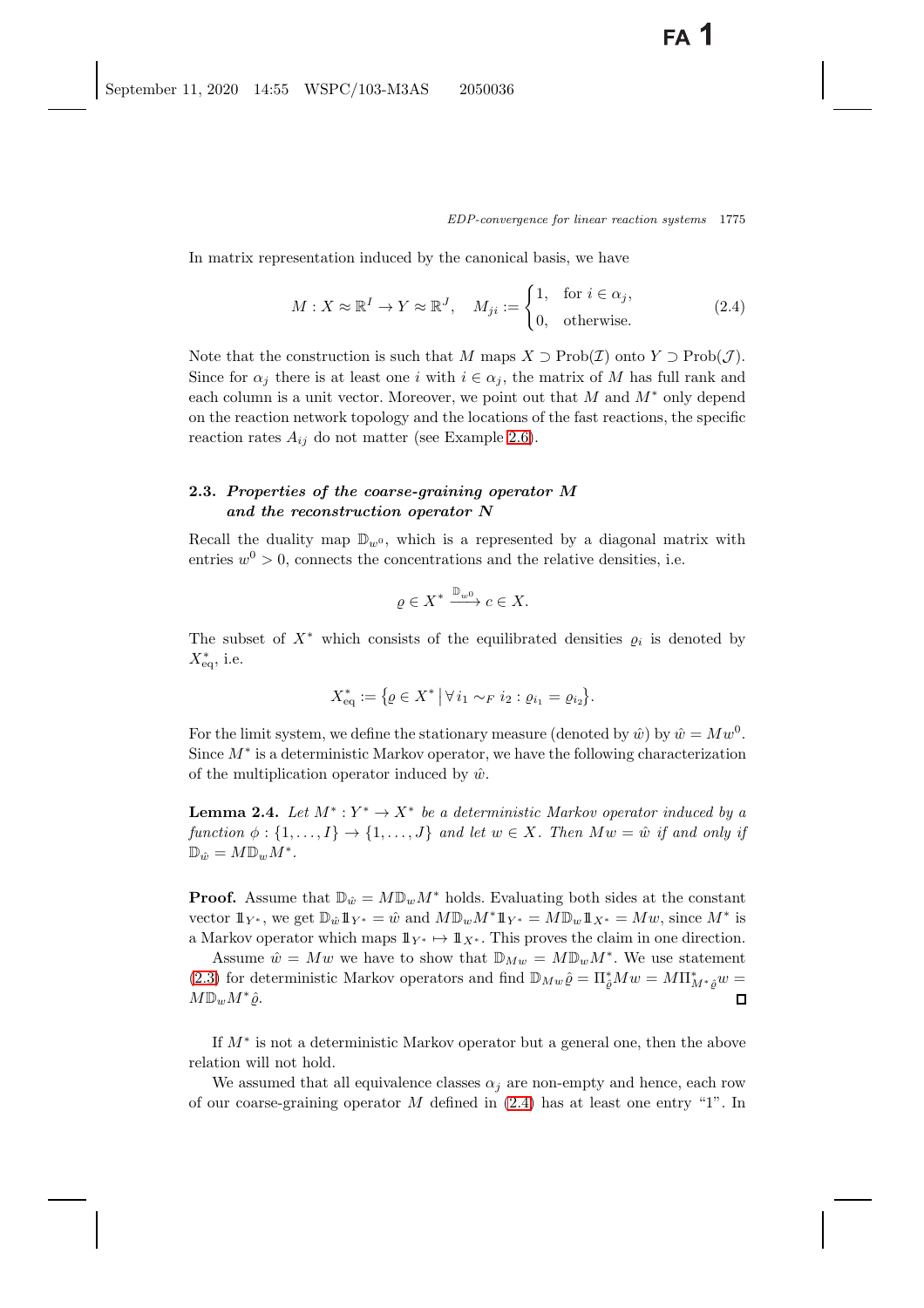In matrix representation induced by the canonical basis, we have

$$M : X \approx \mathbb{R}^I \to Y \approx \mathbb{R}^J, \quad M_{ji} := \begin{cases} 1, & \text{for } i \in \alpha_j, \\ 0, & \text{otherwise.} \end{cases} \tag{2.4}$$

Note that the construction is such that $M$ maps $X \supset \mathrm{Prob}(\mathcal{I})$ onto $Y \supset \mathrm{Prob}(\mathcal{J})$. Since for $\alpha_j$ there is at least one $i$ with $i \in \alpha_j$, the matrix of $M$ has full rank and each column is a unit vector. Moreover, we point out that $M$ and $M^*$ only depend on the reaction network topology and the locations of the fast reactions, the specific reaction rates $A_{ij}$ do not matter (see Example 2.6).

### 2.3. *Properties of the coarse-graining operator M and the reconstruction operator N*

Recall the duality map $\mathbb{D}_{w^0}$, which is a represented by a diagonal matrix with entries $w^0 > 0$, connects the concentrations and the relative densities, i.e.

$$\varrho \in X^* \xrightarrow{\mathbb{D}_{w^0}} c \in X.$$

The subset of $X^*$ which consists of the equilibrated densities $\varrho_i$ is denoted by $X^*_{\mathrm{eq}}$, i.e.

$$X^*_{\mathrm{eq}} := \{ \varrho \in X^* \,|\, \forall\, i_1 \sim_F i_2 : \varrho_{i_1} = \varrho_{i_2} \}.$$

For the limit system, we define the stationary measure (denoted by $\hat{w}$) by $\hat{w} = M w^0$. Since $M^*$ is a deterministic Markov operator, we have the following characterization of the multiplication operator induced by $\hat{w}$.

**Lemma 2.4.** *Let $M^* : Y^* \to X^*$ be a deterministic Markov operator induced by a function $\phi : \{1, \ldots, I\} \to \{1, \ldots, J\}$ and let $w \in X$. Then $Mw = \hat{w}$ if and only if $\mathbb{D}_{\hat{w}} = M \mathbb{D}_w M^*$.*

**Proof.** Assume that $\mathbb{D}_{\hat{w}} = M \mathbb{D}_w M^*$ holds. Evaluating both sides at the constant vector $\mathbb{1}_{Y^*}$, we get $\mathbb{D}_{\hat{w}} \mathbb{1}_{Y^*} = \hat{w}$ and $M \mathbb{D}_w M^* \mathbb{1}_{Y^*} = M \mathbb{D}_w \mathbb{1}_{X^*} = Mw$, since $M^*$ is a Markov operator which maps $\mathbb{1}_{Y^*} \mapsto \mathbb{1}_{X^*}$. This proves the claim in one direction.

Assume $\hat{w} = Mw$ we have to show that $\mathbb{D}_{Mw} = M \mathbb{D}_w M^*$. We use statement (2.3) for deterministic Markov operators and find $\mathbb{D}_{Mw} \hat{\varrho} = \Pi^*_{\hat{\varrho}} M w = M \Pi^*_{M^* \hat{\varrho}} w = M \mathbb{D}_w M^* \hat{\varrho}$. $\square$

If $M^*$ is not a deterministic Markov operator but a general one, then the above relation will not hold.

We assumed that all equivalence classes $\alpha_j$ are non-empty and hence, each row of our coarse-graining operator $M$ defined in (2.4) has at least one entry "1". In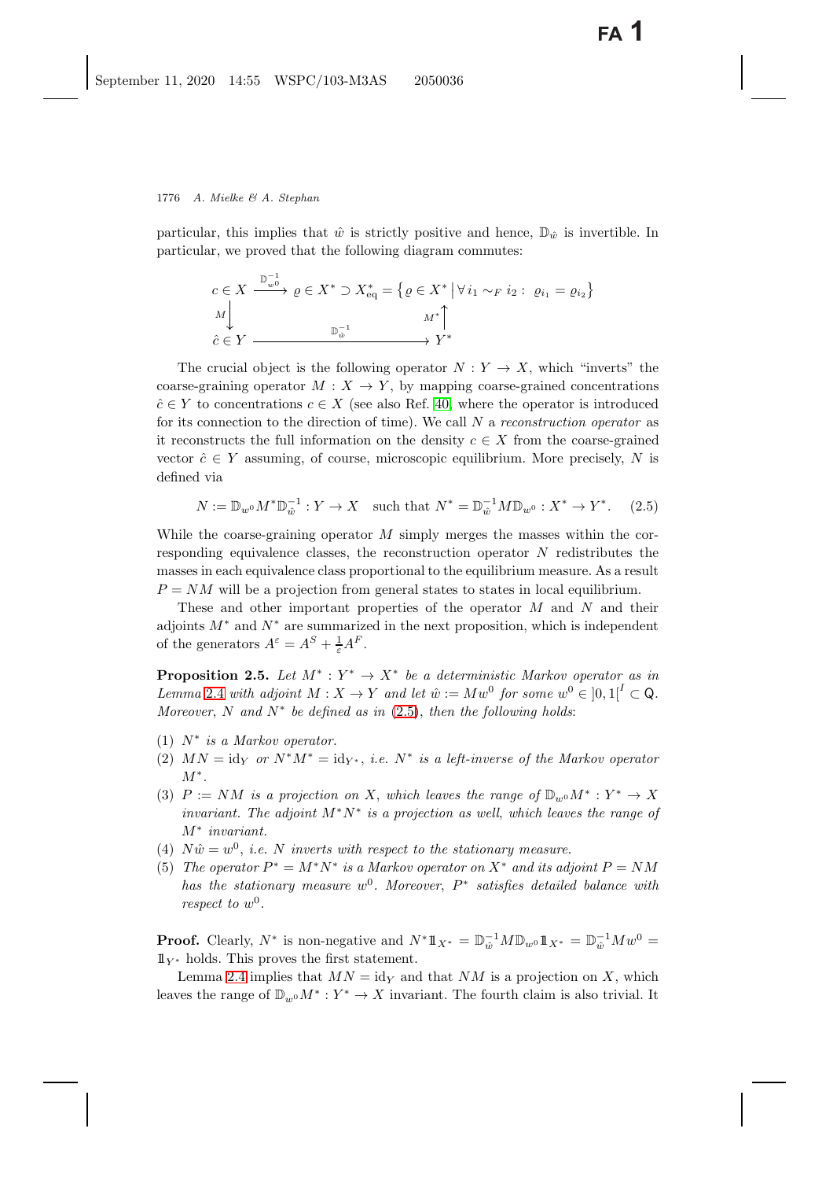particular, this implies that $\hat{w}$ is strictly positive and hence, $\mathbb{D}_{\hat{w}}$ is invertible. In particular, we proved that the following diagram commutes:

$$
\begin{array}{ccc}
c \in X & \xrightarrow{\mathbb{D}_{w^0}^{-1}} & \varrho \in X^* \supset X^*_{\text{eq}} = \left\{ \varrho \in X^* \,\middle|\, \forall\, i_1 \sim_F i_2 :\ \varrho_{i_1} = \varrho_{i_2} \right\} \\
{\scriptstyle M}\big\downarrow & & \big\uparrow{\scriptstyle M^*} \\
\hat{c} \in Y & \xrightarrow{\qquad\quad \mathbb{D}_{\hat{w}}^{-1} \qquad\quad} & Y^*
\end{array}
$$

The crucial object is the following operator $N : Y \to X$, which "inverts" the coarse-graining operator $M : X \to Y$, by mapping coarse-grained concentrations $\hat{c} \in Y$ to concentrations $c \in X$ (see also Ref. [40], where the operator is introduced for its connection to the direction of time). We call $N$ a *reconstruction operator* as it reconstructs the full information on the density $c \in X$ from the coarse-grained vector $\hat{c} \in Y$ assuming, of course, microscopic equilibrium. More precisely, $N$ is defined via

$$
N := \mathbb{D}_{w^0} M^* \mathbb{D}_{\hat{w}}^{-1} : Y \to X \quad \text{such that } N^* = \mathbb{D}_{\hat{w}}^{-1} M \mathbb{D}_{w^0} : X^* \to Y^*. \tag{2.5}
$$

While the coarse-graining operator $M$ simply merges the masses within the corresponding equivalence classes, the reconstruction operator $N$ redistributes the masses in each equivalence class proportional to the equilibrium measure. As a result $P = NM$ will be a projection from general states to states in local equilibrium.

These and other important properties of the operator $M$ and $N$ and their adjoints $M^*$ and $N^*$ are summarized in the next proposition, which is independent of the generators $A^\varepsilon = A^S + \frac{1}{\varepsilon} A^F$.

**Proposition 2.5.** *Let $M^* : Y^* \to X^*$ be a deterministic Markov operator as in Lemma 2.4 with adjoint $M : X \to Y$ and let $\hat{w} := M w^0$ for some $w^0 \in \,]0,1[^I \subset \mathsf{Q}$. Moreover, $N$ and $N^*$ be defined as in (2.5), then the following holds*:

1. *$N^*$ is a Markov operator.*
2. *$MN = \mathrm{id}_Y$ or $N^* M^* = \mathrm{id}_{Y^*}$, i.e. $N^*$ is a left-inverse of the Markov operator $M^*$.*
3. *$P := NM$ is a projection on $X$, which leaves the range of $\mathbb{D}_{w^0} M^* : Y^* \to X$ invariant. The adjoint $M^* N^*$ is a projection as well, which leaves the range of $M^*$ invariant.*
4. *$N \hat{w} = w^0$, i.e. $N$ inverts with respect to the stationary measure.*
5. *The operator $P^* = M^* N^*$ is a Markov operator on $X^*$ and its adjoint $P = NM$ has the stationary measure $w^0$. Moreover, $P^*$ satisfies detailed balance with respect to $w^0$.*

**Proof.** Clearly, $N^*$ is non-negative and $N^* \mathbb{1}_{X^*} = \mathbb{D}_{\hat{w}}^{-1} M \mathbb{D}_{w^0} \mathbb{1}_{X^*} = \mathbb{D}_{\hat{w}}^{-1} M w^0 = \mathbb{1}_{Y^*}$ holds. This proves the first statement.

Lemma 2.4 implies that $MN = \mathrm{id}_Y$ and that $NM$ is a projection on $X$, which leaves the range of $\mathbb{D}_{w^0} M^* : Y^* \to X$ invariant. The fourth claim is also trivial. It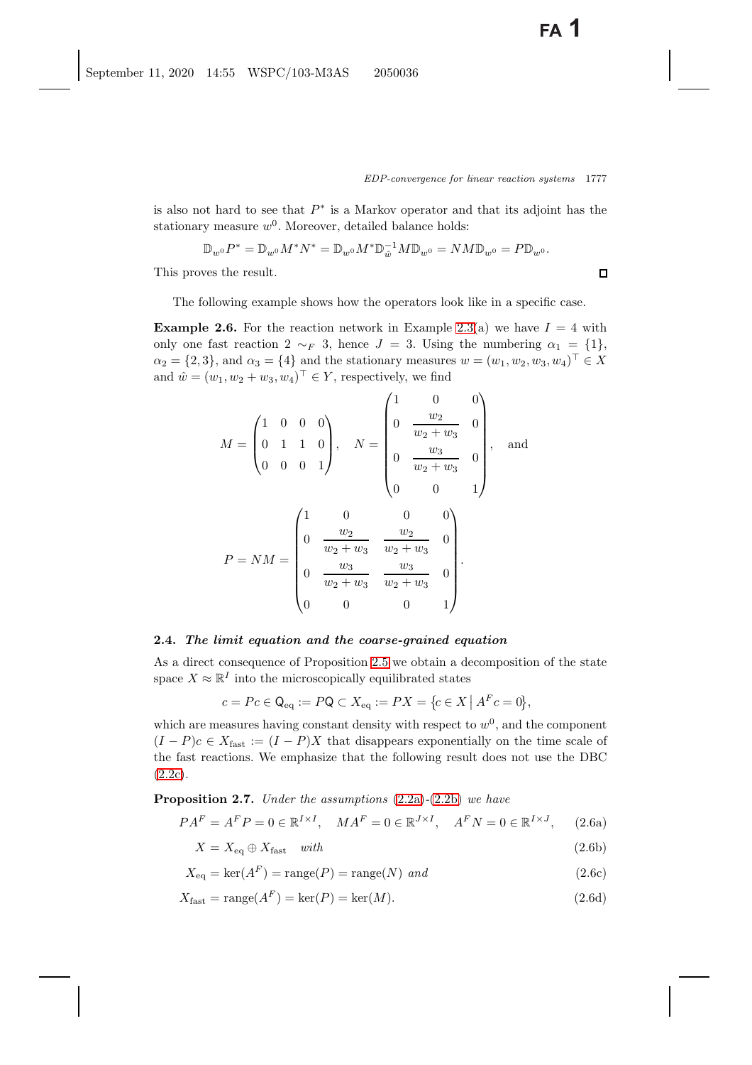is also not hard to see that $P^*$ is a Markov operator and that its adjoint has the stationary measure $w^0$. Moreover, detailed balance holds:

$$\mathbb{D}_{w^0} P^* = \mathbb{D}_{w^0} M^* N^* = \mathbb{D}_{w^0} M^* \mathbb{D}_{\hat{w}}^{-1} M \mathbb{D}_{w^0} = NM\mathbb{D}_{w^0} = P\mathbb{D}_{w^0}.$$

This proves the result. $\square$

The following example shows how the operators look like in a specific case.

**Example 2.6.** For the reaction network in Example 2.3(a) we have $I = 4$ with only one fast reaction $2 \sim_F 3$, hence $J = 3$. Using the numbering $\alpha_1 = \{1\}$, $\alpha_2 = \{2, 3\}$, and $\alpha_3 = \{4\}$ and the stationary measures $w = (w_1, w_2, w_3, w_4)^\top \in X$ and $\hat{w} = (w_1, w_2 + w_3, w_4)^\top \in Y$, respectively, we find

$$M = \begin{pmatrix} 1 & 0 & 0 & 0 \\ 0 & 1 & 1 & 0 \\ 0 & 0 & 0 & 1 \end{pmatrix}, \quad N = \begin{pmatrix} 1 & 0 & 0 \\ 0 & \dfrac{w_2}{w_2 + w_3} & 0 \\ 0 & \dfrac{w_3}{w_2 + w_3} & 0 \\ 0 & 0 & 1 \end{pmatrix}, \quad \text{and}$$

$$P = NM = \begin{pmatrix} 1 & 0 & 0 & 0 \\ 0 & \dfrac{w_2}{w_2 + w_3} & \dfrac{w_2}{w_2 + w_3} & 0 \\ 0 & \dfrac{w_3}{w_2 + w_3} & \dfrac{w_3}{w_2 + w_3} & 0 \\ 0 & 0 & 0 & 1 \end{pmatrix}.$$

### 2.4. *The limit equation and the coarse-grained equation*

As a direct consequence of Proposition 2.5 we obtain a decomposition of the state space $X \approx \mathbb{R}^I$ into the microscopically equilibrated states

$$c = Pc \in \mathsf{Q}_{\text{eq}} := P\mathsf{Q} \subset X_{\text{eq}} := PX = \{c \in X \mid A^F c = 0\},$$

which are measures having constant density with respect to $w^0$, and the component $(I - P)c \in X_{\text{fast}} := (I - P)X$ that disappears exponentially on the time scale of the fast reactions. We emphasize that the following result does not use the DBC (2.2c).

**Proposition 2.7.** *Under the assumptions* (2.2a)-(2.2b) *we have*

$$PA^F = A^F P = 0 \in \mathbb{R}^{I\times I}, \quad MA^F = 0 \in \mathbb{R}^{J\times I}, \quad A^F N = 0 \in \mathbb{R}^{I\times J}, \tag{2.6a}$$

$$X = X_{\text{eq}} \oplus X_{\text{fast}} \quad \textit{with} \tag{2.6b}$$

$$X_{\text{eq}} = \ker(A^F) = \text{range}(P) = \text{range}(N) \textit{ and} \tag{2.6c}$$

$$X_{\text{fast}} = \text{range}(A^F) = \ker(P) = \ker(M). \tag{2.6d}$$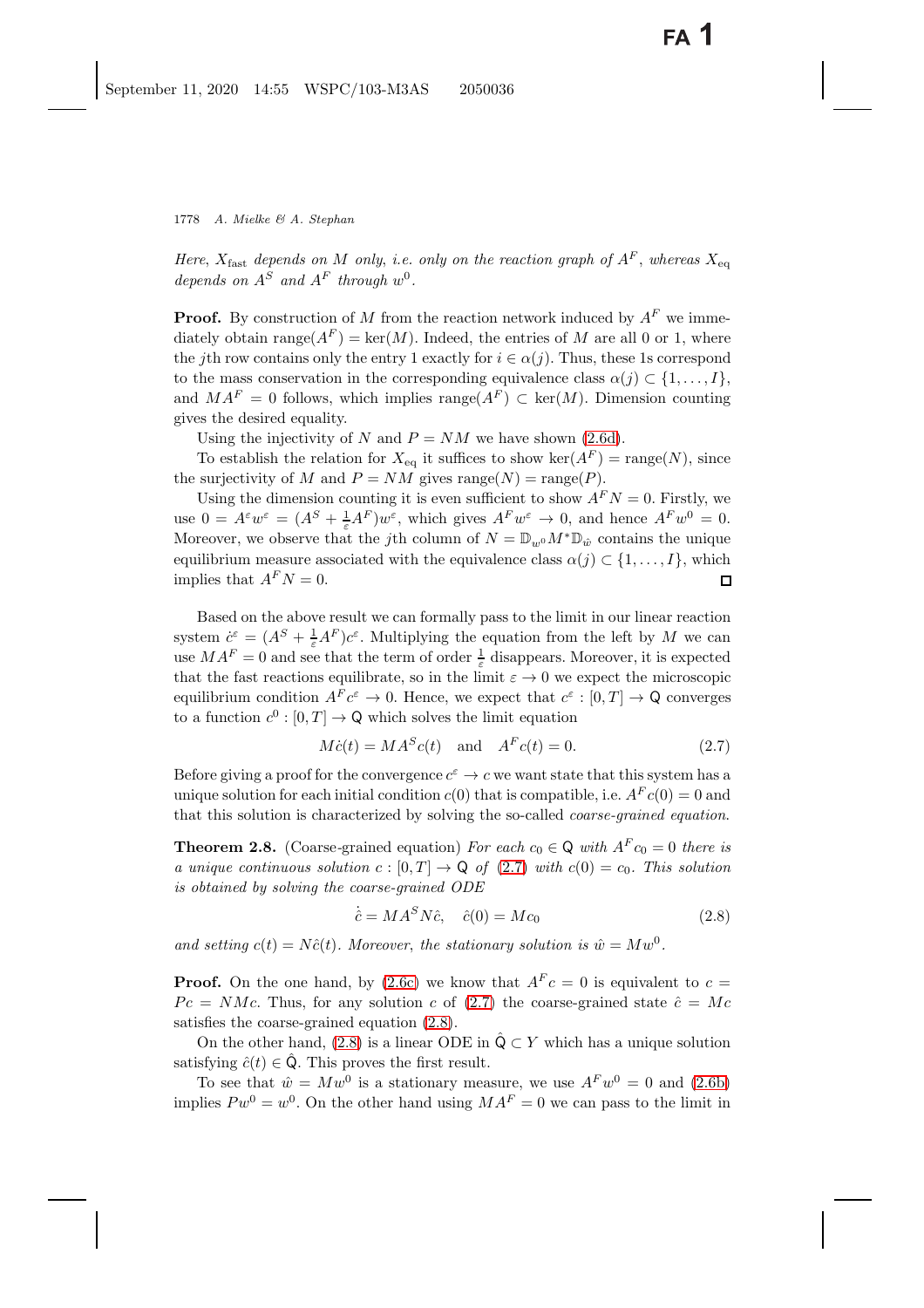*Here, $X_{\rm fast}$ depends on $M$ only, i.e. only on the reaction graph of $A^F$, whereas $X_{\rm eq}$ depends on $A^S$ and $A^F$ through $w^0$.*

**Proof.** By construction of $M$ from the reaction network induced by $A^F$ we immediately obtain $\mathrm{range}(A^F) = \ker(M)$. Indeed, the entries of $M$ are all 0 or 1, where the $j$th row contains only the entry 1 exactly for $i \in \alpha(j)$. Thus, these 1s correspond to the mass conservation in the corresponding equivalence class $\alpha(j) \subset \{1, \ldots, I\}$, and $MA^F = 0$ follows, which implies $\mathrm{range}(A^F) \subset \ker(M)$. Dimension counting gives the desired equality.

Using the injectivity of $N$ and $P = NM$ we have shown (2.6d).

To establish the relation for $X_{\rm eq}$ it suffices to show $\ker(A^F) = \mathrm{range}(N)$, since the surjectivity of $M$ and $P = NM$ gives $\mathrm{range}(N) = \mathrm{range}(P)$.

Using the dimension counting it is even sufficient to show $A^F N = 0$. Firstly, we use $0 = A^\varepsilon w^\varepsilon = (A^S + \frac{1}{\varepsilon}A^F)w^\varepsilon$, which gives $A^F w^\varepsilon \to 0$, and hence $A^F w^0 = 0$. Moreover, we observe that the $j$th column of $N = \mathbb{D}_{w^0} M^* \mathbb{D}_{\hat{w}}$ contains the unique equilibrium measure associated with the equivalence class $\alpha(j) \subset \{1, \ldots, I\}$, which implies that $A^F N = 0$. $\square$

Based on the above result we can formally pass to the limit in our linear reaction system $\dot{c}^\varepsilon = (A^S + \frac{1}{\varepsilon}A^F)c^\varepsilon$. Multiplying the equation from the left by $M$ we can use $MA^F = 0$ and see that the term of order $\frac{1}{\varepsilon}$ disappears. Moreover, it is expected that the fast reactions equilibrate, so in the limit $\varepsilon \to 0$ we expect the microscopic equilibrium condition $A^F c^\varepsilon \to 0$. Hence, we expect that $c^\varepsilon : [0, T] \to \mathsf{Q}$ converges to a function $c^0 : [0, T] \to \mathsf{Q}$ which solves the limit equation

$$M\dot{c}(t) = MA^S c(t) \quad \text{and} \quad A^F c(t) = 0. \tag{2.7}$$

Before giving a proof for the convergence $c^\varepsilon \to c$ we want state that this system has a unique solution for each initial condition $c(0)$ that is compatible, i.e. $A^F c(0) = 0$ and that this solution is characterized by solving the so-called *coarse-grained equation*.

**Theorem 2.8.** (Coarse-grained equation) *For each $c_0 \in \mathsf{Q}$ with $A^F c_0 = 0$ there is a unique continuous solution $c : [0, T] \to \mathsf{Q}$ of (2.7) with $c(0) = c_0$. This solution is obtained by solving the coarse-grained ODE*

$$\dot{\hat{c}} = MA^S N\hat{c}, \quad \hat{c}(0) = Mc_0 \tag{2.8}$$

*and setting $c(t) = N\hat{c}(t)$. Moreover, the stationary solution is $\hat{w} = Mw^0$.*

**Proof.** On the one hand, by (2.6c) we know that $A^F c = 0$ is equivalent to $c = Pc = NMc$. Thus, for any solution $c$ of (2.7) the coarse-grained state $\hat{c} = Mc$ satisfies the coarse-grained equation (2.8).

On the other hand, (2.8) is a linear ODE in $\hat{\mathsf{Q}} \subset Y$ which has a unique solution satisfying $\hat{c}(t) \in \hat{\mathsf{Q}}$. This proves the first result.

To see that $\hat{w} = Mw^0$ is a stationary measure, we use $A^F w^0 = 0$ and (2.6b) implies $Pw^0 = w^0$. On the other hand using $MA^F = 0$ we can pass to the limit in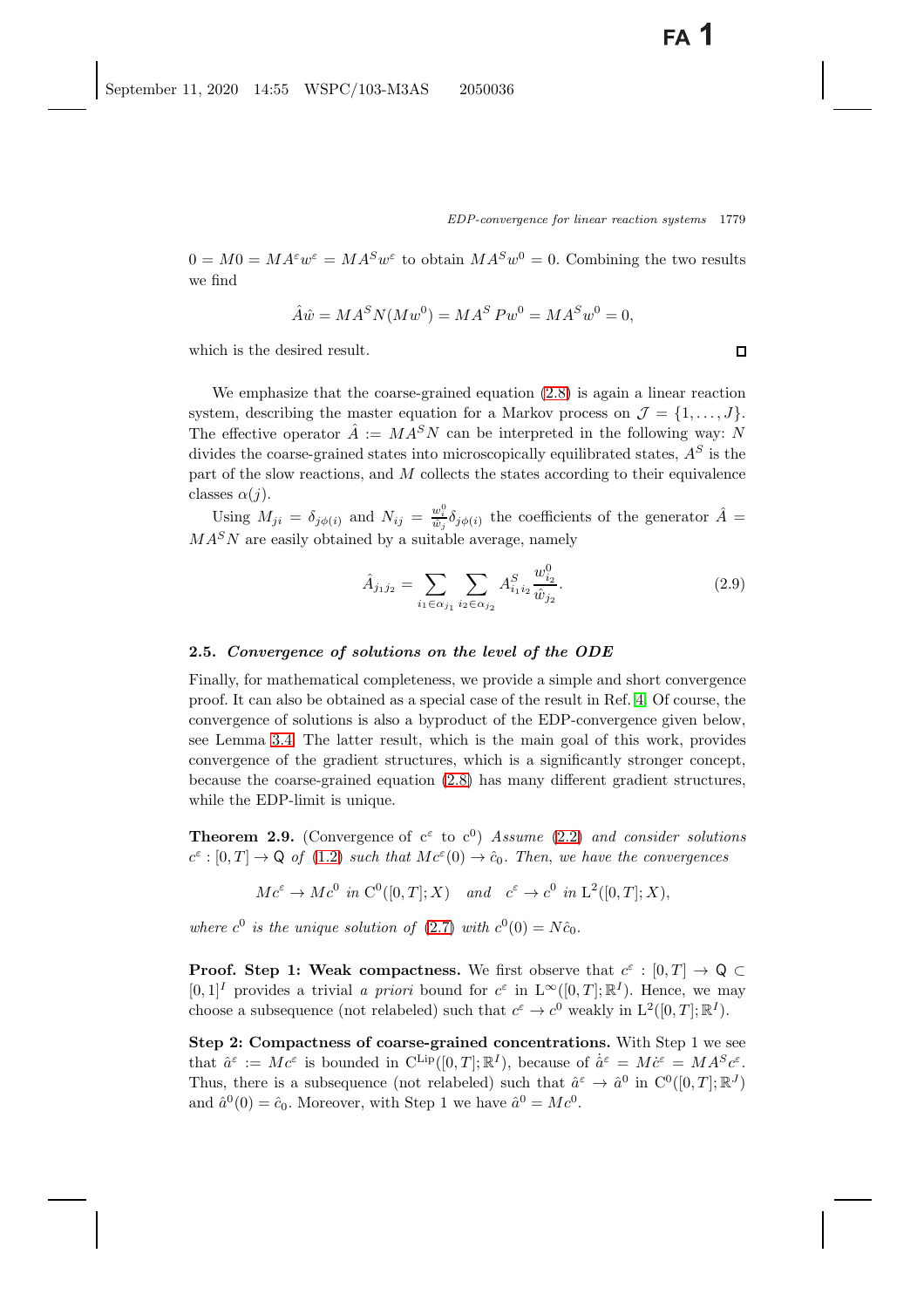$0 = M0 = MA^\varepsilon w^\varepsilon = MA^S w^\varepsilon$ to obtain $MA^S w^0 = 0$. Combining the two results we find

$$\hat{A}\hat{w} = MA^S N(Mw^0) = MA^S Pw^0 = MA^S w^0 = 0,$$

which is the desired result. □

We emphasize that the coarse-grained equation (2.8) is again a linear reaction system, describing the master equation for a Markov process on $\mathcal{J} = \{1, \ldots, J\}$. The effective operator $\hat{A} := MA^S N$ can be interpreted in the following way: $N$ divides the coarse-grained states into microscopically equilibrated states, $A^S$ is the part of the slow reactions, and $M$ collects the states according to their equivalence classes $\alpha(j)$.

Using $M_{ji} = \delta_{j\phi(i)}$ and $N_{ij} = \frac{w_i^0}{\hat{w}_j}\delta_{j\phi(i)}$ the coefficients of the generator $\hat{A} = MA^S N$ are easily obtained by a suitable average, namely

$$\hat{A}_{j_1 j_2} = \sum_{i_1 \in \alpha_{j_1}} \sum_{i_2 \in \alpha_{j_2}} A^S_{i_1 i_2} \frac{w^0_{i_2}}{\hat{w}_{j_2}}. \tag{2.9}$$

### 2.5. *Convergence of solutions on the level of the ODE*

Finally, for mathematical completeness, we provide a simple and short convergence proof. It can also be obtained as a special case of the result in Ref. 4. Of course, the convergence of solutions is also a byproduct of the EDP-convergence given below, see Lemma 3.4. The latter result, which is the main goal of this work, provides convergence of the gradient structures, which is a significantly stronger concept, because the coarse-grained equation (2.8) has many different gradient structures, while the EDP-limit is unique.

**Theorem 2.9.** (Convergence of $c^\varepsilon$ to $c^0$) *Assume (2.2) and consider solutions $c^\varepsilon : [0,T] \to \mathsf{Q}$ of (1.2) such that $Mc^\varepsilon(0) \to \hat{c}_0$. Then, we have the convergences*

$$Mc^\varepsilon \to Mc^0 \text{ in } \mathrm{C}^0([0,T];X) \quad \text{and} \quad c^\varepsilon \to c^0 \text{ in } \mathrm{L}^2([0,T];X),$$

*where $c^0$ is the unique solution of (2.7) with $c^0(0) = N\hat{c}_0$.*

**Proof. Step 1: Weak compactness.** We first observe that $c^\varepsilon : [0,T] \to \mathsf{Q} \subset [0,1]^I$ provides a trivial *a priori* bound for $c^\varepsilon$ in $\mathrm{L}^\infty([0,T];\mathbb{R}^I)$. Hence, we may choose a subsequence (not relabeled) such that $c^\varepsilon \to c^0$ weakly in $\mathrm{L}^2([0,T];\mathbb{R}^I)$.

**Step 2: Compactness of coarse-grained concentrations.** With Step 1 we see that $\hat{a}^\varepsilon := Mc^\varepsilon$ is bounded in $\mathrm{C}^{\mathrm{Lip}}([0,T];\mathbb{R}^I)$, because of $\dot{\hat{a}}^\varepsilon = M\dot{c}^\varepsilon = MA^S c^\varepsilon$. Thus, there is a subsequence (not relabeled) such that $\hat{a}^\varepsilon \to \hat{a}^0$ in $\mathrm{C}^0([0,T];\mathbb{R}^J)$ and $\hat{a}^0(0) = \hat{c}_0$. Moreover, with Step 1 we have $\hat{a}^0 = Mc^0$.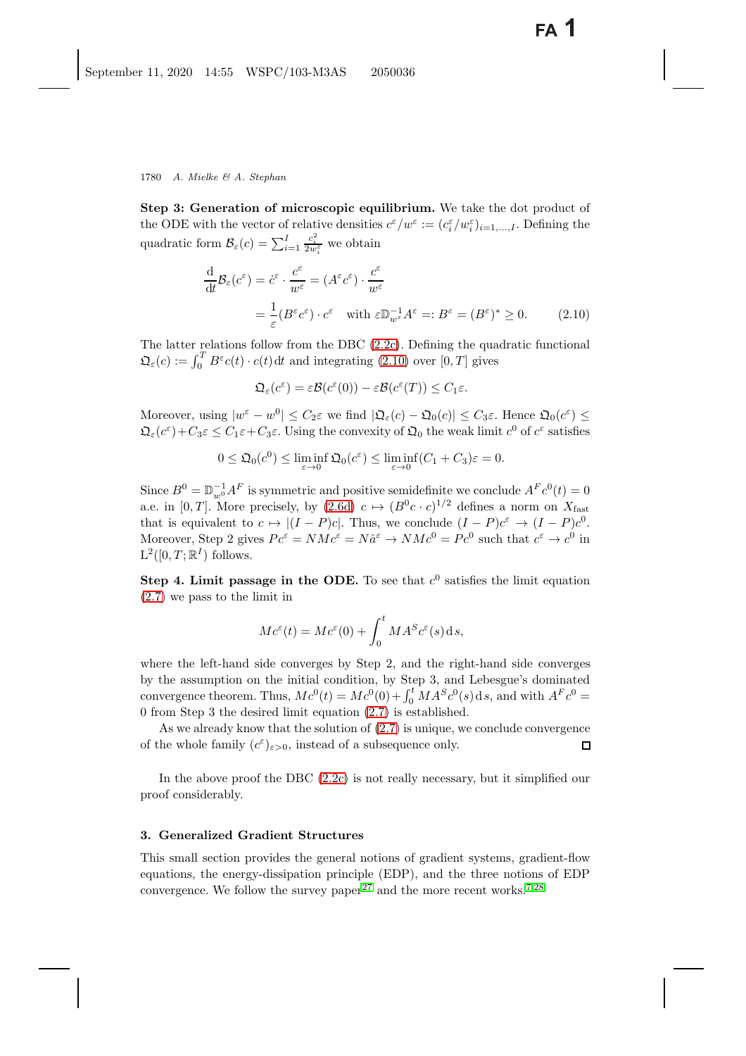**Step 3: Generation of microscopic equilibrium.** We take the dot product of the ODE with the vector of relative densities $c^\varepsilon/w^\varepsilon := (c_i^\varepsilon/w_i^\varepsilon)_{i=1,\dots,I}$. Defining the quadratic form $\mathcal{B}_\varepsilon(c) = \sum_{i=1}^I \frac{c_i^2}{2w_i^\varepsilon}$ we obtain

$$
\begin{aligned}
\frac{\mathrm{d}}{\mathrm{d}t}\mathcal{B}_\varepsilon(c^\varepsilon) &= \dot{c}^\varepsilon \cdot \frac{c^\varepsilon}{w^\varepsilon} = (A^\varepsilon c^\varepsilon)\cdot \frac{c^\varepsilon}{w^\varepsilon} \\
&= \frac{1}{\varepsilon}(B^\varepsilon c^\varepsilon)\cdot c^\varepsilon \quad \text{with } \varepsilon \mathbb{D}_{w^\varepsilon}^{-1} A^\varepsilon =: B^\varepsilon = (B^\varepsilon)^* \geq 0. \qquad (2.10)
\end{aligned}
$$

The latter relations follow from the DBC (2.2c). Defining the quadratic functional $\mathfrak{Q}_\varepsilon(c) := \int_0^T B^\varepsilon c(t)\cdot c(t)\,\mathrm{d}t$ and integrating (2.10) over $[0,T]$ gives

$$
\mathfrak{Q}_\varepsilon(c^\varepsilon) = \varepsilon\mathcal{B}(c^\varepsilon(0)) - \varepsilon\mathcal{B}(c^\varepsilon(T)) \leq C_1\varepsilon.
$$

Moreover, using $|w^\varepsilon - w^0| \leq C_2\varepsilon$ we find $|\mathfrak{Q}_\varepsilon(c) - \mathfrak{Q}_0(c)| \leq C_3\varepsilon$. Hence $\mathfrak{Q}_0(c^\varepsilon) \leq \mathfrak{Q}_\varepsilon(c^\varepsilon) + C_3\varepsilon \leq C_1\varepsilon + C_3\varepsilon$. Using the convexity of $\mathfrak{Q}_0$ the weak limit $c^0$ of $c^\varepsilon$ satisfies

$$
0 \leq \mathfrak{Q}_0(c^0) \leq \liminf_{\varepsilon\to 0} \mathfrak{Q}_0(c^\varepsilon) \leq \liminf_{\varepsilon\to 0}(C_1 + C_3)\varepsilon = 0.
$$

Since $B^0 = \mathbb{D}_{w^0}^{-1}A^F$ is symmetric and positive semidefinite we conclude $A^F c^0(t) = 0$ a.e. in $[0,T]$. More precisely, by (2.6d) $c \mapsto (B^0 c\cdot c)^{1/2}$ defines a norm on $X_{\text{fast}}$ that is equivalent to $c \mapsto |(I-P)c|$. Thus, we conclude $(I-P)c^\varepsilon \to (I-P)c^0$. Moreover, Step 2 gives $Pc^\varepsilon = NMc^\varepsilon = N\hat{a}^\varepsilon \to NMc^0 = Pc^0$ such that $c^\varepsilon \to c^0$ in $\mathrm{L}^2([0,T];\mathbb{R}^I)$ follows.

**Step 4. Limit passage in the ODE.** To see that $c^0$ satisfies the limit equation (2.7) we pass to the limit in

$$
Mc^\varepsilon(t) = Mc^\varepsilon(0) + \int_0^t MA^S c^\varepsilon(s)\,\mathrm{d}s,
$$

where the left-hand side converges by Step 2, and the right-hand side converges by the assumption on the initial condition, by Step 3, and Lebesgue's dominated convergence theorem. Thus, $Mc^0(t) = Mc^0(0) + \int_0^t MA^S c^0(s)\,\mathrm{d}s$, and with $A^F c^0 = 0$ from Step 3 the desired limit equation (2.7) is established.

As we already know that the solution of (2.7) is unique, we conclude convergence of the whole family $(c^\varepsilon)_{\varepsilon>0}$, instead of a subsequence only. □

In the above proof the DBC (2.2c) is not really necessary, but it simplified our proof considerably.

## 3. Generalized Gradient Structures

This small section provides the general notions of gradient systems, gradient-flow equations, the energy-dissipation principle (EDP), and the three notions of EDP convergence. We follow the survey paper[27] and the more recent works.[7,28]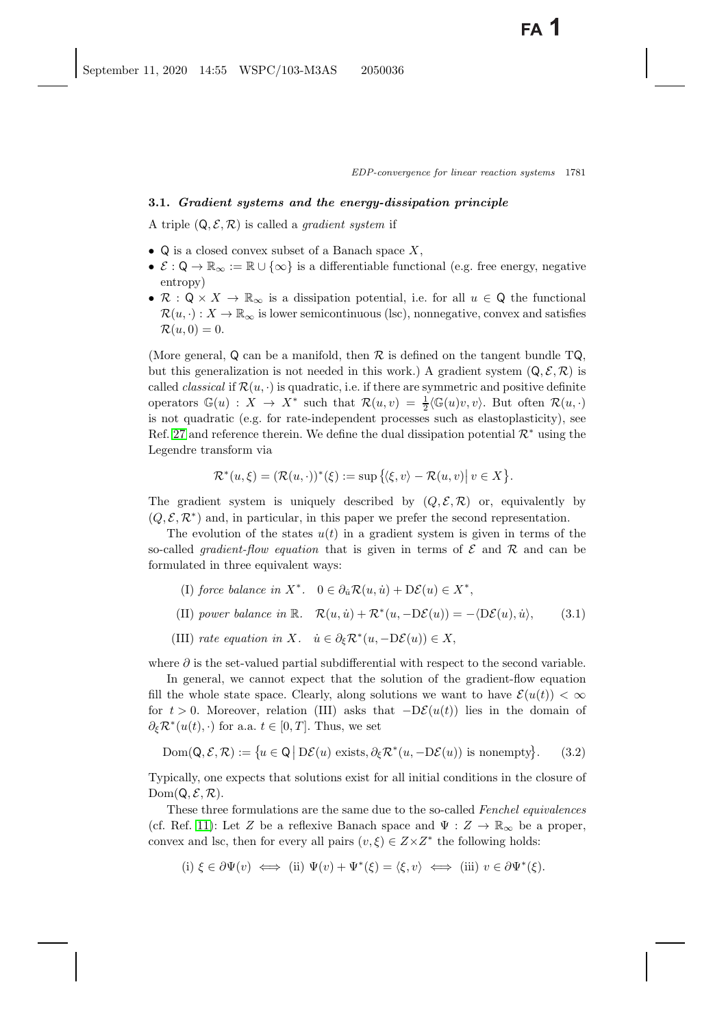### 3.1. *Gradient systems and the energy-dissipation principle*

A triple $(\mathsf{Q}, \mathcal{E}, \mathcal{R})$ is called a *gradient system* if

- $\mathsf{Q}$ is a closed convex subset of a Banach space $X$,
- $\mathcal{E} : \mathsf{Q} \to \mathbb{R}_\infty := \mathbb{R} \cup \{\infty\}$ is a differentiable functional (e.g. free energy, negative entropy)
- $\mathcal{R} : \mathsf{Q} \times X \to \mathbb{R}_\infty$ is a dissipation potential, i.e. for all $u \in \mathsf{Q}$ the functional $\mathcal{R}(u, \cdot) : X \to \mathbb{R}_\infty$ is lower semicontinuous (lsc), nonnegative, convex and satisfies $\mathcal{R}(u, 0) = 0$.

(More general, $\mathsf{Q}$ can be a manifold, then $\mathcal{R}$ is defined on the tangent bundle $\mathrm{T}\mathsf{Q}$, but this generalization is not needed in this work.) A gradient system $(\mathsf{Q}, \mathcal{E}, \mathcal{R})$ is called *classical* if $\mathcal{R}(u, \cdot)$ is quadratic, i.e. if there are symmetric and positive definite operators $\mathbb{G}(u) : X \to X^*$ such that $\mathcal{R}(u, v) = \frac{1}{2}\langle \mathbb{G}(u)v, v\rangle$. But often $\mathcal{R}(u, \cdot)$ is not quadratic (e.g. for rate-independent processes such as elastoplasticity), see Ref. 27 and reference therein. We define the dual dissipation potential $\mathcal{R}^*$ using the Legendre transform via

$$\mathcal{R}^*(u, \xi) = (\mathcal{R}(u, \cdot))^*(\xi) := \sup\big\{\langle \xi, v\rangle - \mathcal{R}(u, v) \big| \, v \in X\big\}.$$

The gradient system is uniquely described by $(Q, \mathcal{E}, \mathcal{R})$ or, equivalently by $(Q, \mathcal{E}, \mathcal{R}^*)$ and, in particular, in this paper we prefer the second representation.

The evolution of the states $u(t)$ in a gradient system is given in terms of the so-called *gradient-flow equation* that is given in terms of $\mathcal{E}$ and $\mathcal{R}$ and can be formulated in three equivalent ways:

$$\begin{aligned}
&\text{(I) } \textit{force balance in } X^*. \quad 0 \in \partial_{\dot u}\mathcal{R}(u, \dot u) + \mathrm{D}\mathcal{E}(u) \in X^*,\\
&\text{(II) } \textit{power balance in } \mathbb{R}. \quad \mathcal{R}(u, \dot u) + \mathcal{R}^*(u, -\mathrm{D}\mathcal{E}(u)) = -\langle \mathrm{D}\mathcal{E}(u), \dot u\rangle, \qquad (3.1)\\
&\text{(III) } \textit{rate equation in } X. \quad \dot u \in \partial_\xi \mathcal{R}^*(u, -\mathrm{D}\mathcal{E}(u)) \in X,
\end{aligned}$$

where $\partial$ is the set-valued partial subdifferential with respect to the second variable.

In general, we cannot expect that the solution of the gradient-flow equation fill the whole state space. Clearly, along solutions we want to have $\mathcal{E}(u(t)) < \infty$ for $t > 0$. Moreover, relation (III) asks that $-\mathrm{D}\mathcal{E}(u(t))$ lies in the domain of $\partial_\xi \mathcal{R}^*(u(t), \cdot)$ for a.a. $t \in [0, T]$. Thus, we set

$$\mathrm{Dom}(\mathsf{Q}, \mathcal{E}, \mathcal{R}) := \big\{u \in \mathsf{Q} \,\big|\, \mathrm{D}\mathcal{E}(u) \text{ exists}, \partial_\xi \mathcal{R}^*(u, -\mathrm{D}\mathcal{E}(u)) \text{ is nonempty}\big\}. \qquad (3.2)$$

Typically, one expects that solutions exist for all initial conditions in the closure of $\mathrm{Dom}(\mathsf{Q}, \mathcal{E}, \mathcal{R})$.

These three formulations are the same due to the so-called *Fenchel equivalences* (cf. Ref. 11): Let $Z$ be a reflexive Banach space and $\Psi : Z \to \mathbb{R}_\infty$ be a proper, convex and lsc, then for every all pairs $(v, \xi) \in Z \times Z^*$ the following holds:

$$\text{(i) } \xi \in \partial\Psi(v) \iff \text{(ii) } \Psi(v) + \Psi^*(\xi) = \langle \xi, v\rangle \iff \text{(iii) } v \in \partial\Psi^*(\xi).$$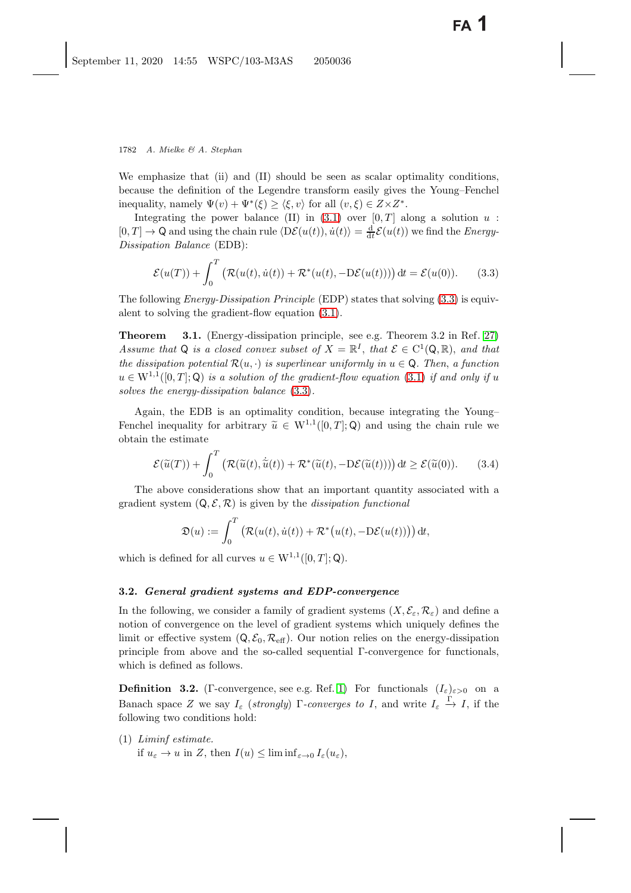We emphasize that (ii) and (II) should be seen as scalar optimality conditions, because the definition of the Legendre transform easily gives the Young–Fenchel inequality, namely $\Psi(v) + \Psi^*(\xi) \geq \langle \xi, v\rangle$ for all $(v,\xi) \in Z\times Z^*$.

Integrating the power balance (II) in (3.1) over $[0,T]$ along a solution $u : [0,T] \to \mathsf{Q}$ and using the chain rule $\langle \mathrm{D}\mathcal{E}(u(t)), \dot u(t)\rangle = \frac{\mathrm{d}}{\mathrm{d}t}\mathcal{E}(u(t))$ we find the *Energy-Dissipation Balance* (EDB):

$$\mathcal{E}(u(T)) + \int_0^T \big(\mathcal{R}(u(t),\dot u(t)) + \mathcal{R}^*(u(t), -\mathrm{D}\mathcal{E}(u(t)))\big)\,\mathrm{d}t = \mathcal{E}(u(0)). \qquad (3.3)$$

The following *Energy-Dissipation Principle* (EDP) states that solving (3.3) is equivalent to solving the gradient-flow equation (3.1).

**Theorem 3.1.** (Energy-dissipation principle, see e.g. Theorem 3.2 in Ref. [27]) *Assume that $\mathsf{Q}$ is a closed convex subset of $X = \mathbb{R}^I$, that $\mathcal{E} \in \mathrm{C}^1(\mathsf{Q},\mathbb{R})$, and that the dissipation potential $\mathcal{R}(u,\cdot)$ is superlinear uniformly in $u \in \mathsf{Q}$. Then, a function $u \in \mathrm{W}^{1,1}([0,T];\mathsf{Q})$ is a solution of the gradient-flow equation (3.1) if and only if $u$ solves the energy-dissipation balance (3.3).*

Again, the EDB is an optimality condition, because integrating the Young–Fenchel inequality for arbitrary $\widetilde u \in \mathrm{W}^{1,1}([0,T];\mathsf{Q})$ and using the chain rule we obtain the estimate

$$\mathcal{E}(\widetilde u(T)) + \int_0^T \big(\mathcal{R}(\widetilde u(t),\dot{\widetilde u}(t)) + \mathcal{R}^*(\widetilde u(t), -\mathrm{D}\mathcal{E}(\widetilde u(t)))\big)\,\mathrm{d}t \geq \mathcal{E}(\widetilde u(0)). \qquad (3.4)$$

The above considerations show that an important quantity associated with a gradient system $(\mathsf{Q},\mathcal{E},\mathcal{R})$ is given by the *dissipation functional*

$$\mathfrak{D}(u) := \int_0^T \big(\mathcal{R}(u(t),\dot u(t)) + \mathcal{R}^*\big(u(t), -\mathrm{D}\mathcal{E}(u(t))\big)\big)\,\mathrm{d}t,$$

which is defined for all curves $u \in \mathrm{W}^{1,1}([0,T];\mathsf{Q})$.

### 3.2. *General gradient systems and EDP-convergence*

In the following, we consider a family of gradient systems $(X,\mathcal{E}_\varepsilon,\mathcal{R}_\varepsilon)$ and define a notion of convergence on the level of gradient systems which uniquely defines the limit or effective system $(\mathsf{Q},\mathcal{E}_0,\mathcal{R}_{\mathrm{eff}})$. Our notion relies on the energy-dissipation principle from above and the so-called sequential Γ-convergence for functionals, which is defined as follows.

**Definition 3.2.** (Γ-convergence, see e.g. Ref. [1]) For functionals $(I_\varepsilon)_{\varepsilon>0}$ on a Banach space $Z$ we say $I_\varepsilon$ (*strongly*) *Γ-converges to $I$*, and write $I_\varepsilon \xrightarrow{\Gamma} I$, if the following two conditions hold:

(1) *Liminf estimate.*
if $u_\varepsilon \to u$ in $Z$, then $I(u) \leq \liminf_{\varepsilon\to 0} I_\varepsilon(u_\varepsilon)$,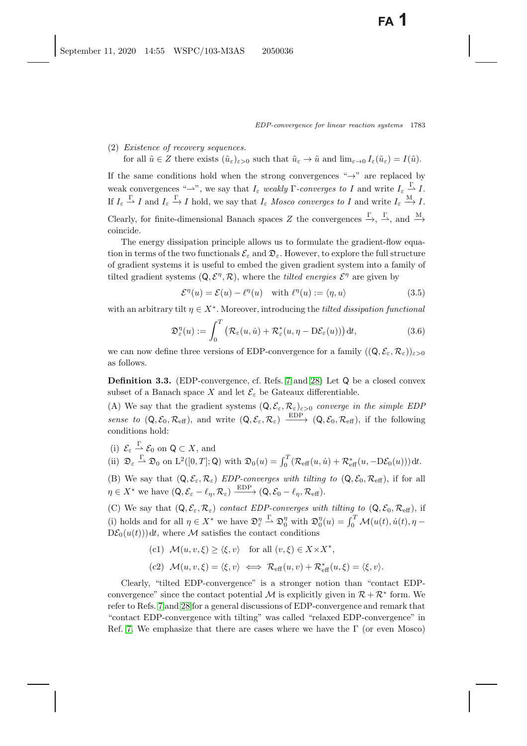(2) *Existence of recovery sequences.*
for all $\tilde{u} \in Z$ there exists $(\tilde{u}_\varepsilon)_{\varepsilon>0}$ such that $\tilde{u}_\varepsilon \to \tilde{u}$ and $\lim_{\varepsilon\to 0} I_\varepsilon(\tilde{u}_\varepsilon) = I(\tilde{u})$.

If the same conditions hold when the strong convergences "$\to$" are replaced by weak convergences "$\rightharpoonup$", we say that $I_\varepsilon$ *weakly* $\Gamma$*-converges to* $I$ and write $I_\varepsilon \xrightharpoonup{\Gamma} I$. If $I_\varepsilon \xrightharpoonup{\Gamma} I$ and $I_\varepsilon \xrightarrow{\Gamma} I$ hold, we say that $I_\varepsilon$ *Mosco converges to* $I$ and write $I_\varepsilon \xrightarrow{\mathrm{M}} I$. Clearly, for finite-dimensional Banach spaces $Z$ the convergences $\xrightarrow{\Gamma}$, $\xrightharpoonup{\Gamma}$, and $\xrightarrow{\mathrm{M}}$ coincide.

The energy dissipation principle allows us to formulate the gradient-flow equation in terms of the two functionals $\mathcal{E}_\varepsilon$ and $\mathfrak{D}_\varepsilon$. However, to explore the full structure of gradient systems it is useful to embed the given gradient system into a family of tilted gradient systems $(\mathsf{Q}, \mathcal{E}^\eta, \mathcal{R})$, where the *tilted energies* $\mathcal{E}^\eta$ are given by

$$\mathcal{E}^\eta(u) = \mathcal{E}(u) - \ell^\eta(u) \quad \text{with } \ell^\eta(u) := \langle \eta, u\rangle \tag{3.5}$$

with an arbitrary tilt $\eta \in X^*$. Moreover, introducing the *tilted dissipation functional*

$$\mathfrak{D}^\eta_\varepsilon(u) := \int_0^T \big(\mathcal{R}_\varepsilon(u,\dot{u}) + \mathcal{R}^*_\varepsilon(u, \eta - \mathrm{D}\mathcal{E}_\varepsilon(u))\big)\,\mathrm{d}t, \tag{3.6}$$

we can now define three versions of EDP-convergence for a family $((\mathsf{Q}, \mathcal{E}_\varepsilon, \mathcal{R}_\varepsilon))_{\varepsilon>0}$ as follows.

**Definition 3.3.** (EDP-convergence, cf. Refs. 7 and 28) Let $\mathsf{Q}$ be a closed convex subset of a Banach space $X$ and let $\mathcal{E}_\varepsilon$ be Gateaux differentiable.

(A) We say that the gradient systems $(\mathsf{Q}, \mathcal{E}_\varepsilon, \mathcal{R}_\varepsilon)_{\varepsilon>0}$ *converge in the simple EDP sense to* $(\mathsf{Q}, \mathcal{E}_0, \mathcal{R}_{\mathrm{eff}})$, and write $(\mathsf{Q}, \mathcal{E}_\varepsilon, \mathcal{R}_\varepsilon) \xrightarrow{\mathrm{EDP}} (\mathsf{Q}, \mathcal{E}_0, \mathcal{R}_{\mathrm{eff}})$, if the following conditions hold:

(i) $\mathcal{E}_\varepsilon \xrightharpoonup{\Gamma} \mathcal{E}_0$ on $\mathsf{Q} \subset X$, and

(ii) $\mathfrak{D}_\varepsilon \xrightharpoonup{\Gamma} \mathfrak{D}_0$ on $\mathrm{L}^2([0,T];\mathsf{Q})$ with $\mathfrak{D}_0(u) = \int_0^T (\mathcal{R}_{\mathrm{eff}}(u,\dot{u}) + \mathcal{R}^*_{\mathrm{eff}}(u, -\mathrm{D}\mathcal{E}_0(u)))\,\mathrm{d}t$.

(B) We say that $(\mathsf{Q}, \mathcal{E}_\varepsilon, \mathcal{R}_\varepsilon)$ *EDP-converges with tilting to* $(\mathsf{Q}, \mathcal{E}_0, \mathcal{R}_{\mathrm{eff}})$, if for all $\eta \in X^*$ we have $(\mathsf{Q}, \mathcal{E}_\varepsilon - \ell_\eta, \mathcal{R}_\varepsilon) \xrightarrow{\mathrm{EDP}} (\mathsf{Q}, \mathcal{E}_0 - \ell_\eta, \mathcal{R}_{\mathrm{eff}})$.

(C) We say that $(\mathsf{Q}, \mathcal{E}_\varepsilon, \mathcal{R}_\varepsilon)$ *contact EDP-converges with tilting to* $(\mathsf{Q}, \mathcal{E}_0, \mathcal{R}_{\mathrm{eff}})$, if (i) holds and for all $\eta \in X^*$ we have $\mathfrak{D}^\eta_\varepsilon \xrightharpoonup{\Gamma} \mathfrak{D}^\eta_0$ with $\mathfrak{D}^\eta_0(u) = \int_0^T \mathcal{M}(u(t), \dot{u}(t), \eta - \mathrm{D}\mathcal{E}_0(u(t)))\,\mathrm{d}t$, where $\mathcal{M}$ satisfies the contact conditions

$$\text{(c1)} \quad \mathcal{M}(u,v,\xi) \geq \langle \xi, v\rangle \quad \text{for all } (v,\xi) \in X \times X^*,$$

$$\text{(c2)} \quad \mathcal{M}(u,v,\xi) = \langle \xi, v\rangle \iff \mathcal{R}_{\mathrm{eff}}(u,v) + \mathcal{R}^*_{\mathrm{eff}}(u,\xi) = \langle \xi, v\rangle.$$

Clearly, "tilted EDP-convergence" is a stronger notion than "contact EDP-convergence" since the contact potential $\mathcal{M}$ is explicitly given in $\mathcal{R} + \mathcal{R}^*$ form. We refer to Refs. 7 and 28 for a general discussions of EDP-convergence and remark that "contact EDP-convergence with tilting" was called "relaxed EDP-convergence" in Ref. 7. We emphasize that there are cases where we have the $\Gamma$ (or even Mosco)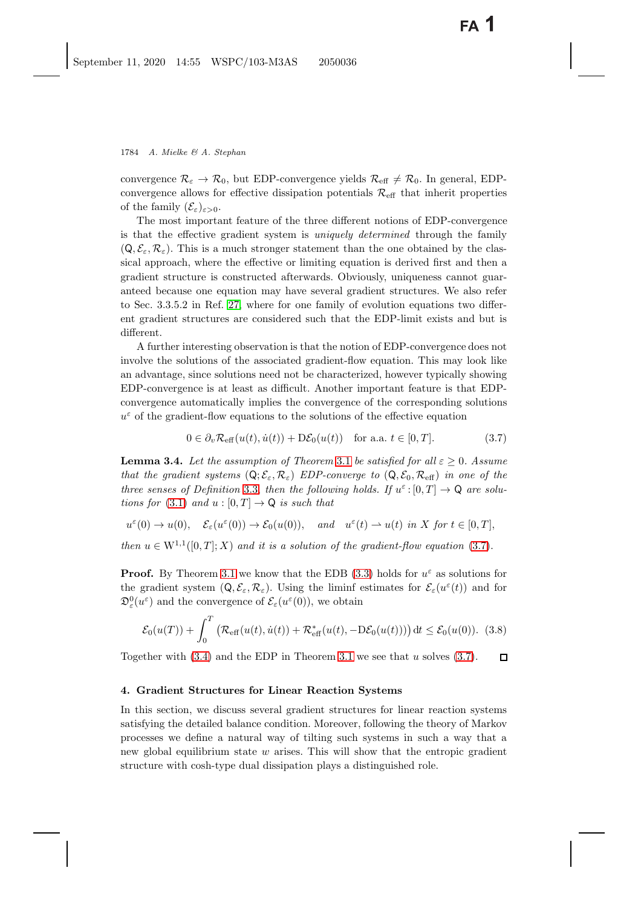convergence $\mathcal{R}_\varepsilon \to \mathcal{R}_0$, but EDP-convergence yields $\mathcal{R}_{\text{eff}} \neq \mathcal{R}_0$. In general, EDP-convergence allows for effective dissipation potentials $\mathcal{R}_{\text{eff}}$ that inherit properties of the family $(\mathcal{E}_\varepsilon)_{\varepsilon>0}$.

The most important feature of the three different notions of EDP-convergence is that the effective gradient system is *uniquely determined* through the family $(\mathsf{Q}, \mathcal{E}_\varepsilon, \mathcal{R}_\varepsilon)$. This is a much stronger statement than the one obtained by the classical approach, where the effective or limiting equation is derived first and then a gradient structure is constructed afterwards. Obviously, uniqueness cannot guaranteed because one equation may have several gradient structures. We also refer to Sec. 3.3.5.2 in Ref. 27, where for one family of evolution equations two different gradient structures are considered such that the EDP-limit exists and but is different.

A further interesting observation is that the notion of EDP-convergence does not involve the solutions of the associated gradient-flow equation. This may look like an advantage, since solutions need not be characterized, however typically showing EDP-convergence is at least as difficult. Another important feature is that EDP-convergence automatically implies the convergence of the corresponding solutions $u^\varepsilon$ of the gradient-flow equations to the solutions of the effective equation

$$0 \in \partial_v \mathcal{R}_{\text{eff}}(u(t), \dot{u}(t)) + \mathrm{D}\mathcal{E}_0(u(t)) \quad \text{for a.a. } t \in [0, T]. \tag{3.7}$$

**Lemma 3.4.** *Let the assumption of Theorem 3.1 be satisfied for all $\varepsilon \geq 0$. Assume that the gradient systems $(\mathsf{Q}; \mathcal{E}_\varepsilon, \mathcal{R}_\varepsilon)$ EDP-converge to $(\mathsf{Q}, \mathcal{E}_0, \mathcal{R}_{\text{eff}})$ in one of the three senses of Definition 3.3, then the following holds. If $u^\varepsilon : [0,T] \to \mathsf{Q}$ are solutions for (3.1) and $u : [0,T] \to \mathsf{Q}$ is such that*

$$u^\varepsilon(0) \to u(0), \quad \mathcal{E}_\varepsilon(u^\varepsilon(0)) \to \mathcal{E}_0(u(0)), \quad \text{and} \quad u^\varepsilon(t) \rightharpoonup u(t) \text{ in } X \text{ for } t \in [0, T],$$

*then $u \in \mathrm{W}^{1,1}([0,T]; X)$ and it is a solution of the gradient-flow equation (3.7).*

**Proof.** By Theorem 3.1 we know that the EDB (3.3) holds for $u^\varepsilon$ as solutions for the gradient system $(\mathsf{Q}, \mathcal{E}_\varepsilon, \mathcal{R}_\varepsilon)$. Using the liminf estimates for $\mathcal{E}_\varepsilon(u^\varepsilon(t))$ and for $\mathfrak{D}^0_\varepsilon(u^\varepsilon)$ and the convergence of $\mathcal{E}_\varepsilon(u^\varepsilon(0))$, we obtain

$$\mathcal{E}_0(u(T)) + \int_0^T \left( \mathcal{R}_{\text{eff}}(u(t), \dot{u}(t)) + \mathcal{R}^*_{\text{eff}}(u(t), -\mathrm{D}\mathcal{E}_0(u(t))) \right) \mathrm{d}t \leq \mathcal{E}_0(u(0)). \tag{3.8}$$

Together with (3.4) and the EDP in Theorem 3.1 we see that $u$ solves (3.7). $\square$

## 4. Gradient Structures for Linear Reaction Systems

In this section, we discuss several gradient structures for linear reaction systems satisfying the detailed balance condition. Moreover, following the theory of Markov processes we define a natural way of tilting such systems in such a way that a new global equilibrium state $w$ arises. This will show that the entropic gradient structure with cosh-type dual dissipation plays a distinguished role.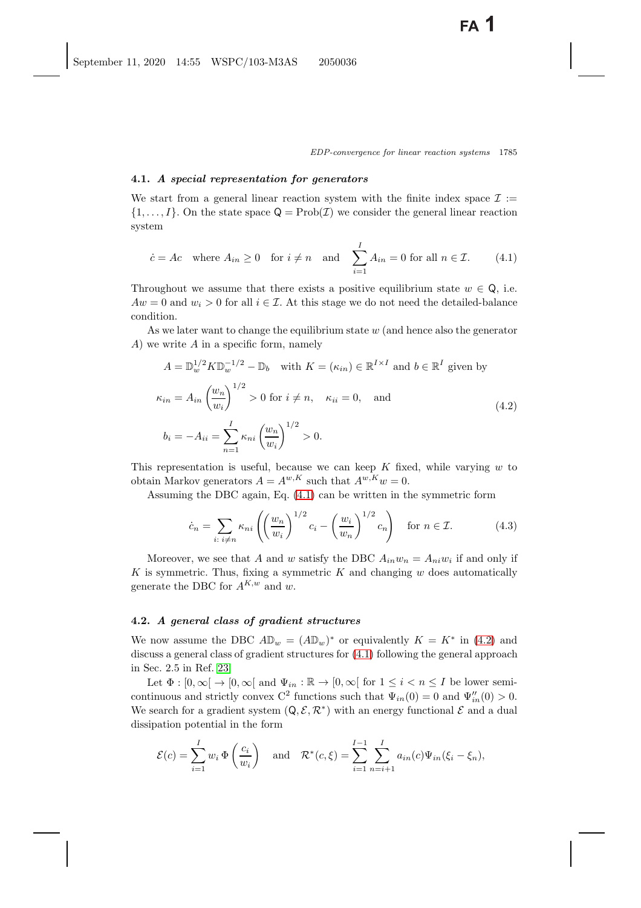### 4.1. *A special representation for generators*

We start from a general linear reaction system with the finite index space $\mathcal{I} := \{1, \ldots, I\}$. On the state space $\mathsf{Q} = \mathrm{Prob}(\mathcal{I})$ we consider the general linear reaction system

$$\dot{c} = Ac \quad \text{where } A_{in} \geq 0 \quad \text{for } i \neq n \quad \text{and} \quad \sum_{i=1}^{I} A_{in} = 0 \text{ for all } n \in \mathcal{I}. \tag{4.1}$$

Throughout we assume that there exists a positive equilibrium state $w \in \mathsf{Q}$, i.e. $Aw = 0$ and $w_i > 0$ for all $i \in \mathcal{I}$. At this stage we do not need the detailed-balance condition.

As we later want to change the equilibrium state $w$ (and hence also the generator $A$) we write $A$ in a specific form, namely

$$\begin{aligned} &A = \mathbb{D}_w^{1/2} K \mathbb{D}_w^{-1/2} - \mathbb{D}_b \quad \text{with } K = (\kappa_{in}) \in \mathbb{R}^{I \times I} \text{ and } b \in \mathbb{R}^I \text{ given by} \\ &\kappa_{in} = A_{in} \left(\frac{w_n}{w_i}\right)^{1/2} > 0 \text{ for } i \neq n, \quad \kappa_{ii} = 0, \quad \text{and} \\ &b_i = -A_{ii} = \sum_{n=1}^{I} \kappa_{ni} \left(\frac{w_n}{w_i}\right)^{1/2} > 0. \end{aligned} \tag{4.2}$$

This representation is useful, because we can keep $K$ fixed, while varying $w$ to obtain Markov generators $A = A^{w,K}$ such that $A^{w,K} w = 0$.

Assuming the DBC again, Eq. (4.1) can be written in the symmetric form

$$\dot{c}_n = \sum_{i:\, i \neq n} \kappa_{ni} \left( \left(\frac{w_n}{w_i}\right)^{1/2} c_i - \left(\frac{w_i}{w_n}\right)^{1/2} c_n \right) \quad \text{for } n \in \mathcal{I}. \tag{4.3}$$

Moreover, we see that $A$ and $w$ satisfy the DBC $A_{in} w_n = A_{ni} w_i$ if and only if $K$ is symmetric. Thus, fixing a symmetric $K$ and changing $w$ does automatically generate the DBC for $A^{K,w}$ and $w$.

### 4.2. *A general class of gradient structures*

We now assume the DBC $A\mathbb{D}_w = (A\mathbb{D}_w)^*$ or equivalently $K = K^*$ in (4.2) and discuss a general class of gradient structures for (4.1) following the general approach in Sec. 2.5 in Ref. 23.

Let $\Phi : [0, \infty[ \to [0, \infty[$ and $\Psi_{in} : \mathbb{R} \to [0, \infty[$ for $1 \leq i < n \leq I$ be lower semicontinuous and strictly convex $\mathrm{C}^2$ functions such that $\Psi_{in}(0) = 0$ and $\Psi''_{in}(0) > 0$. We search for a gradient system $(\mathsf{Q}, \mathcal{E}, \mathcal{R}^*)$ with an energy functional $\mathcal{E}$ and a dual dissipation potential in the form

$$\mathcal{E}(c) = \sum_{i=1}^{I} w_i \, \Phi\left(\frac{c_i}{w_i}\right) \quad \text{and} \quad \mathcal{R}^*(c, \xi) = \sum_{i=1}^{I-1} \sum_{n=i+1}^{I} a_{in}(c) \Psi_{in}(\xi_i - \xi_n),$$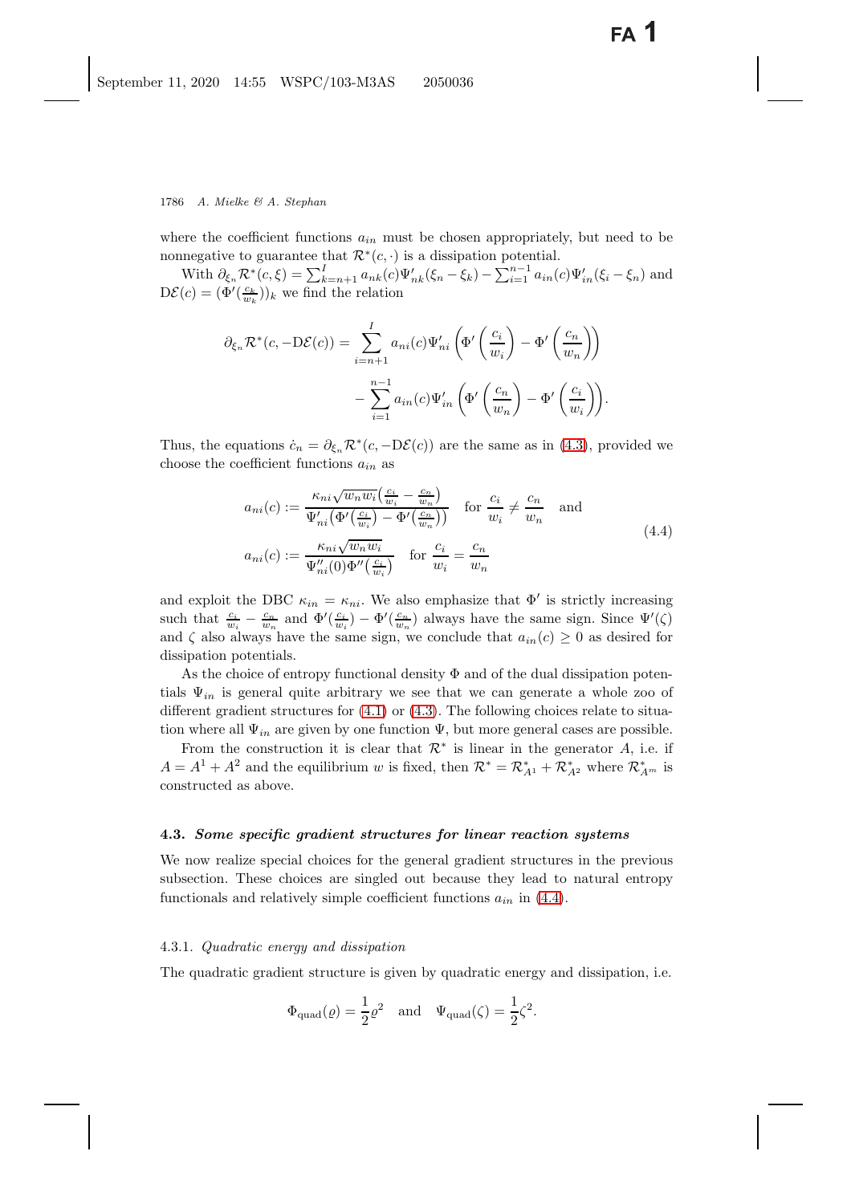where the coefficient functions $a_{in}$ must be chosen appropriately, but need to be nonnegative to guarantee that $\mathcal{R}^*(c,\cdot)$ is a dissipation potential.

With $\partial_{\xi_n}\mathcal{R}^*(c,\xi) = \sum_{k=n+1}^{I} a_{nk}(c)\Psi'_{nk}(\xi_n - \xi_k) - \sum_{i=1}^{n-1} a_{in}(c)\Psi'_{in}(\xi_i - \xi_n)$ and $\mathrm{D}\mathcal{E}(c) = (\Phi'(\frac{c_k}{w_k}))_k$ we find the relation

$$
\begin{aligned}
\partial_{\xi_n}\mathcal{R}^*(c, -\mathrm{D}\mathcal{E}(c)) = &\sum_{i=n+1}^{I} a_{ni}(c)\Psi'_{ni}\left(\Phi'\left(\frac{c_i}{w_i}\right) - \Phi'\left(\frac{c_n}{w_n}\right)\right) \\
&- \sum_{i=1}^{n-1} a_{in}(c)\Psi'_{in}\left(\Phi'\left(\frac{c_n}{w_n}\right) - \Phi'\left(\frac{c_i}{w_i}\right)\right).
\end{aligned}
$$

Thus, the equations $\dot{c}_n = \partial_{\xi_n}\mathcal{R}^*(c, -\mathrm{D}\mathcal{E}(c))$ are the same as in (4.3), provided we choose the coefficient functions $a_{in}$ as

$$
\begin{aligned}
a_{ni}(c) &:= \frac{\kappa_{ni}\sqrt{w_n w_i}\left(\frac{c_i}{w_i} - \frac{c_n}{w_n}\right)}{\Psi'_{ni}\left(\Phi'\left(\frac{c_i}{w_i}\right) - \Phi'\left(\frac{c_n}{w_n}\right)\right)} \quad \text{for } \frac{c_i}{w_i} \neq \frac{c_n}{w_n} \quad \text{and} \\
a_{ni}(c) &:= \frac{\kappa_{ni}\sqrt{w_n w_i}}{\Psi''_{ni}(0)\Phi''\left(\frac{c_i}{w_i}\right)} \quad \text{for } \frac{c_i}{w_i} = \frac{c_n}{w_n}
\end{aligned}
\tag{4.4}
$$

and exploit the DBC $\kappa_{in} = \kappa_{ni}$. We also emphasize that $\Phi'$ is strictly increasing such that $\frac{c_i}{w_i} - \frac{c_n}{w_n}$ and $\Phi'(\frac{c_i}{w_i}) - \Phi'(\frac{c_n}{w_n})$ always have the same sign. Since $\Psi'(\zeta)$ and $\zeta$ also always have the same sign, we conclude that $a_{in}(c) \geq 0$ as desired for dissipation potentials.

As the choice of entropy functional density $\Phi$ and of the dual dissipation potentials $\Psi_{in}$ is general quite arbitrary we see that we can generate a whole zoo of different gradient structures for (4.1) or (4.3). The following choices relate to situation where all $\Psi_{in}$ are given by one function $\Psi$, but more general cases are possible.

From the construction it is clear that $\mathcal{R}^*$ is linear in the generator $A$, i.e. if $A = A^1 + A^2$ and the equilibrium $w$ is fixed, then $\mathcal{R}^* = \mathcal{R}^*_{A^1} + \mathcal{R}^*_{A^2}$ where $\mathcal{R}^*_{A^m}$ is constructed as above.

### 4.3. *Some specific gradient structures for linear reaction systems*

We now realize special choices for the general gradient structures in the previous subsection. These choices are singled out because they lead to natural entropy functionals and relatively simple coefficient functions $a_{in}$ in (4.4).

#### 4.3.1. *Quadratic energy and dissipation*

The quadratic gradient structure is given by quadratic energy and dissipation, i.e.

$$
\Phi_{\mathrm{quad}}(\varrho) = \frac{1}{2}\varrho^2 \quad \text{and} \quad \Psi_{\mathrm{quad}}(\zeta) = \frac{1}{2}\zeta^2.
$$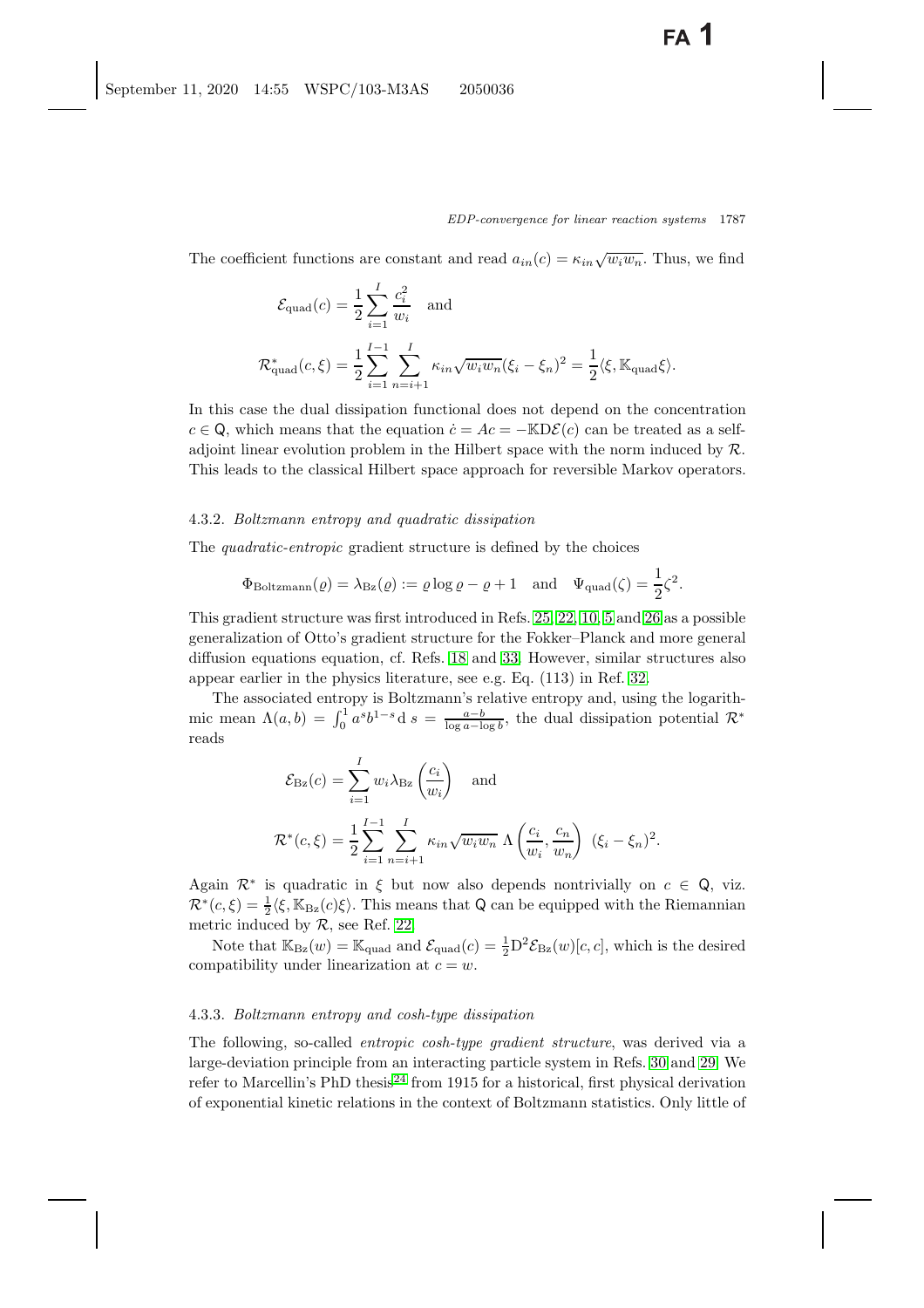The coefficient functions are constant and read $a_{in}(c) = \kappa_{in}\sqrt{w_i w_n}$. Thus, we find

$$\mathcal{E}_{\text{quad}}(c) = \frac{1}{2}\sum_{i=1}^{I} \frac{c_i^2}{w_i} \quad \text{and}$$

$$\mathcal{R}^*_{\text{quad}}(c,\xi) = \frac{1}{2}\sum_{i=1}^{I-1}\sum_{n=i+1}^{I} \kappa_{in}\sqrt{w_i w_n}(\xi_i - \xi_n)^2 = \frac{1}{2}\langle \xi, \mathbb{K}_{\text{quad}}\xi\rangle.$$

In this case the dual dissipation functional does not depend on the concentration $c \in \mathsf{Q}$, which means that the equation $\dot{c} = Ac = -\mathbb{K}\mathrm{D}\mathcal{E}(c)$ can be treated as a self-adjoint linear evolution problem in the Hilbert space with the norm induced by $\mathcal{R}$. This leads to the classical Hilbert space approach for reversible Markov operators.

#### 4.3.2. *Boltzmann entropy and quadratic dissipation*

The *quadratic-entropic* gradient structure is defined by the choices

$$\Phi_{\text{Boltzmann}}(\varrho) = \lambda_{\text{Bz}}(\varrho) := \varrho\log\varrho - \varrho + 1 \quad \text{and} \quad \Psi_{\text{quad}}(\zeta) = \frac{1}{2}\zeta^2.$$

This gradient structure was first introduced in Refs. 25, 22, 10, 5 and 26 as a possible generalization of Otto's gradient structure for the Fokker–Planck and more general diffusion equations equation, cf. Refs. 18 and 33. However, similar structures also appear earlier in the physics literature, see e.g. Eq. (113) in Ref. 32.

The associated entropy is Boltzmann's relative entropy and, using the logarithmic mean $\Lambda(a,b) = \int_0^1 a^s b^{1-s}\,\mathrm{d}\,s = \frac{a-b}{\log a - \log b}$, the dual dissipation potential $\mathcal{R}^*$ reads

$$\mathcal{E}_{\text{Bz}}(c) = \sum_{i=1}^{I} w_i \lambda_{\text{Bz}}\left(\frac{c_i}{w_i}\right) \quad \text{and}$$

$$\mathcal{R}^*(c,\xi) = \frac{1}{2}\sum_{i=1}^{I-1}\sum_{n=i+1}^{I} \kappa_{in}\sqrt{w_i w_n}\;\Lambda\left(\frac{c_i}{w_i},\frac{c_n}{w_n}\right)\;(\xi_i - \xi_n)^2.$$

Again $\mathcal{R}^*$ is quadratic in $\xi$ but now also depends nontrivially on $c \in \mathsf{Q}$, viz. $\mathcal{R}^*(c,\xi) = \frac{1}{2}\langle\xi, \mathbb{K}_{\text{Bz}}(c)\xi\rangle$. This means that $\mathsf{Q}$ can be equipped with the Riemannian metric induced by $\mathcal{R}$, see Ref. 22.

Note that $\mathbb{K}_{\text{Bz}}(w) = \mathbb{K}_{\text{quad}}$ and $\mathcal{E}_{\text{quad}}(c) = \frac{1}{2}\mathrm{D}^2\mathcal{E}_{\text{Bz}}(w)[c,c]$, which is the desired compatibility under linearization at $c = w$.

#### 4.3.3. *Boltzmann entropy and cosh-type dissipation*

The following, so-called *entropic cosh-type gradient structure*, was derived via a large-deviation principle from an interacting particle system in Refs. 30 and 29. We refer to Marcellin's PhD thesis[24] from 1915 for a historical, first physical derivation of exponential kinetic relations in the context of Boltzmann statistics. Only little of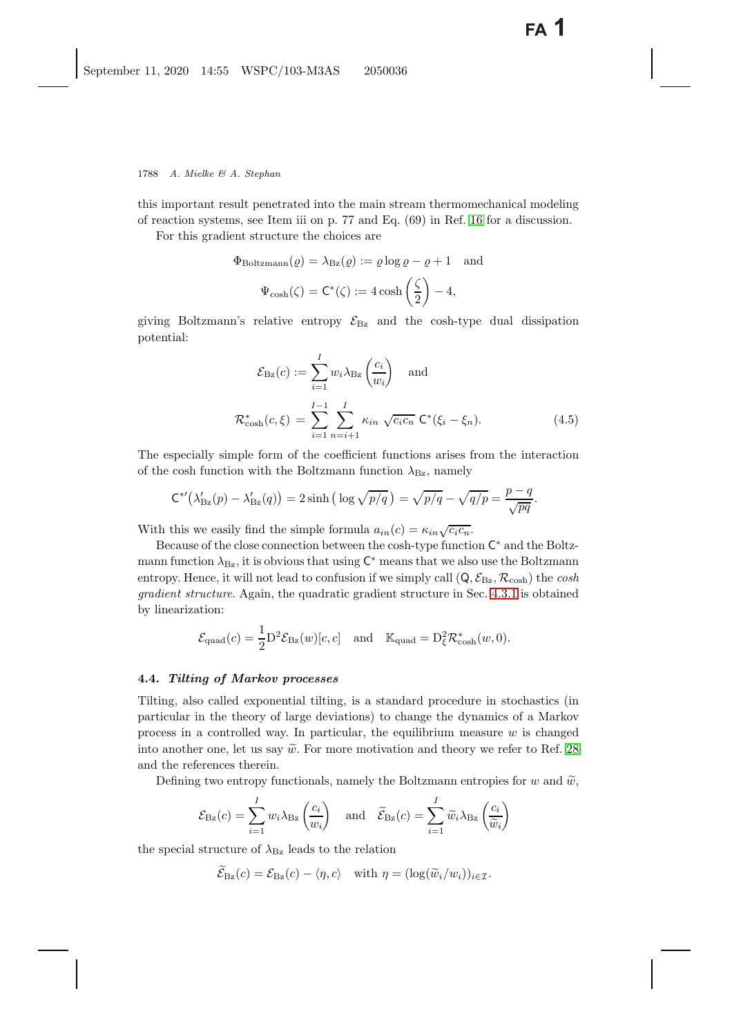this important result penetrated into the main stream thermomechanical modeling of reaction systems, see Item iii on p. 77 and Eq. (69) in Ref. [16] for a discussion.

For this gradient structure the choices are

$$\Phi_{\text{Boltzmann}}(\varrho) = \lambda_{\text{Bz}}(\varrho) := \varrho \log \varrho - \varrho + 1 \quad \text{and}$$
$$\Psi_{\cosh}(\zeta) = \mathsf{C}^*(\zeta) := 4\cosh\left(\frac{\zeta}{2}\right) - 4,$$

giving Boltzmann's relative entropy $\mathcal{E}_{\text{Bz}}$ and the cosh-type dual dissipation potential:

$$\mathcal{E}_{\text{Bz}}(c) := \sum_{i=1}^{I} w_i \lambda_{\text{Bz}}\left(\frac{c_i}{w_i}\right) \quad \text{and}$$
$$\mathcal{R}^*_{\cosh}(c,\xi) = \sum_{i=1}^{I-1} \sum_{n=i+1}^{I} \kappa_{in}\, \sqrt{c_i c_n}\, \mathsf{C}^*(\xi_i - \xi_n). \tag{4.5}$$

The especially simple form of the coefficient functions arises from the interaction of the cosh function with the Boltzmann function $\lambda_{\text{Bz}}$, namely

$$\mathsf{C}^{*\prime}\big(\lambda'_{\text{Bz}}(p) - \lambda'_{\text{Bz}}(q)\big) = 2\sinh\big(\log\sqrt{p/q}\,\big) = \sqrt{p/q} - \sqrt{q/p} = \frac{p-q}{\sqrt{pq}}.$$

With this we easily find the simple formula $a_{in}(c) = \kappa_{in}\sqrt{c_i c_n}$.

Because of the close connection between the cosh-type function $\mathsf{C}^*$ and the Boltzmann function $\lambda_{\text{Bz}}$, it is obvious that using $\mathsf{C}^*$ means that we also use the Boltzmann entropy. Hence, it will not lead to confusion if we simply call $(\mathsf{Q}, \mathcal{E}_{\text{Bz}}, \mathcal{R}_{\cosh})$ the *cosh gradient structure*. Again, the quadratic gradient structure in Sec. 4.3.1 is obtained by linearization:

$$\mathcal{E}_{\text{quad}}(c) = \frac{1}{2}\mathrm{D}^2\mathcal{E}_{\text{Bz}}(w)[c,c] \quad \text{and} \quad \mathbb{K}_{\text{quad}} = \mathrm{D}^2_\xi \mathcal{R}^*_{\cosh}(w,0).$$

### 4.4. *Tilting of Markov processes*

Tilting, also called exponential tilting, is a standard procedure in stochastics (in particular in the theory of large deviations) to change the dynamics of a Markov process in a controlled way. In particular, the equilibrium measure $w$ is changed into another one, let us say $\widetilde{w}$. For more motivation and theory we refer to Ref. [28] and the references therein.

Defining two entropy functionals, namely the Boltzmann entropies for $w$ and $\widetilde{w}$,

$$\mathcal{E}_{\text{Bz}}(c) = \sum_{i=1}^{I} w_i \lambda_{\text{Bz}}\left(\frac{c_i}{w_i}\right) \quad \text{and} \quad \widetilde{\mathcal{E}}_{\text{Bz}}(c) = \sum_{i=1}^{I} \widetilde{w}_i \lambda_{\text{Bz}}\left(\frac{c_i}{\widetilde{w}_i}\right)$$

the special structure of $\lambda_{\text{Bz}}$ leads to the relation

$$\widetilde{\mathcal{E}}_{\text{Bz}}(c) = \mathcal{E}_{\text{Bz}}(c) - \langle \eta, c\rangle \quad \text{with } \eta = (\log(\widetilde{w}_i/w_i))_{i\in\mathcal{I}}.$$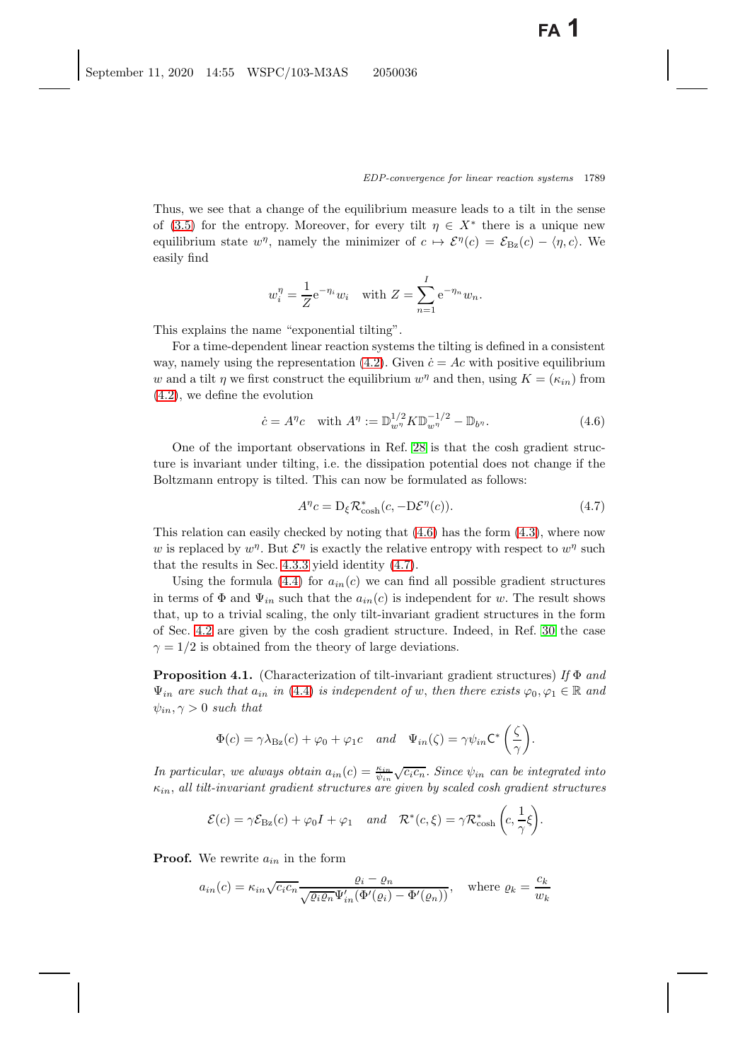Thus, we see that a change of the equilibrium measure leads to a tilt in the sense of (3.5) for the entropy. Moreover, for every tilt $\eta \in X^*$ there is a unique new equilibrium state $w^\eta$, namely the minimizer of $c \mapsto \mathcal{E}^\eta(c) = \mathcal{E}_{\text{Bz}}(c) - \langle \eta, c \rangle$. We easily find

$$w_i^\eta = \frac{1}{Z} \mathrm{e}^{-\eta_i} w_i \quad \text{with } Z = \sum_{n=1}^{I} \mathrm{e}^{-\eta_n} w_n.$$

This explains the name "exponential tilting".

For a time-dependent linear reaction systems the tilting is defined in a consistent way, namely using the representation (4.2). Given $\dot{c} = Ac$ with positive equilibrium $w$ and a tilt $\eta$ we first construct the equilibrium $w^\eta$ and then, using $K = (\kappa_{in})$ from (4.2), we define the evolution

$$\dot{c} = A^\eta c \quad \text{with } A^\eta := \mathbb{D}_{w^\eta}^{1/2} K \mathbb{D}_{w^\eta}^{-1/2} - \mathbb{D}_{b^\eta}. \tag{4.6}$$

One of the important observations in Ref. 28 is that the cosh gradient structure is invariant under tilting, i.e. the dissipation potential does not change if the Boltzmann entropy is tilted. This can now be formulated as follows:

$$A^\eta c = \mathrm{D}_\xi \mathcal{R}^*_{\cosh}(c, -\mathrm{D}\mathcal{E}^\eta(c)). \tag{4.7}$$

This relation can easily checked by noting that (4.6) has the form (4.3), where now $w$ is replaced by $w^\eta$. But $\mathcal{E}^\eta$ is exactly the relative entropy with respect to $w^\eta$ such that the results in Sec. 4.3.3 yield identity (4.7).

Using the formula (4.4) for $a_{in}(c)$ we can find all possible gradient structures in terms of $\Phi$ and $\Psi_{in}$ such that the $a_{in}(c)$ is independent for $w$. The result shows that, up to a trivial scaling, the only tilt-invariant gradient structures in the form of Sec. 4.2 are given by the cosh gradient structure. Indeed, in Ref. 30 the case $\gamma = 1/2$ is obtained from the theory of large deviations.

**Proposition 4.1.** (Characterization of tilt-invariant gradient structures) *If $\Phi$ and $\Psi_{in}$ are such that $a_{in}$ in (4.4) is independent of $w$, then there exists $\varphi_0, \varphi_1 \in \mathbb{R}$ and $\psi_{in}, \gamma > 0$ such that*

$$\Phi(c) = \gamma \lambda_{\text{Bz}}(c) + \varphi_0 + \varphi_1 c \quad \text{and} \quad \Psi_{in}(\zeta) = \gamma \psi_{in} \mathsf{C}^*\left(\frac{\zeta}{\gamma}\right).$$

*In particular, we always obtain $a_{in}(c) = \frac{\kappa_{in}}{\psi_{in}} \sqrt{c_i c_n}$. Since $\psi_{in}$ can be integrated into $\kappa_{in}$, all tilt-invariant gradient structures are given by scaled cosh gradient structures*

$$\mathcal{E}(c) = \gamma \mathcal{E}_{\text{Bz}}(c) + \varphi_0 I + \varphi_1 \quad \text{and} \quad \mathcal{R}^*(c, \xi) = \gamma \mathcal{R}^*_{\cosh}\left(c, \frac{1}{\gamma}\xi\right).$$

**Proof.** We rewrite $a_{in}$ in the form

$$a_{in}(c) = \kappa_{in} \sqrt{c_i c_n} \frac{\varrho_i - \varrho_n}{\sqrt{\varrho_i \varrho_n} \Psi'_{in}(\Phi'(\varrho_i) - \Phi'(\varrho_n))}, \quad \text{where } \varrho_k = \frac{c_k}{w_k}$$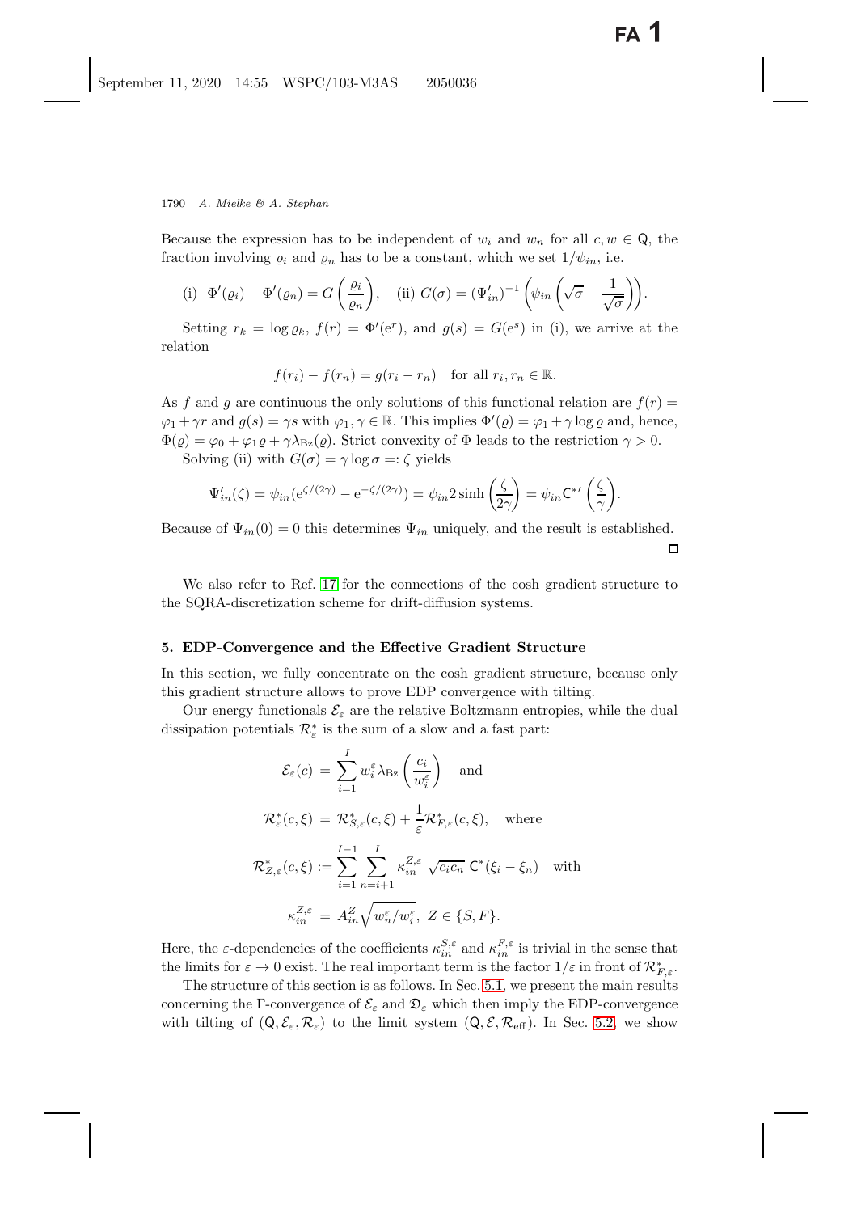Because the expression has to be independent of $w_i$ and $w_n$ for all $c, w \in \mathsf{Q}$, the fraction involving $\varrho_i$ and $\varrho_n$ has to be a constant, which we set $1/\psi_{in}$, i.e.

$$\text{(i)}\ \ \Phi'(\varrho_i) - \Phi'(\varrho_n) = G\left(\frac{\varrho_i}{\varrho_n}\right), \quad \text{(ii)}\ G(\sigma) = (\Psi'_{in})^{-1}\left(\psi_{in}\left(\sqrt{\sigma} - \frac{1}{\sqrt{\sigma}}\right)\right).$$

Setting $r_k = \log \varrho_k$, $f(r) = \Phi'(\mathrm{e}^r)$, and $g(s) = G(\mathrm{e}^s)$ in (i), we arrive at the relation

$$f(r_i) - f(r_n) = g(r_i - r_n) \quad \text{for all } r_i, r_n \in \mathbb{R}.$$

As $f$ and $g$ are continuous the only solutions of this functional relation are $f(r) = \varphi_1 + \gamma r$ and $g(s) = \gamma s$ with $\varphi_1, \gamma \in \mathbb{R}$. This implies $\Phi'(\varrho) = \varphi_1 + \gamma \log \varrho$ and, hence, $\Phi(\varrho) = \varphi_0 + \varphi_1 \varrho + \gamma \lambda_{\mathrm{Bz}}(\varrho)$. Strict convexity of $\Phi$ leads to the restriction $\gamma > 0$.

Solving (ii) with $G(\sigma) = \gamma \log \sigma =: \zeta$ yields

$$\Psi'_{in}(\zeta) = \psi_{in}(\mathrm{e}^{\zeta/(2\gamma)} - \mathrm{e}^{-\zeta/(2\gamma)}) = \psi_{in} 2 \sinh\left(\frac{\zeta}{2\gamma}\right) = \psi_{in} \mathsf{C}^{*\prime}\left(\frac{\zeta}{\gamma}\right).$$

Because of $\Psi_{in}(0) = 0$ this determines $\Psi_{in}$ uniquely, and the result is established. □

We also refer to Ref. 17 for the connections of the cosh gradient structure to the SQRA-discretization scheme for drift-diffusion systems.

## 5. EDP-Convergence and the Effective Gradient Structure

In this section, we fully concentrate on the cosh gradient structure, because only this gradient structure allows to prove EDP convergence with tilting.

Our energy functionals $\mathcal{E}_\varepsilon$ are the relative Boltzmann entropies, while the dual dissipation potentials $\mathcal{R}^*_\varepsilon$ is the sum of a slow and a fast part:

$$\mathcal{E}_\varepsilon(c) = \sum_{i=1}^{I} w_i^\varepsilon \lambda_{\mathrm{Bz}}\left(\frac{c_i}{w_i^\varepsilon}\right) \quad \text{and}$$

$$\mathcal{R}^*_\varepsilon(c, \xi) = \mathcal{R}^*_{S,\varepsilon}(c, \xi) + \frac{1}{\varepsilon}\mathcal{R}^*_{F,\varepsilon}(c, \xi), \quad \text{where}$$

$$\mathcal{R}^*_{Z,\varepsilon}(c, \xi) := \sum_{i=1}^{I-1} \sum_{n=i+1}^{I} \kappa_{in}^{Z,\varepsilon} \sqrt{c_i c_n}\ \mathsf{C}^*(\xi_i - \xi_n) \quad \text{with}$$

$$\kappa_{in}^{Z,\varepsilon} = A_{in}^Z \sqrt{w_n^\varepsilon / w_i^\varepsilon}, \ Z \in \{S, F\}.$$

Here, the $\varepsilon$-dependencies of the coefficients $\kappa_{in}^{S,\varepsilon}$ and $\kappa_{in}^{F,\varepsilon}$ is trivial in the sense that the limits for $\varepsilon \to 0$ exist. The real important term is the factor $1/\varepsilon$ in front of $\mathcal{R}^*_{F,\varepsilon}$.

The structure of this section is as follows. In Sec. 5.1, we present the main results concerning the $\Gamma$-convergence of $\mathcal{E}_\varepsilon$ and $\mathfrak{D}_\varepsilon$ which then imply the EDP-convergence with tilting of $(\mathsf{Q}, \mathcal{E}_\varepsilon, \mathcal{R}_\varepsilon)$ to the limit system $(\mathsf{Q}, \mathcal{E}, \mathcal{R}_{\mathrm{eff}})$. In Sec. 5.2, we show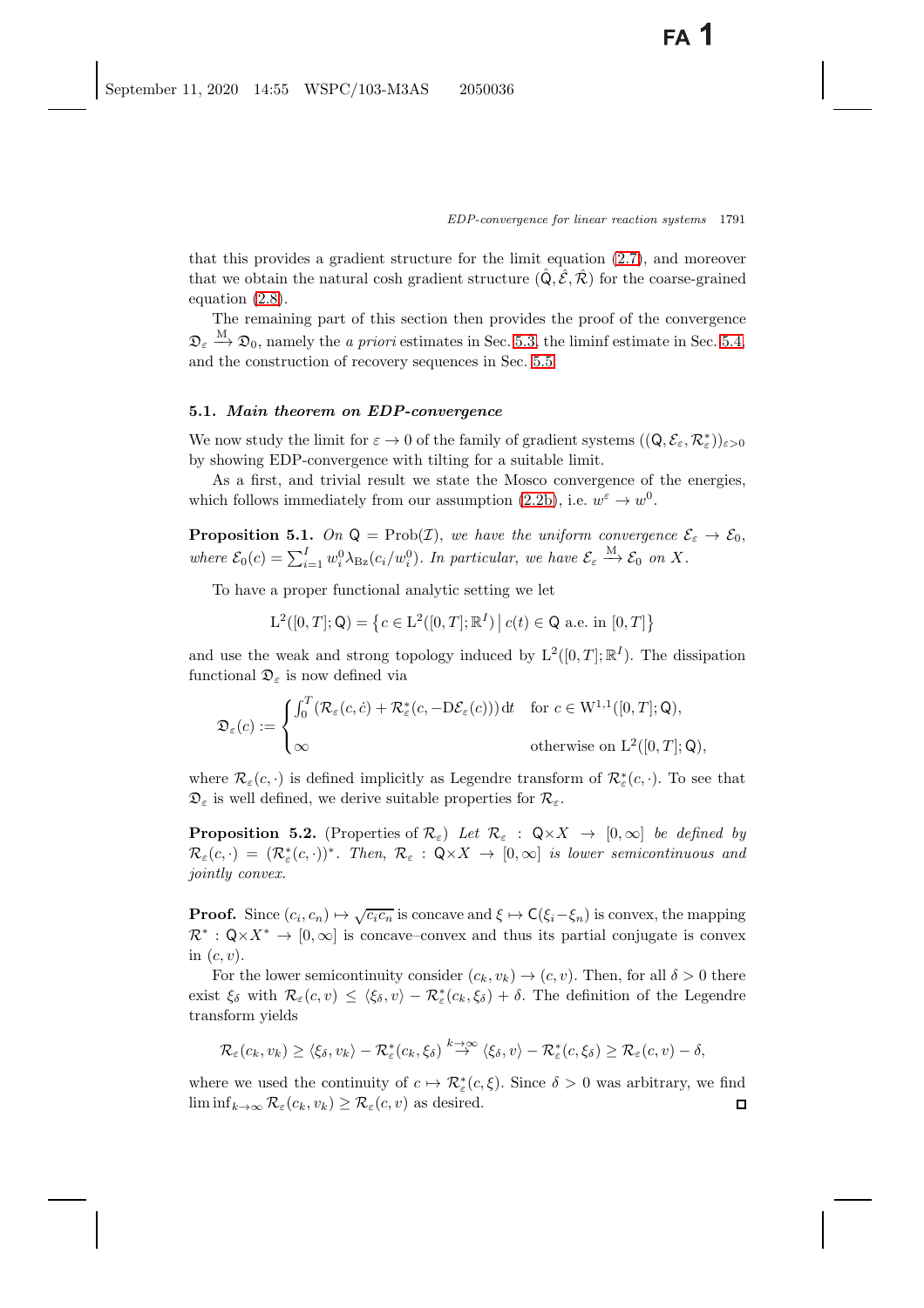that this provides a gradient structure for the limit equation (2.7), and moreover that we obtain the natural cosh gradient structure $(\hat{\mathsf{Q}}, \hat{\mathcal{E}}, \hat{\mathcal{R}})$ for the coarse-grained equation (2.8).

The remaining part of this section then provides the proof of the convergence $\mathfrak{D}_\varepsilon \xrightarrow{\mathrm{M}} \mathfrak{D}_0$, namely the *a priori* estimates in Sec. 5.3, the liminf estimate in Sec. 5.4, and the construction of recovery sequences in Sec. 5.5.

### 5.1. *Main theorem on EDP-convergence*

We now study the limit for $\varepsilon \to 0$ of the family of gradient systems $((\mathsf{Q}, \mathcal{E}_\varepsilon, \mathcal{R}^*_\varepsilon))_{\varepsilon>0}$ by showing EDP-convergence with tilting for a suitable limit.

As a first, and trivial result we state the Mosco convergence of the energies, which follows immediately from our assumption (2.2b), i.e. $w^\varepsilon \to w^0$.

**Proposition 5.1.** *On* $\mathsf{Q} = \mathrm{Prob}(\mathcal{I})$, *we have the uniform convergence* $\mathcal{E}_\varepsilon \to \mathcal{E}_0$, *where* $\mathcal{E}_0(c) = \sum_{i=1}^I w_i^0 \lambda_{\mathrm{Bz}}(c_i/w_i^0)$. *In particular, we have* $\mathcal{E}_\varepsilon \xrightarrow{\mathrm{M}} \mathcal{E}_0$ *on* $X$.

To have a proper functional analytic setting we let

$$\mathrm{L}^2([0,T];\mathsf{Q}) = \left\{ c \in \mathrm{L}^2([0,T];\mathbb{R}^I) \,\middle|\, c(t) \in \mathsf{Q} \text{ a.e. in } [0,T] \right\}$$

and use the weak and strong topology induced by $\mathrm{L}^2([0,T];\mathbb{R}^I)$. The dissipation functional $\mathfrak{D}_\varepsilon$ is now defined via

$$\mathfrak{D}_\varepsilon(c) := \begin{cases} \int_0^T (\mathcal{R}_\varepsilon(c,\dot{c}) + \mathcal{R}^*_\varepsilon(c, -\mathrm{D}\mathcal{E}_\varepsilon(c)))\,\mathrm{d}t & \text{for } c \in \mathrm{W}^{1,1}([0,T];\mathsf{Q}), \\ \infty & \text{otherwise on } \mathrm{L}^2([0,T];\mathsf{Q}), \end{cases}$$

where $\mathcal{R}_\varepsilon(c,\cdot)$ is defined implicitly as Legendre transform of $\mathcal{R}^*_\varepsilon(c,\cdot)$. To see that $\mathfrak{D}_\varepsilon$ is well defined, we derive suitable properties for $\mathcal{R}_\varepsilon$.

**Proposition 5.2.** (Properties of $\mathcal{R}_\varepsilon$) *Let* $\mathcal{R}_\varepsilon : \mathsf{Q}\times X \to [0,\infty]$ *be defined by* $\mathcal{R}_\varepsilon(c,\cdot) = (\mathcal{R}^*_\varepsilon(c,\cdot))^*$. *Then,* $\mathcal{R}_\varepsilon : \mathsf{Q}\times X \to [0,\infty]$ *is lower semicontinuous and jointly convex.*

**Proof.** Since $(c_i, c_n) \mapsto \sqrt{c_i c_n}$ is concave and $\xi \mapsto \mathsf{C}(\xi_i - \xi_n)$ is convex, the mapping $\mathcal{R}^* : \mathsf{Q}\times X^* \to [0,\infty]$ is concave–convex and thus its partial conjugate is convex in $(c,v)$.

For the lower semicontinuity consider $(c_k, v_k) \to (c,v)$. Then, for all $\delta > 0$ there exist $\xi_\delta$ with $\mathcal{R}_\varepsilon(c,v) \le \langle \xi_\delta, v\rangle - \mathcal{R}^*_\varepsilon(c,\xi_\delta) + \delta$. The definition of the Legendre transform yields

$$\mathcal{R}_\varepsilon(c_k, v_k) \ge \langle \xi_\delta, v_k\rangle - \mathcal{R}^*_\varepsilon(c_k,\xi_\delta) \overset{k\to\infty}{\to} \langle \xi_\delta, v\rangle - \mathcal{R}^*_\varepsilon(c,\xi_\delta) \ge \mathcal{R}_\varepsilon(c,v) - \delta,$$

where we used the continuity of $c \mapsto \mathcal{R}^*_\varepsilon(c,\xi)$. Since $\delta > 0$ was arbitrary, we find $\liminf_{k\to\infty} \mathcal{R}_\varepsilon(c_k,v_k) \ge \mathcal{R}_\varepsilon(c,v)$ as desired. $\square$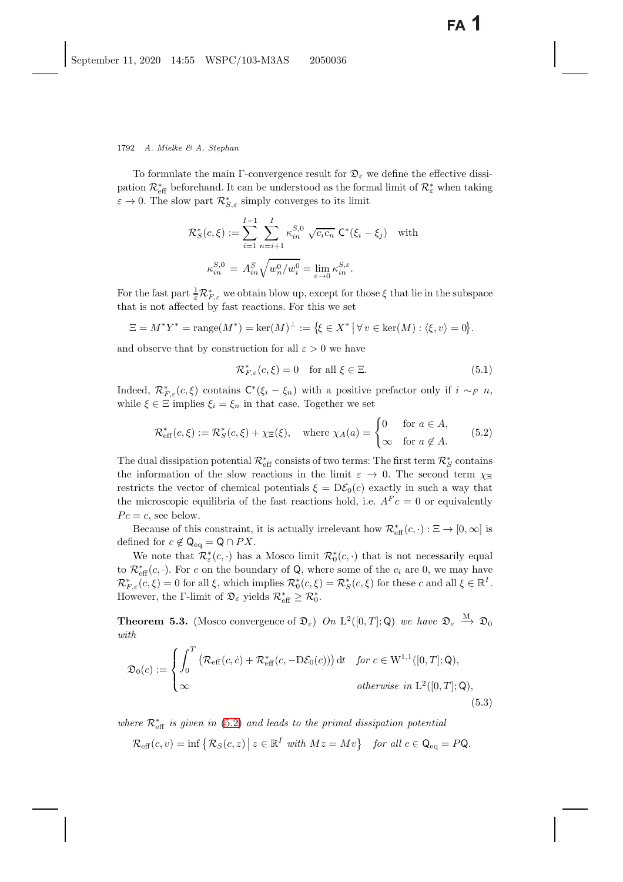To formulate the main Γ-convergence result for $\mathfrak{D}_\varepsilon$ we define the effective dissipation $\mathcal{R}^*_{\text{eff}}$ beforehand. It can be understood as the formal limit of $\mathcal{R}^*_\varepsilon$ when taking $\varepsilon \to 0$. The slow part $\mathcal{R}^*_{S,\varepsilon}$ simply converges to its limit

$$\mathcal{R}^*_S(c,\xi) := \sum_{i=1}^{I-1} \sum_{n=i+1}^{I} \kappa^{S,0}_{in} \sqrt{c_i c_n}\, \mathsf{C}^*(\xi_i - \xi_j) \quad \text{with}$$

$$\kappa^{S,0}_{in} = A^S_{in} \sqrt{w^0_n / w^0_i} = \lim_{\varepsilon \to 0} \kappa^{S,\varepsilon}_{in}.$$

For the fast part $\frac{1}{\varepsilon}\mathcal{R}^*_{F,\varepsilon}$ we obtain blow up, except for those $\xi$ that lie in the subspace that is not affected by fast reactions. For this we set

$$\Xi = M^* Y^* = \text{range}(M^*) = \ker(M)^\perp := \{\xi \in X^* \,|\, \forall\, v \in \ker(M) : \langle \xi, v\rangle = 0\}.$$

and observe that by construction for all $\varepsilon > 0$ we have

$$\mathcal{R}^*_{F,\varepsilon}(c,\xi) = 0 \quad \text{for all } \xi \in \Xi. \tag{5.1}$$

Indeed, $\mathcal{R}^*_{F,\varepsilon}(c,\xi)$ contains $\mathsf{C}^*(\xi_i - \xi_n)$ with a positive prefactor only if $i \sim_F n$, while $\xi \in \Xi$ implies $\xi_i = \xi_n$ in that case. Together we set

$$\mathcal{R}^*_{\text{eff}}(c,\xi) := \mathcal{R}^*_S(c,\xi) + \chi_\Xi(\xi), \quad \text{where } \chi_A(a) = \begin{cases} 0 & \text{for } a \in A, \\ \infty & \text{for } a \notin A. \end{cases} \tag{5.2}$$

The dual dissipation potential $\mathcal{R}^*_{\text{eff}}$ consists of two terms: The first term $\mathcal{R}^*_S$ contains the information of the slow reactions in the limit $\varepsilon \to 0$. The second term $\chi_\Xi$ restricts the vector of chemical potentials $\xi = \mathrm{D}\mathcal{E}_0(c)$ exactly in such a way that the microscopic equilibria of the fast reactions hold, i.e. $A^F c = 0$ or equivalently $Pc = c$, see below.

Because of this constraint, it is actually irrelevant how $\mathcal{R}^*_{\text{eff}}(c,\cdot) : \Xi \to [0,\infty]$ is defined for $c \notin \mathsf{Q}_{\text{eq}} = \mathsf{Q} \cap PX$.

We note that $\mathcal{R}^*_\varepsilon(c,\cdot)$ has a Mosco limit $\mathcal{R}^*_0(c,\cdot)$ that is not necessarily equal to $\mathcal{R}^*_{\text{eff}}(c,\cdot)$. For $c$ on the boundary of $\mathsf{Q}$, where some of the $c_i$ are 0, we may have $\mathcal{R}^*_{F,\varepsilon}(c,\xi) = 0$ for all $\xi$, which implies $\mathcal{R}^*_0(c,\xi) = \mathcal{R}^*_S(c,\xi)$ for these $c$ and all $\xi \in \mathbb{R}^I$. However, the Γ-limit of $\mathfrak{D}_\varepsilon$ yields $\mathcal{R}^*_{\text{eff}} \geq \mathcal{R}^*_0$.

**Theorem 5.3.** (Mosco convergence of $\mathfrak{D}_\varepsilon$) *On* $\mathrm{L}^2([0,T];\mathsf{Q})$ *we have* $\mathfrak{D}_\varepsilon \xrightarrow{\mathrm{M}} \mathfrak{D}_0$ *with*

$$\mathfrak{D}_0(c) := \begin{cases} \displaystyle\int_0^T \big(\mathcal{R}_{\text{eff}}(c,\dot c) + \mathcal{R}^*_{\text{eff}}(c, -\mathrm{D}\mathcal{E}_0(c))\big)\,\mathrm{d}t & \text{for } c \in \mathrm{W}^{1,1}([0,T];\mathsf{Q}), \\ \infty & \text{otherwise in } \mathrm{L}^2([0,T];\mathsf{Q}), \end{cases} \tag{5.3}$$

*where* $\mathcal{R}^*_{\text{eff}}$ *is given in* (5.2) *and leads to the primal dissipation potential*

$$\mathcal{R}_{\text{eff}}(c,v) = \inf\{\mathcal{R}_S(c,z) \,|\, z \in \mathbb{R}^I \text{ with } Mz = Mv\} \quad \text{for all } c \in \mathsf{Q}_{\text{eq}} = P\mathsf{Q}.$$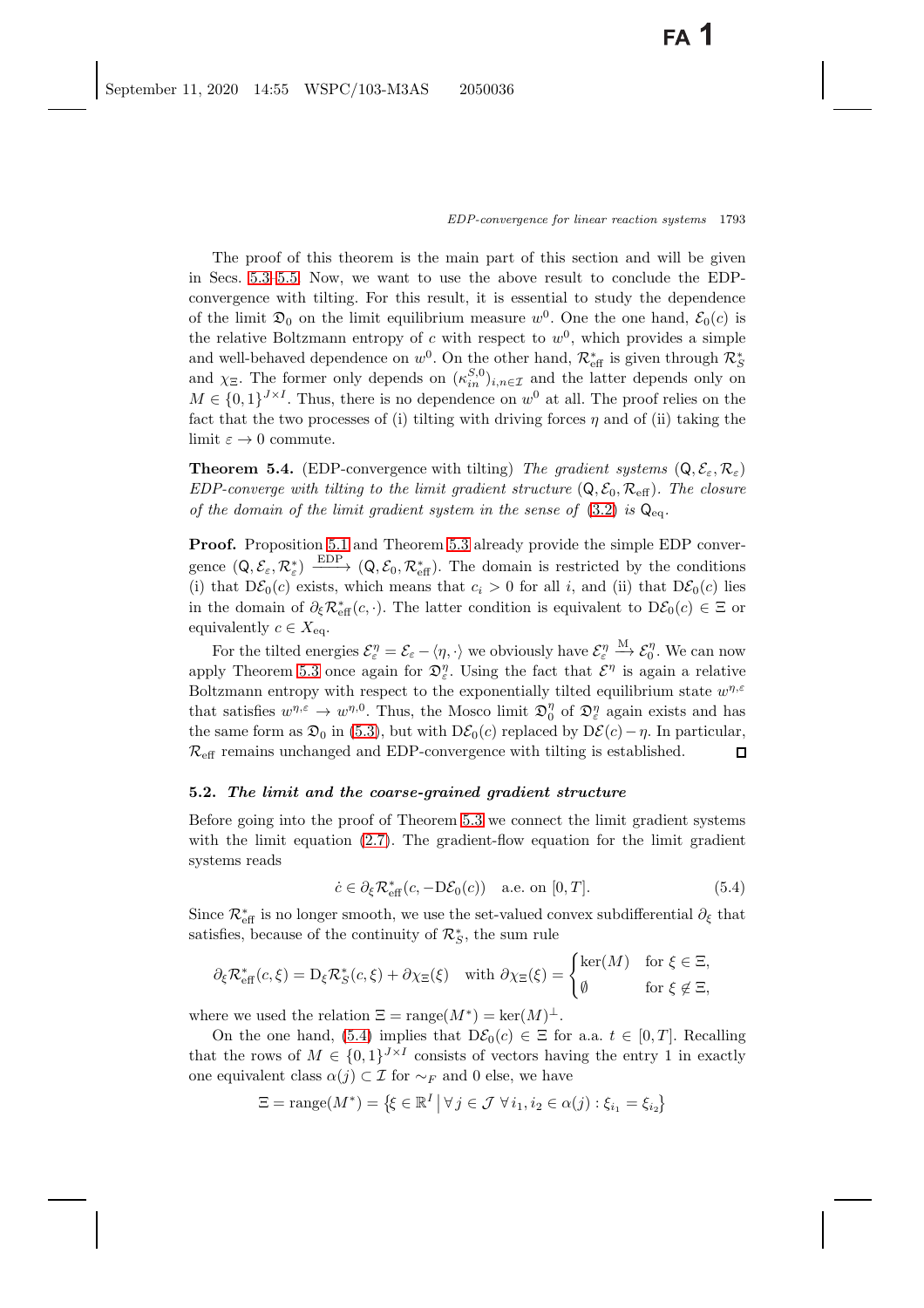The proof of this theorem is the main part of this section and will be given in Secs. 5.3–5.5. Now, we want to use the above result to conclude the EDP-convergence with tilting. For this result, it is essential to study the dependence of the limit $\mathfrak{D}_0$ on the limit equilibrium measure $w^0$. One the one hand, $\mathcal{E}_0(c)$ is the relative Boltzmann entropy of $c$ with respect to $w^0$, which provides a simple and well-behaved dependence on $w^0$. On the other hand, $\mathcal{R}^*_{\text{eff}}$ is given through $\mathcal{R}^*_S$ and $\chi_\Xi$. The former only depends on $(\kappa^{S,0}_{in})_{i,n\in\mathcal{I}}$ and the latter depends only on $M \in \{0,1\}^{J\times I}$. Thus, there is no dependence on $w^0$ at all. The proof relies on the fact that the two processes of (i) tilting with driving forces $\eta$ and of (ii) taking the limit $\varepsilon \to 0$ commute.

**Theorem 5.4.** (EDP-convergence with tilting) *The gradient systems $(\mathsf{Q}, \mathcal{E}_\varepsilon, \mathcal{R}_\varepsilon)$ EDP-converge with tilting to the limit gradient structure $(\mathsf{Q}, \mathcal{E}_0, \mathcal{R}_{\text{eff}})$. The closure of the domain of the limit gradient system in the sense of (3.2) is $\mathsf{Q}_{\text{eq}}$.*

**Proof.** Proposition 5.1 and Theorem 5.3 already provide the simple EDP convergence $(\mathsf{Q}, \mathcal{E}_\varepsilon, \mathcal{R}^*_\varepsilon) \xrightarrow{\text{EDP}} (\mathsf{Q}, \mathcal{E}_0, \mathcal{R}^*_{\text{eff}})$. The domain is restricted by the conditions (i) that $\mathrm{D}\mathcal{E}_0(c)$ exists, which means that $c_i > 0$ for all $i$, and (ii) that $\mathrm{D}\mathcal{E}_0(c)$ lies in the domain of $\partial_\xi \mathcal{R}^*_{\text{eff}}(c, \cdot)$. The latter condition is equivalent to $\mathrm{D}\mathcal{E}_0(c) \in \Xi$ or equivalently $c \in X_{\text{eq}}$.

For the tilted energies $\mathcal{E}^\eta_\varepsilon = \mathcal{E}_\varepsilon - \langle \eta, \cdot \rangle$ we obviously have $\mathcal{E}^\eta_\varepsilon \xrightarrow{\text{M}} \mathcal{E}^\eta_0$. We can now apply Theorem 5.3 once again for $\mathfrak{D}^\eta_\varepsilon$. Using the fact that $\mathcal{E}^\eta$ is again a relative Boltzmann entropy with respect to the exponentially tilted equilibrium state $w^{\eta,\varepsilon}$ that satisfies $w^{\eta,\varepsilon} \to w^{\eta,0}$. Thus, the Mosco limit $\mathfrak{D}^\eta_0$ of $\mathfrak{D}^\eta_\varepsilon$ again exists and has the same form as $\mathfrak{D}_0$ in (5.3), but with $\mathrm{D}\mathcal{E}_0(c)$ replaced by $\mathrm{D}\mathcal{E}(c) - \eta$. In particular, $\mathcal{R}_{\text{eff}}$ remains unchanged and EDP-convergence with tilting is established. $\square$

### 5.2. *The limit and the coarse-grained gradient structure*

Before going into the proof of Theorem 5.3 we connect the limit gradient systems with the limit equation (2.7). The gradient-flow equation for the limit gradient systems reads

$$\dot{c} \in \partial_\xi \mathcal{R}^*_{\text{eff}}(c, -\mathrm{D}\mathcal{E}_0(c)) \quad \text{a.e. on } [0,T]. \tag{5.4}$$

Since $\mathcal{R}^*_{\text{eff}}$ is no longer smooth, we use the set-valued convex subdifferential $\partial_\xi$ that satisfies, because of the continuity of $\mathcal{R}^*_S$, the sum rule

$$\partial_\xi \mathcal{R}^*_{\text{eff}}(c, \xi) = \mathrm{D}_\xi \mathcal{R}^*_S(c, \xi) + \partial \chi_\Xi(\xi) \quad \text{with } \partial \chi_\Xi(\xi) = \begin{cases} \ker(M) & \text{for } \xi \in \Xi, \\ \emptyset & \text{for } \xi \notin \Xi, \end{cases}$$

where we used the relation $\Xi = \text{range}(M^*) = \ker(M)^\perp$.

On the one hand, (5.4) implies that $\mathrm{D}\mathcal{E}_0(c) \in \Xi$ for a.a. $t \in [0,T]$. Recalling that the rows of $M \in \{0,1\}^{J\times I}$ consists of vectors having the entry 1 in exactly one equivalent class $\alpha(j) \subset \mathcal{I}$ for $\sim_F$ and 0 else, we have

$$\Xi = \text{range}(M^*) = \left\{\xi \in \mathbb{R}^I \,\middle|\, \forall j \in \mathcal{J}\ \forall i_1, i_2 \in \alpha(j) : \xi_{i_1} = \xi_{i_2}\right\}$$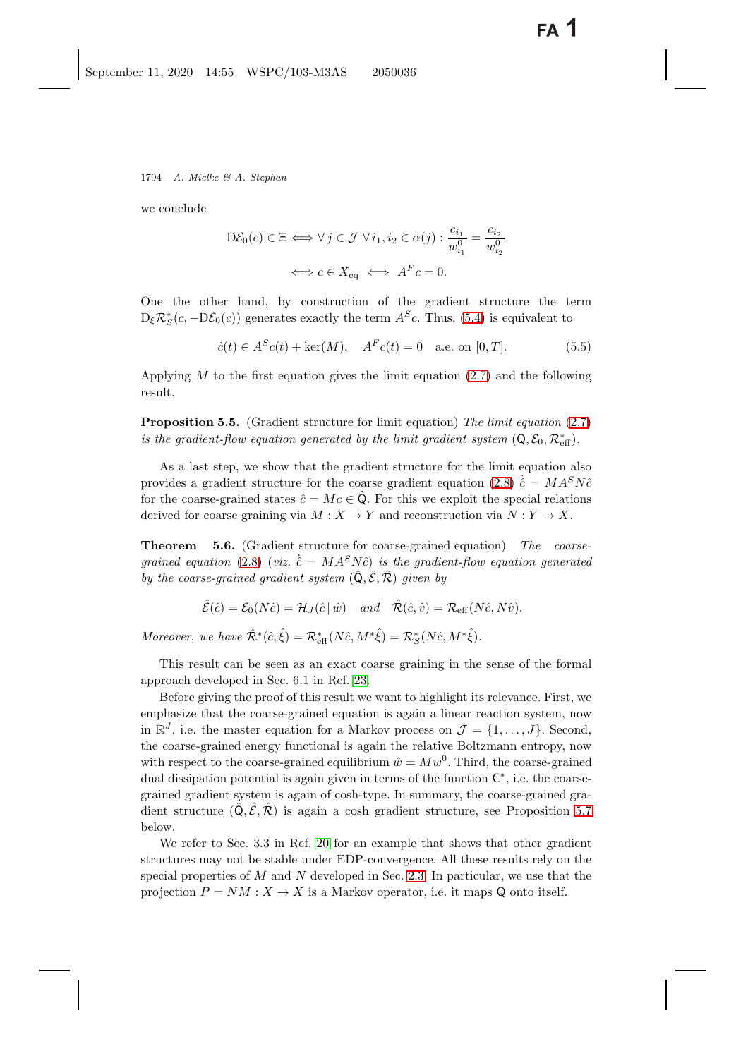we conclude

$$\mathrm{D}\mathcal{E}_0(c) \in \Xi \iff \forall\, j \in \mathcal{J}\ \forall\, i_1, i_2 \in \alpha(j) : \frac{c_{i_1}}{w^0_{i_1}} = \frac{c_{i_2}}{w^0_{i_2}}$$

$$\iff c \in X_{\mathrm{eq}} \iff A^F c = 0.$$

One the other hand, by construction of the gradient structure the term $\mathrm{D}_\xi \mathcal{R}^*_S(c, -\mathrm{D}\mathcal{E}_0(c))$ generates exactly the term $A^S c$. Thus, (5.4) is equivalent to

$$\dot{c}(t) \in A^S c(t) + \ker(M), \quad A^F c(t) = 0 \quad \text{a.e. on } [0,T]. \tag{5.5}$$

Applying $M$ to the first equation gives the limit equation (2.7) and the following result.

**Proposition 5.5.** (Gradient structure for limit equation) *The limit equation* (2.7) *is the gradient-flow equation generated by the limit gradient system* $(\mathsf{Q}, \mathcal{E}_0, \mathcal{R}^*_{\mathrm{eff}})$.

As a last step, we show that the gradient structure for the limit equation also provides a gradient structure for the coarse gradient equation (2.8) $\dot{\hat{c}} = MA^S N\hat{c}$ for the coarse-grained states $\hat{c} = Mc \in \hat{\mathsf{Q}}$. For this we exploit the special relations derived for coarse graining via $M : X \to Y$ and reconstruction via $N : Y \to X$.

**Theorem 5.6.** (Gradient structure for coarse-grained equation) *The coarse-grained equation* (2.8) *(viz.* $\dot{\hat{c}} = MA^S N\hat{c}$*) is the gradient-flow equation generated by the coarse-grained gradient system* $(\hat{\mathsf{Q}}, \hat{\mathcal{E}}, \hat{\mathcal{R}})$ *given by*

$$\hat{\mathcal{E}}(\hat{c}) = \mathcal{E}_0(N\hat{c}) = \mathcal{H}_J(\hat{c}\,|\,\hat{w}) \quad \textit{and} \quad \hat{\mathcal{R}}(\hat{c}, \hat{v}) = \mathcal{R}_{\mathrm{eff}}(N\hat{c}, N\hat{v}).$$

*Moreover, we have* $\hat{\mathcal{R}}^*(\hat{c}, \hat{\xi}) = \mathcal{R}^*_{\mathrm{eff}}(N\hat{c}, M^*\hat{\xi}) = \mathcal{R}^*_S(N\hat{c}, M^*\hat{\xi})$.

This result can be seen as an exact coarse graining in the sense of the formal approach developed in Sec. 6.1 in Ref. 23.

Before giving the proof of this result we want to highlight its relevance. First, we emphasize that the coarse-grained equation is again a linear reaction system, now in $\mathbb{R}^J$, i.e. the master equation for a Markov process on $\mathcal{J} = \{1, \ldots, J\}$. Second, the coarse-grained energy functional is again the relative Boltzmann entropy, now with respect to the coarse-grained equilibrium $\hat{w} = Mw^0$. Third, the coarse-grained dual dissipation potential is again given in terms of the function $\mathsf{C}^*$, i.e. the coarse-grained gradient system is again of cosh-type. In summary, the coarse-grained gradient structure $(\hat{\mathsf{Q}}, \hat{\mathcal{E}}, \hat{\mathcal{R}})$ is again a cosh gradient structure, see Proposition 5.7 below.

We refer to Sec. 3.3 in Ref. 20 for an example that shows that other gradient structures may not be stable under EDP-convergence. All these results rely on the special properties of $M$ and $N$ developed in Sec. 2.3. In particular, we use that the projection $P = NM : X \to X$ is a Markov operator, i.e. it maps $\mathsf{Q}$ onto itself.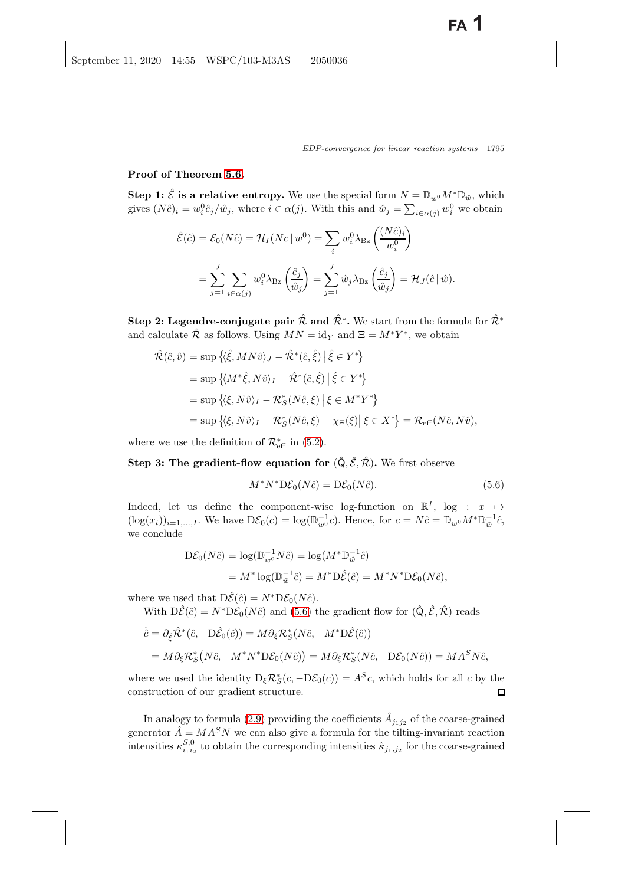**Proof of Theorem 5.6.**

**Step 1: $\hat{\mathcal{E}}$ is a relative entropy.** We use the special form $N = \mathbb{D}_{w^0} M^* \mathbb{D}_{\hat{w}}$, which gives $(N\hat{c})_i = w_i^0 \hat{c}_j / \hat{w}_j$, where $i \in \alpha(j)$. With this and $\hat{w}_j = \sum_{i\in\alpha(j)} w_i^0$ we obtain

$$
\begin{aligned}
\hat{\mathcal{E}}(\hat{c}) &= \mathcal{E}_0(N\hat{c}) = \mathcal{H}_I(Nc \,|\, w^0) = \sum_i w_i^0 \lambda_{\mathrm{Bz}}\left(\frac{(N\hat{c})_i}{w_i^0}\right) \\
&= \sum_{j=1}^{J} \sum_{i\in\alpha(j)} w_i^0 \lambda_{\mathrm{Bz}}\left(\frac{\hat{c}_j}{\hat{w}_j}\right) = \sum_{j=1}^{J} \hat{w}_j \lambda_{\mathrm{Bz}}\left(\frac{\hat{c}_j}{\hat{w}_j}\right) = \mathcal{H}_J(\hat{c} \,|\, \hat{w}).
\end{aligned}
$$

**Step 2: Legendre-conjugate pair $\hat{\mathcal{R}}$ and $\hat{\mathcal{R}}^*$.** We start from the formula for $\hat{\mathcal{R}}^*$ and calculate $\hat{\mathcal{R}}$ as follows. Using $MN = \mathrm{id}_Y$ and $\Xi = M^* Y^*$, we obtain

$$
\begin{aligned}
\hat{\mathcal{R}}(\hat{c}, \hat{v}) &= \sup\left\{ \langle \hat{\xi}, MN\hat{v} \rangle_J - \hat{\mathcal{R}}^*(\hat{c}, \hat{\xi}) \,\middle|\, \hat{\xi} \in Y^* \right\} \\
&= \sup\left\{ \langle M^*\hat{\xi}, N\hat{v} \rangle_I - \hat{\mathcal{R}}^*(\hat{c}, \hat{\xi}) \,\middle|\, \hat{\xi} \in Y^* \right\} \\
&= \sup\left\{ \langle \xi, N\hat{v} \rangle_I - \mathcal{R}_S^*(N\hat{c}, \xi) \,\middle|\, \xi \in M^* Y^* \right\} \\
&= \sup\left\{ \langle \xi, N\hat{v} \rangle_I - \mathcal{R}_S^*(N\hat{c}, \xi) - \chi_\Xi(\xi) \,\middle|\, \xi \in X^* \right\} = \mathcal{R}_{\mathrm{eff}}(N\hat{c}, N\hat{v}),
\end{aligned}
$$

where we use the definition of $\mathcal{R}_{\mathrm{eff}}^*$ in (5.2).

**Step 3: The gradient-flow equation for $(\hat{\mathsf{Q}}, \hat{\mathcal{E}}, \hat{\mathcal{R}})$.** We first observe

$$
M^* N^* \mathrm{D}\mathcal{E}_0(N\hat{c}) = \mathrm{D}\mathcal{E}_0(N\hat{c}). \tag{5.6}
$$

Indeed, let us define the component-wise log-function on $\mathbb{R}^I$, $\log : x \mapsto (\log(x_i))_{i=1,\ldots,I}$. We have $\mathrm{D}\mathcal{E}_0(c) = \log(\mathbb{D}_{w^0}^{-1} c)$. Hence, for $c = N\hat{c} = \mathbb{D}_{w^0} M^* \mathbb{D}_{\hat{w}}^{-1} \hat{c}$, we conclude

$$
\begin{aligned}
\mathrm{D}\mathcal{E}_0(N\hat{c}) &= \log(\mathbb{D}_{w^0}^{-1} N\hat{c}) = \log(M^* \mathbb{D}_{\hat{w}}^{-1} \hat{c}) \\
&= M^* \log(\mathbb{D}_{\hat{w}}^{-1} \hat{c}) = M^* \mathrm{D}\hat{\mathcal{E}}(\hat{c}) = M^* N^* \mathrm{D}\mathcal{E}_0(N\hat{c}),
\end{aligned}
$$

where we used that $\mathrm{D}\hat{\mathcal{E}}(\hat{c}) = N^* \mathrm{D}\mathcal{E}_0(N\hat{c})$.

With $\mathrm{D}\hat{\mathcal{E}}(\hat{c}) = N^* \mathrm{D}\mathcal{E}_0(N\hat{c})$ and (5.6) the gradient flow for $(\hat{\mathsf{Q}}, \hat{\mathcal{E}}, \hat{\mathcal{R}})$ reads

$$
\begin{aligned}
\dot{\hat{c}} &= \partial_{\hat{\xi}} \hat{\mathcal{R}}^*(\hat{c}, -\mathrm{D}\hat{\mathcal{E}}_0(\hat{c})) = M \partial_\xi \mathcal{R}_S^*(N\hat{c}, -M^* \mathrm{D}\hat{\mathcal{E}}(\hat{c})) \\
&= M \partial_\xi \mathcal{R}_S^*\big(N\hat{c}, -M^* N^* \mathrm{D}\mathcal{E}_0(N\hat{c})\big) = M \partial_\xi \mathcal{R}_S^*(N\hat{c}, -\mathrm{D}\mathcal{E}_0(N\hat{c})) = M A^S N\hat{c},
\end{aligned}
$$

where we used the identity $\mathrm{D}_\xi \mathcal{R}_S^*(c, -\mathrm{D}\mathcal{E}_0(c)) = A^S c$, which holds for all $c$ by the construction of our gradient structure. $\square$

In analogy to formula (2.9) providing the coefficients $\hat{A}_{j_1 j_2}$ of the coarse-grained generator $\hat{A} = M A^S N$ we can also give a formula for the tilting-invariant reaction intensities $\kappa_{i_1 i_2}^{S,0}$ to obtain the corresponding intensities $\hat{\kappa}_{j_1, j_2}$ for the coarse-grained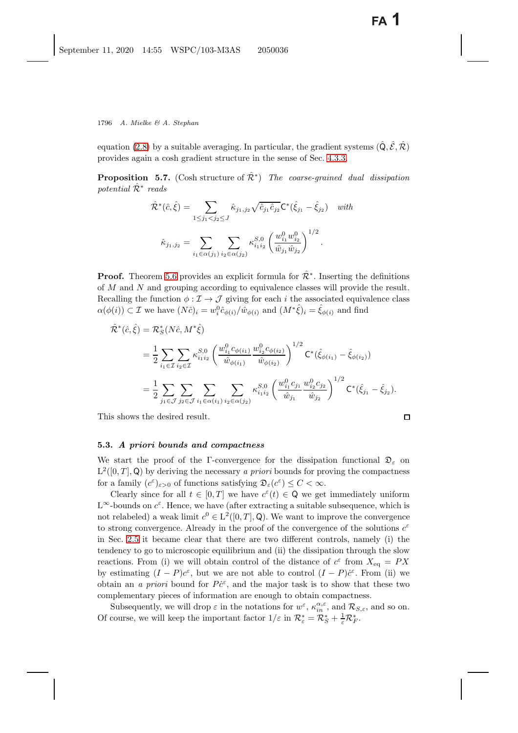equation (2.8) by a suitable averaging. In particular, the gradient systems $(\hat{\mathsf{Q}}, \hat{\mathcal{E}}, \hat{\mathcal{R}})$ provides again a cosh gradient structure in the sense of Sec. 4.3.3.

**Proposition 5.7.** (Cosh structure of $\hat{\mathcal{R}}^*$) *The coarse-grained dual dissipation potential* $\hat{\mathcal{R}}^*$ *reads*

$$\hat{\mathcal{R}}^*(\hat{c}, \hat{\xi}) = \sum_{1 \le j_1 < j_2 \le J} \hat{\kappa}_{j_1, j_2} \sqrt{\hat{c}_{j_1} \hat{c}_{j_2}} \, \mathsf{C}^*(\hat{\xi}_{j_1} - \hat{\xi}_{j_2}) \quad \textit{with}$$

$$\hat{\kappa}_{j_1, j_2} = \sum_{i_1 \in \alpha(j_1)} \sum_{i_2 \in \alpha(j_2)} \kappa^{S,0}_{i_1 i_2} \left( \frac{w^0_{i_1} w^0_{i_2}}{\hat{w}_{j_1} \hat{w}_{j_2}} \right)^{1/2}.$$

**Proof.** Theorem 5.6 provides an explicit formula for $\hat{\mathcal{R}}^*$. Inserting the definitions of $M$ and $N$ and grouping according to equivalence classes will provide the result. Recalling the function $\phi : \mathcal{I} \to \mathcal{J}$ giving for each $i$ the associated equivalence class $\alpha(\phi(i)) \subset \mathcal{I}$ we have $(N\hat{c})_i = w^0_i \hat{c}_{\phi(i)} / \hat{w}_{\phi(i)}$ and $(M^*\hat{\xi})_i = \hat{\xi}_{\phi(i)}$ and find

$$\begin{aligned}
\hat{\mathcal{R}}^*(\hat{c}, \hat{\xi}) &= \mathcal{R}^*_S(N\hat{c}, M^*\hat{\xi}) \\
&= \frac{1}{2} \sum_{i_1 \in \mathcal{I}} \sum_{i_2 \in \mathcal{I}} \kappa^{S,0}_{i_1 i_2} \left( \frac{w^0_{i_1} c_{\phi(i_1)}}{\hat{w}_{\phi(i_1)}} \frac{w^0_{i_2} c_{\phi(i_2)}}{\hat{w}_{\phi(i_2)}} \right)^{1/2} \mathsf{C}^*(\hat{\xi}_{\phi(i_1)} - \hat{\xi}_{\phi(i_2)}) \\
&= \frac{1}{2} \sum_{j_1 \in \mathcal{J}} \sum_{j_2 \in \mathcal{J}} \sum_{i_1 \in \alpha(j_1)} \sum_{i_2 \in \alpha(j_2)} \kappa^{S,0}_{i_1 i_2} \left( \frac{w^0_{i_1} c_{j_1}}{\hat{w}_{j_1}} \frac{w^0_{i_2} c_{j_2}}{\hat{w}_{j_2}} \right)^{1/2} \mathsf{C}^*(\hat{\xi}_{j_1} - \hat{\xi}_{j_2}).
\end{aligned}$$

This shows the desired result. $\square$

### 5.3. *A priori bounds and compactness*

We start the proof of the Γ-convergence for the dissipation functional $\mathfrak{D}_\varepsilon$ on $\mathrm{L}^2([0,T], \mathsf{Q})$ by deriving the necessary *a priori* bounds for proving the compactness for a family $(c^\varepsilon)_{\varepsilon > 0}$ of functions satisfying $\mathfrak{D}_\varepsilon(c^\varepsilon) \le C < \infty$.

Clearly since for all $t \in [0,T]$ we have $c^\varepsilon(t) \in \mathsf{Q}$ we get immediately uniform $\mathrm{L}^\infty$-bounds on $c^\varepsilon$. Hence, we have (after extracting a suitable subsequence, which is not relabeled) a weak limit $c^0 \in \mathrm{L}^2([0,T], \mathsf{Q})$. We want to improve the convergence to strong convergence. Already in the proof of the convergence of the solutions $c^\varepsilon$ in Sec. 2.5 it became clear that there are two different controls, namely (i) the tendency to go to microscopic equilibrium and (ii) the dissipation through the slow reactions. From (i) we will obtain control of the distance of $c^\varepsilon$ from $X_{\mathrm{eq}} = PX$ by estimating $(I-P)c^\varepsilon$, but we are not able to control $(I-P)\dot{c}^\varepsilon$. From (ii) we obtain an *a priori* bound for $P\dot{c}^\varepsilon$, and the major task is to show that these two complementary pieces of information are enough to obtain compactness.

Subsequently, we will drop $\varepsilon$ in the notations for $w^\varepsilon$, $\kappa^{\alpha,\varepsilon}_{in}$, and $\mathcal{R}_{S,\varepsilon}$, and so on. Of course, we will keep the important factor $1/\varepsilon$ in $\mathcal{R}^*_\varepsilon = \mathcal{R}^*_S + \frac{1}{\varepsilon}\mathcal{R}^*_F$.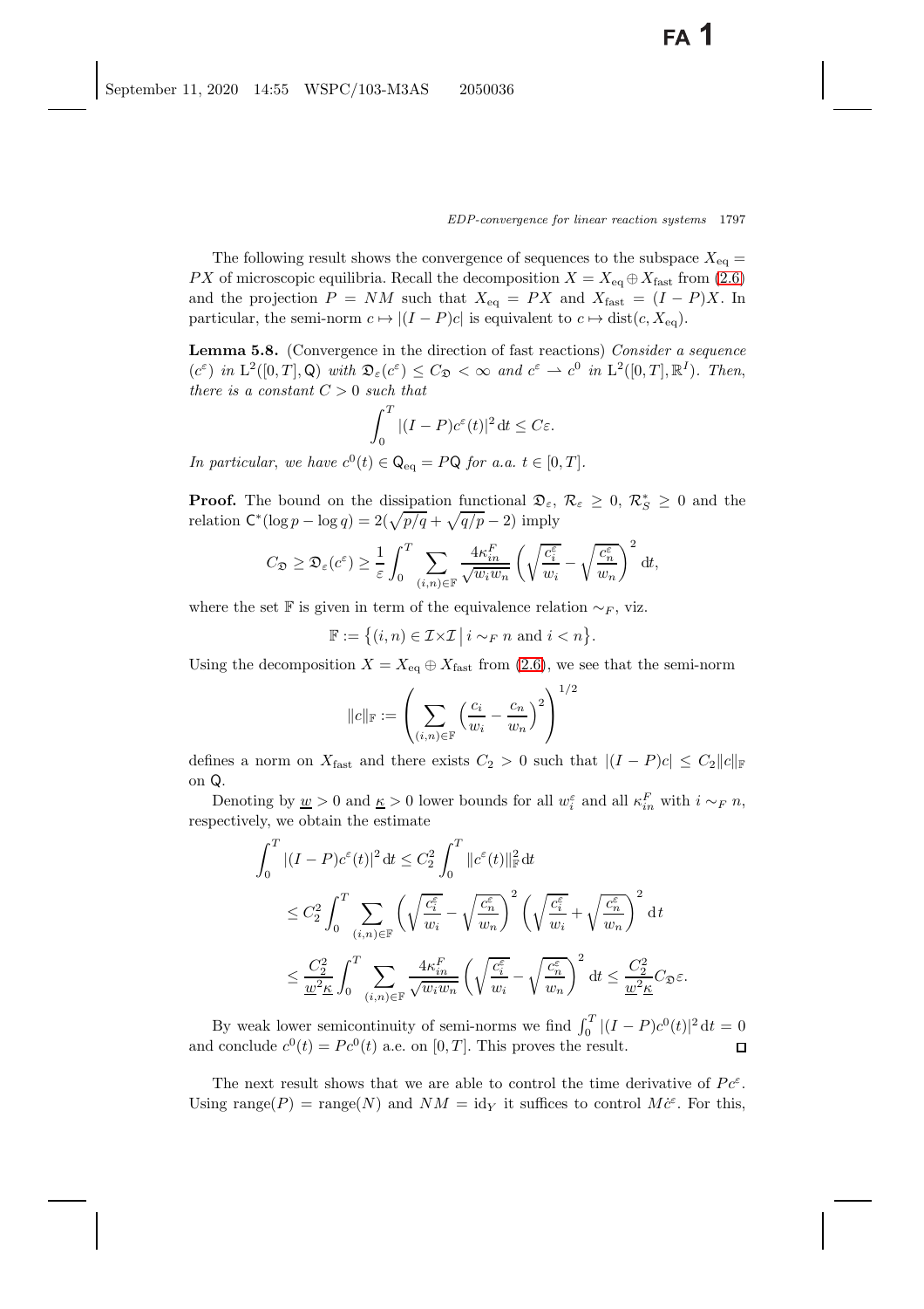The following result shows the convergence of sequences to the subspace $X_{\rm eq} = PX$ of microscopic equilibria. Recall the decomposition $X = X_{\rm eq} \oplus X_{\rm fast}$ from (2.6) and the projection $P = NM$ such that $X_{\rm eq} = PX$ and $X_{\rm fast} = (I-P)X$. In particular, the semi-norm $c \mapsto |(I-P)c|$ is equivalent to $c \mapsto \mathrm{dist}(c, X_{\rm eq})$.

**Lemma 5.8.** (Convergence in the direction of fast reactions) *Consider a sequence $(c^\varepsilon)$ in $\mathrm{L}^2([0,T],\mathsf{Q})$ with $\mathfrak{D}_\varepsilon(c^\varepsilon) \le C_{\mathfrak{D}} < \infty$ and $c^\varepsilon \rightharpoonup c^0$ in $\mathrm{L}^2([0,T],\mathbb{R}^I)$. Then, there is a constant $C > 0$ such that*

$$\int_0^T |(I-P)c^\varepsilon(t)|^2 \,\mathrm{d}t \le C\varepsilon.$$

*In particular, we have $c^0(t) \in \mathsf{Q}_{\rm eq} = P\mathsf{Q}$ for a.a. $t \in [0,T]$.*

**Proof.** The bound on the dissipation functional $\mathfrak{D}_\varepsilon$, $\mathcal{R}_\varepsilon \ge 0$, $\mathcal{R}_S^* \ge 0$ and the relation $\mathsf{C}^*(\log p - \log q) = 2(\sqrt{p/q} + \sqrt{q/p} - 2)$ imply

$$C_{\mathfrak{D}} \ge \mathfrak{D}_\varepsilon(c^\varepsilon) \ge \frac{1}{\varepsilon}\int_0^T \sum_{(i,n)\in\mathbb{F}} \frac{4\kappa_{in}^F}{\sqrt{w_i w_n}}\left(\sqrt{\frac{c_i^\varepsilon}{w_i}} - \sqrt{\frac{c_n^\varepsilon}{w_n}}\right)^2 \mathrm{d}t,$$

where the set $\mathbb{F}$ is given in term of the equivalence relation $\sim_F$, viz.

$$\mathbb{F} := \big\{(i,n) \in \mathcal{I}\times\mathcal{I} \,\big|\, i \sim_F n \text{ and } i < n\big\}.$$

Using the decomposition $X = X_{\rm eq} \oplus X_{\rm fast}$ from (2.6), we see that the semi-norm

$$\|c\|_{\mathbb{F}} := \left(\sum_{(i,n)\in\mathbb{F}} \left(\frac{c_i}{w_i} - \frac{c_n}{w_n}\right)^2\right)^{1/2}$$

defines a norm on $X_{\rm fast}$ and there exists $C_2 > 0$ such that $|(I-P)c| \le C_2\|c\|_{\mathbb{F}}$ on $\mathsf{Q}$.

Denoting by $\underline{w} > 0$ and $\underline{\kappa} > 0$ lower bounds for all $w_i^\varepsilon$ and all $\kappa_{in}^F$ with $i \sim_F n$, respectively, we obtain the estimate

$$\begin{aligned}
\int_0^T |(I-P)c^\varepsilon(t)|^2 \,\mathrm{d}t &\le C_2^2 \int_0^T \|c^\varepsilon(t)\|_{\mathbb{F}}^2 \,\mathrm{d}t \\
&\le C_2^2 \int_0^T \sum_{(i,n)\in\mathbb{F}} \left(\sqrt{\frac{c_i^\varepsilon}{w_i}} - \sqrt{\frac{c_n^\varepsilon}{w_n}}\right)^2 \left(\sqrt{\frac{c_i^\varepsilon}{w_i}} + \sqrt{\frac{c_n^\varepsilon}{w_n}}\right)^2 \mathrm{d}t \\
&\le \frac{C_2^2}{\underline{w}^2\underline{\kappa}} \int_0^T \sum_{(i,n)\in\mathbb{F}} \frac{4\kappa_{in}^F}{\sqrt{w_i w_n}}\left(\sqrt{\frac{c_i^\varepsilon}{w_i}} - \sqrt{\frac{c_n^\varepsilon}{w_n}}\right)^2 \mathrm{d}t \le \frac{C_2^2}{\underline{w}^2\underline{\kappa}} C_{\mathfrak{D}}\varepsilon.
\end{aligned}$$

By weak lower semicontinuity of semi-norms we find $\int_0^T |(I-P)c^0(t)|^2 \,\mathrm{d}t = 0$ and conclude $c^0(t) = Pc^0(t)$ a.e. on $[0,T]$. This proves the result. ∎

The next result shows that we are able to control the time derivative of $Pc^\varepsilon$. Using $\mathrm{range}(P) = \mathrm{range}(N)$ and $NM = \mathrm{id}_Y$ it suffices to control $M\dot{c}^\varepsilon$. For this,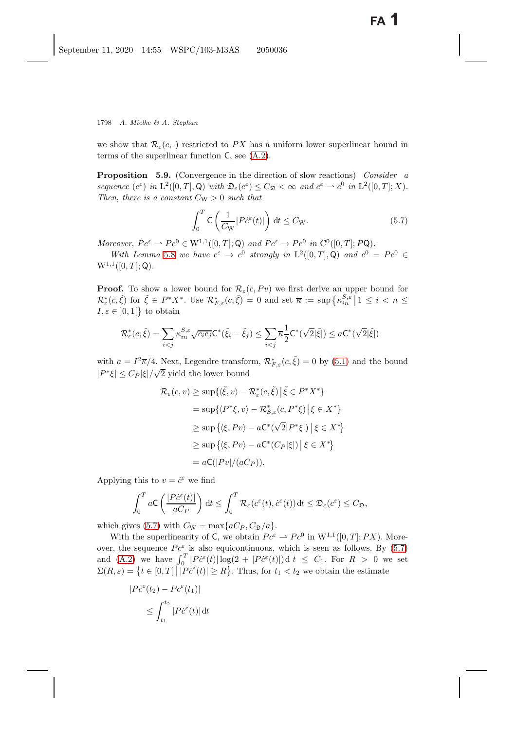we show that $\mathcal{R}_\varepsilon(c,\cdot)$ restricted to $PX$ has a uniform lower superlinear bound in terms of the superlinear function $\mathsf{C}$, see (A.2).

**Proposition 5.9.** (Convergence in the direction of slow reactions) *Consider a sequence $(c^\varepsilon)$ in $\mathrm{L}^2([0,T],\mathsf{Q})$ with $\mathfrak{D}_\varepsilon(c^\varepsilon) \le C_\mathfrak{D} < \infty$ and $c^\varepsilon \rightharpoonup c^0$ in $\mathrm{L}^2([0,T];X)$. Then, there is a constant $C_\mathrm{W} > 0$ such that*

$$\int_0^T \mathsf{C}\left(\frac{1}{C_\mathrm{W}}|P\dot{c}^\varepsilon(t)|\right)\mathrm{d}t \le C_\mathrm{W}. \tag{5.7}$$

*Moreover, $Pc^\varepsilon \rightharpoonup Pc^0 \in \mathrm{W}^{1,1}([0,T];\mathsf{Q})$ and $Pc^\varepsilon \to Pc^0$ in $\mathrm{C}^0([0,T];P\mathsf{Q})$.*

*With Lemma 5.8 we have $c^\varepsilon \to c^0$ strongly in $\mathrm{L}^2([0,T],\mathsf{Q})$ and $c^0 = Pc^0 \in \mathrm{W}^{1,1}([0,T];\mathsf{Q})$.*

**Proof.** To show a lower bound for $\mathcal{R}_\varepsilon(c,Pv)$ we first derive an upper bound for $\mathcal{R}^*_\varepsilon(c,\tilde\xi)$ for $\tilde\xi \in P^*X^*$. Use $\mathcal{R}^*_{F,\varepsilon}(c,\tilde\xi) = 0$ and set $\overline{\kappa} := \sup\{\kappa^{S,\varepsilon}_{in} \,|\, 1 \le i < n \le I, \varepsilon \in ]0,1[\}$ to obtain

$$\mathcal{R}^*_\varepsilon(c,\tilde\xi) = \sum_{i<j}\kappa^{S,\varepsilon}_{in}\sqrt{c_ic_j}\,\mathsf{C}^*(\tilde\xi_i - \tilde\xi_j) \le \sum_{i<j}\overline{\kappa}\frac{1}{2}\mathsf{C}^*(\sqrt{2}|\tilde\xi|) \le a\mathsf{C}^*(\sqrt{2}|\tilde\xi|)$$

with $a = I^2\overline{\kappa}/4$. Next, Legendre transform, $\mathcal{R}^*_{F,\varepsilon}(c,\tilde\xi) = 0$ by (5.1) and the bound $|P^*\xi| \le C_P|\xi|/\sqrt{2}$ yield the lower bound

$$\begin{aligned}
\mathcal{R}_\varepsilon(c,v) &\ge \sup\{\langle\tilde\xi,v\rangle - \mathcal{R}^*_\varepsilon(c,\tilde\xi)\,|\,\tilde\xi \in P^*X^*\}\\
&= \sup\{\langle P^*\xi,v\rangle - \mathcal{R}^*_{S,\varepsilon}(c,P^*\xi)\,|\,\xi \in X^*\}\\
&\ge \sup\{\langle\xi,Pv\rangle - a\mathsf{C}^*(\sqrt{2}|P^*\xi|)\,|\,\xi \in X^*\}\\
&\ge \sup\{\langle\xi,Pv\rangle - a\mathsf{C}^*(C_P|\xi|)\,|\,\xi \in X^*\}\\
&= a\mathsf{C}(|Pv|/(aC_P)).
\end{aligned}$$

Applying this to $v = \dot{c}^\varepsilon$ we find

$$\int_0^T a\mathsf{C}\left(\frac{|P\dot{c}^\varepsilon(t)|}{aC_P}\right)\mathrm{d}t \le \int_0^T \mathcal{R}_\varepsilon(c^\varepsilon(t),\dot{c}^\varepsilon(t))\,\mathrm{d}t \le \mathfrak{D}_\varepsilon(c^\varepsilon) \le C_\mathfrak{D},$$

which gives (5.7) with $C_\mathrm{W} = \max\{aC_P, C_\mathfrak{D}/a\}$.

With the superlinearity of $\mathsf{C}$, we obtain $Pc^\varepsilon \rightharpoonup Pc^0$ in $\mathrm{W}^{1,1}([0,T];PX)$. Moreover, the sequence $Pc^\varepsilon$ is also equicontinuous, which is seen as follows. By (5.7) and (A.2) we have $\int_0^T |P\dot{c}^\varepsilon(t)|\log(2 + |P\dot{c}^\varepsilon(t)|)\,\mathrm{d}\,t \le C_1$. For $R > 0$ we set $\Sigma(R,\varepsilon) = \{t \in [0,T]\,\big|\,|P\dot{c}^\varepsilon(t)| \ge R\}$. Thus, for $t_1 < t_2$ we obtain the estimate

$$\begin{aligned}
&|Pc^\varepsilon(t_2) - Pc^\varepsilon(t_1)|\\
&\quad \le \int_{t_1}^{t_2}|P\dot{c}^\varepsilon(t)|\,\mathrm{d}t
\end{aligned}$$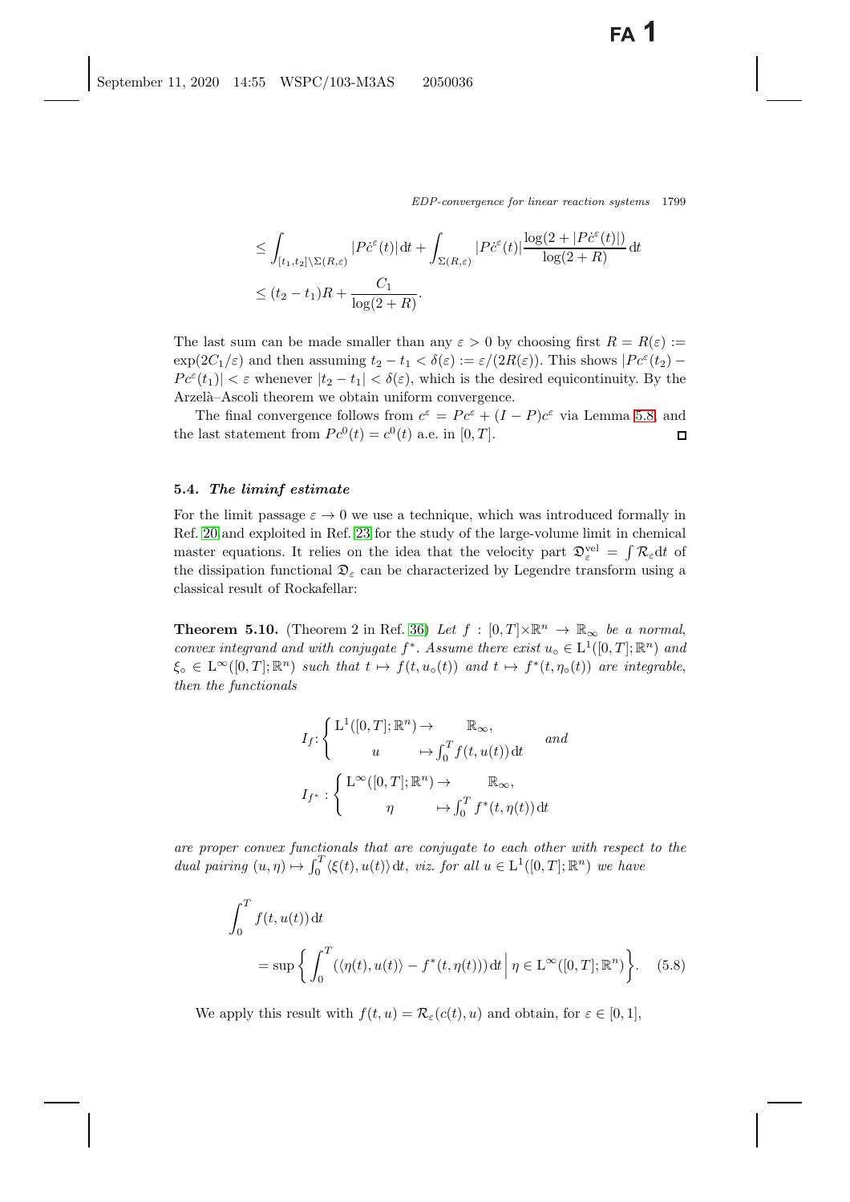$$
\begin{aligned}
&\leq \int_{[t_1,t_2]\setminus\Sigma(R,\varepsilon)} |P\dot c^\varepsilon(t)|\,\mathrm{d}t + \int_{\Sigma(R,\varepsilon)} |P\dot c^\varepsilon(t)| \frac{\log(2+|P\dot c^\varepsilon(t)|)}{\log(2+R)}\,\mathrm{d}t \\
&\leq (t_2-t_1)R + \frac{C_1}{\log(2+R)}.
\end{aligned}
$$

The last sum can be made smaller than any $\varepsilon > 0$ by choosing first $R = R(\varepsilon) := \exp(2C_1/\varepsilon)$ and then assuming $t_2 - t_1 < \delta(\varepsilon) := \varepsilon/(2R(\varepsilon))$. This shows $|Pc^\varepsilon(t_2) - Pc^\varepsilon(t_1)| < \varepsilon$ whenever $|t_2 - t_1| < \delta(\varepsilon)$, which is the desired equicontinuity. By the Arzelà–Ascoli theorem we obtain uniform convergence.

The final convergence follows from $c^\varepsilon = Pc^\varepsilon + (I-P)c^\varepsilon$ via Lemma 5.8, and the last statement from $Pc^0(t) = c^0(t)$ a.e. in $[0,T]$. □

### 5.4. *The liminf estimate*

For the limit passage $\varepsilon \to 0$ we use a technique, which was introduced formally in Ref. [20] and exploited in Ref. [23] for the study of the large-volume limit in chemical master equations. It relies on the idea that the velocity part $\mathfrak{D}_\varepsilon^{\mathrm{vel}} = \int \mathcal{R}_\varepsilon \mathrm{d}t$ of the dissipation functional $\mathfrak{D}_\varepsilon$ can be characterized by Legendre transform using a classical result of Rockafellar:

**Theorem 5.10.** (Theorem 2 in Ref. [36]) *Let $f : [0,T]\times\mathbb{R}^n \to \mathbb{R}_\infty$ be a normal, convex integrand and with conjugate $f^*$. Assume there exist $u_\circ \in \mathrm{L}^1([0,T];\mathbb{R}^n)$ and $\xi_\circ \in \mathrm{L}^\infty([0,T];\mathbb{R}^n)$ such that $t \mapsto f(t,u_\circ(t))$ and $t \mapsto f^*(t,\eta_\circ(t))$ are integrable, then the functionals*

$$
I_f : \begin{cases} \mathrm{L}^1([0,T];\mathbb{R}^n) \to \mathbb{R}_\infty, \\ \quad u \mapsto \int_0^T f(t,u(t))\,\mathrm{d}t \end{cases} \quad \textit{and}
$$

$$
I_{f^*} : \begin{cases} \mathrm{L}^\infty([0,T];\mathbb{R}^n) \to \mathbb{R}_\infty, \\ \quad \eta \mapsto \int_0^T f^*(t,\eta(t))\,\mathrm{d}t \end{cases}
$$

*are proper convex functionals that are conjugate to each other with respect to the dual pairing $(u,\eta) \mapsto \int_0^T \langle \xi(t), u(t)\rangle\,\mathrm{d}t$, viz. for all $u \in \mathrm{L}^1([0,T];\mathbb{R}^n)$ we have*

$$
\int_0^T f(t,u(t))\,\mathrm{d}t = \sup\left\{ \int_0^T \left(\langle \eta(t), u(t)\rangle - f^*(t,\eta(t))\right)\mathrm{d}t \,\middle|\, \eta \in \mathrm{L}^\infty([0,T];\mathbb{R}^n)\right\}. \quad (5.8)
$$

We apply this result with $f(t,u) = \mathcal{R}_\varepsilon(c(t),u)$ and obtain, for $\varepsilon \in [0,1]$,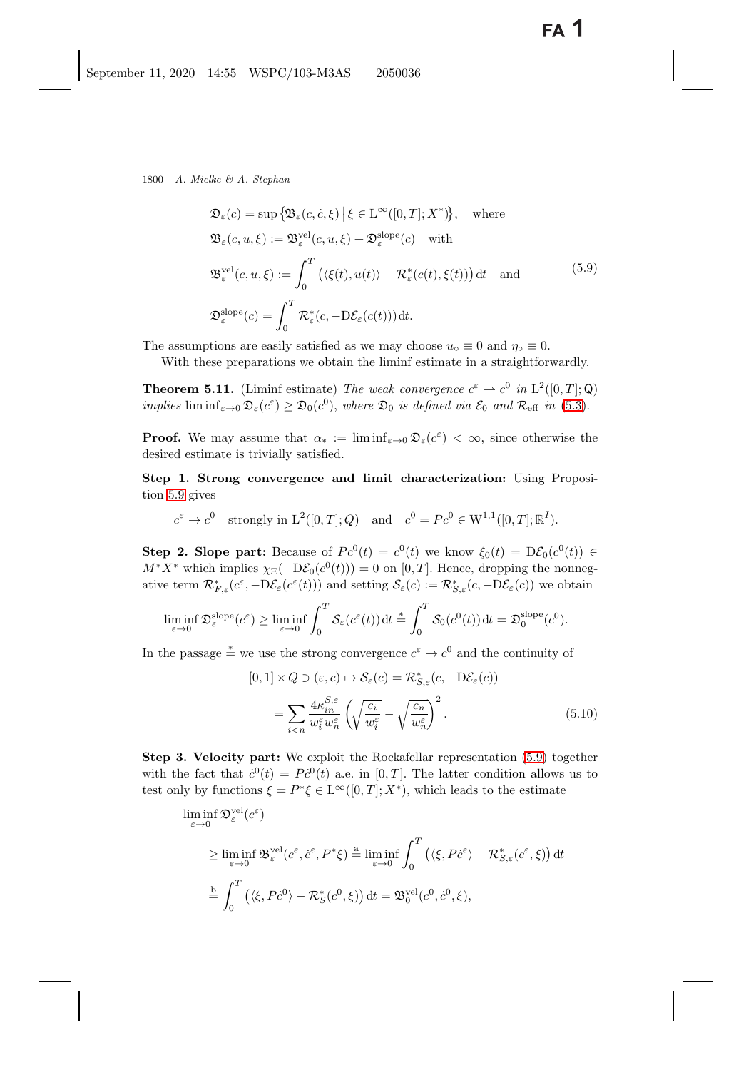$$
\begin{aligned}
&\mathfrak{D}_\varepsilon(c) = \sup\big\{\mathfrak{B}_\varepsilon(c,\dot c,\xi)\,\big|\,\xi\in \mathrm{L}^\infty([0,T];X^*)\big\}, \quad \text{where}\\
&\mathfrak{B}_\varepsilon(c,u,\xi) := \mathfrak{B}^{\mathrm{vel}}_\varepsilon(c,u,\xi) + \mathfrak{D}^{\mathrm{slope}}_\varepsilon(c) \quad \text{with}\\
&\mathfrak{B}^{\mathrm{vel}}_\varepsilon(c,u,\xi) := \int_0^T \big(\langle \xi(t),u(t)\rangle - \mathcal{R}^*_\varepsilon(c(t),\xi(t))\big)\,\mathrm{d}t \quad \text{and}\\
&\mathfrak{D}^{\mathrm{slope}}_\varepsilon(c) = \int_0^T \mathcal{R}^*_\varepsilon(c,-\mathrm{D}\mathcal{E}_\varepsilon(c(t)))\,\mathrm{d}t.
\end{aligned} \tag{5.9}
$$

The assumptions are easily satisfied as we may choose $u_\circ \equiv 0$ and $\eta_\circ \equiv 0$.

With these preparations we obtain the liminf estimate in a straightforwardly.

**Theorem 5.11.** (Liminf estimate) *The weak convergence $c^\varepsilon \rightharpoonup c^0$ in $\mathrm{L}^2([0,T];\mathsf{Q})$ implies $\liminf_{\varepsilon\to 0}\mathfrak{D}_\varepsilon(c^\varepsilon) \geq \mathfrak{D}_0(c^0)$, where $\mathfrak{D}_0$ is defined via $\mathcal{E}_0$ and $\mathcal{R}_{\mathrm{eff}}$ in (5.3).*

**Proof.** We may assume that $\alpha_* := \liminf_{\varepsilon\to0}\mathfrak{D}_\varepsilon(c^\varepsilon) < \infty$, since otherwise the desired estimate is trivially satisfied.

**Step 1. Strong convergence and limit characterization:** Using Proposition 5.9 gives

$$
c^\varepsilon \to c^0 \quad \text{strongly in } \mathrm{L}^2([0,T];Q) \quad \text{and} \quad c^0 = Pc^0 \in \mathrm{W}^{1,1}([0,T];\mathbb{R}^I).
$$

**Step 2. Slope part:** Because of $Pc^0(t) = c^0(t)$ we know $\xi_0(t) = \mathrm{D}\mathcal{E}_0(c^0(t)) \in M^*X^*$ which implies $\chi_\Xi(-\mathrm{D}\mathcal{E}_0(c^0(t))) = 0$ on $[0,T]$. Hence, dropping the nonnegative term $\mathcal{R}^*_{F,\varepsilon}(c^\varepsilon,-\mathrm{D}\mathcal{E}_\varepsilon(c^\varepsilon(t)))$ and setting $\mathcal{S}_\varepsilon(c) := \mathcal{R}^*_{S,\varepsilon}(c,-\mathrm{D}\mathcal{E}_\varepsilon(c))$ we obtain

$$
\liminf_{\varepsilon\to0}\mathfrak{D}^{\mathrm{slope}}_\varepsilon(c^\varepsilon) \geq \liminf_{\varepsilon\to0}\int_0^T \mathcal{S}_\varepsilon(c^\varepsilon(t))\,\mathrm{d}t \overset{*}{=} \int_0^T \mathcal{S}_0(c^0(t))\,\mathrm{d}t = \mathfrak{D}^{\mathrm{slope}}_0(c^0).
$$

In the passage $\overset{*}{=}$ we use the strong convergence $c^\varepsilon \to c^0$ and the continuity of

$$
\begin{aligned}
[0,1]\times Q \ni (\varepsilon,c) \mapsto \mathcal{S}_\varepsilon(c) &= \mathcal{R}^*_{S,\varepsilon}(c,-\mathrm{D}\mathcal{E}_\varepsilon(c))\\
&= \sum_{i<n} \frac{4\kappa^{S,\varepsilon}_{in}}{w^\varepsilon_i w^\varepsilon_n}\left(\sqrt{\frac{c_i}{w^\varepsilon_i}} - \sqrt{\frac{c_n}{w^\varepsilon_n}}\right)^2.
\end{aligned} \tag{5.10}
$$

**Step 3. Velocity part:** We exploit the Rockafellar representation (5.9) together with the fact that $\dot c^0(t) = P\dot c^0(t)$ a.e. in $[0,T]$. The latter condition allows us to test only by functions $\xi = P^*\xi \in \mathrm{L}^\infty([0,T];X^*)$, which leads to the estimate

$$
\begin{aligned}
&\liminf_{\varepsilon\to0}\mathfrak{D}^{\mathrm{vel}}_\varepsilon(c^\varepsilon)\\
&\quad\geq \liminf_{\varepsilon\to0}\mathfrak{B}^{\mathrm{vel}}_\varepsilon(c^\varepsilon,\dot c^\varepsilon,P^*\xi) \overset{\mathrm{a}}{=} \liminf_{\varepsilon\to0}\int_0^T\big(\langle\xi,P\dot c^\varepsilon\rangle - \mathcal{R}^*_{S,\varepsilon}(c^\varepsilon,\xi)\big)\,\mathrm{d}t\\
&\quad\overset{\mathrm{b}}{=} \int_0^T\big(\langle\xi,P\dot c^0\rangle - \mathcal{R}^*_S(c^0,\xi)\big)\,\mathrm{d}t = \mathfrak{B}^{\mathrm{vel}}_0(c^0,\dot c^0,\xi),
\end{aligned}
$$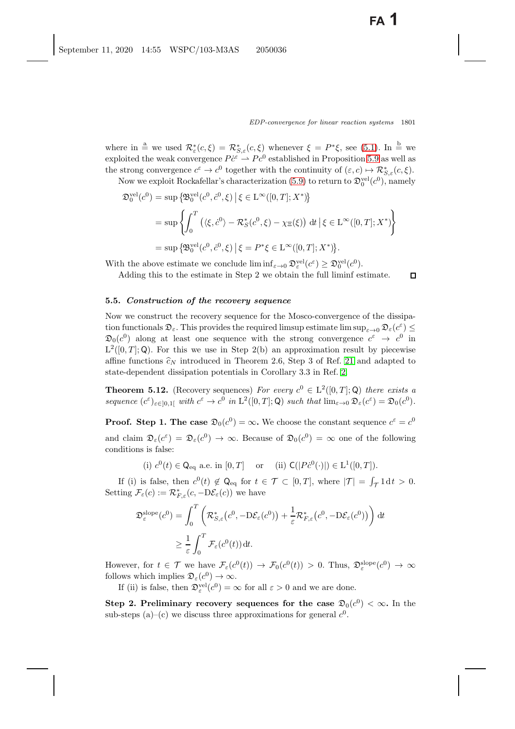where in $\overset{\text{a}}{=}$ we used $\mathcal{R}^*_\varepsilon(c,\xi) = \mathcal{R}^*_{S,\varepsilon}(c,\xi)$ whenever $\xi = P^*\xi$, see (5.1). In $\overset{\text{b}}{=}$ we exploited the weak convergence $P\dot{c}^\varepsilon \rightharpoonup Pc^0$ established in Proposition 5.9 as well as the strong convergence $c^\varepsilon \to c^0$ together with the continuity of $(\varepsilon, c) \mapsto \mathcal{R}^*_{S,\varepsilon}(c,\xi)$.

Now we exploit Rockafellar's characterization (5.9) to return to $\mathfrak{D}^{\text{vel}}_0(c^0)$, namely

$$
\begin{aligned}
\mathfrak{D}^{\text{vel}}_0(c^0) &= \sup\left\{\mathfrak{B}^{\text{vel}}_0(c^0, \dot{c}^0, \xi) \,\middle|\, \xi \in \mathrm{L}^\infty([0,T]; X^*)\right\} \\
&= \sup\left\{\int_0^T \left(\langle \xi, \dot{c}^0\rangle - \mathcal{R}^*_S(c^0,\xi) - \chi_\Xi(\xi)\right) \mathrm{d}t \,\middle|\, \xi \in \mathrm{L}^\infty([0,T]; X^*)\right\} \\
&= \sup\left\{\mathfrak{B}^{\text{vel}}_0(c^0, \dot{c}^0, \xi) \,\middle|\, \xi = P^*\xi \in \mathrm{L}^\infty([0,T]; X^*)\right\}.
\end{aligned}
$$

With the above estimate we conclude $\liminf_{\varepsilon\to 0} \mathfrak{D}^{\text{vel}}_\varepsilon(c^\varepsilon) \geq \mathfrak{D}^{\text{vel}}_0(c^0)$.

Adding this to the estimate in Step 2 we obtain the full liminf estimate. □

### 5.5. *Construction of the recovery sequence*

Now we construct the recovery sequence for the Mosco-convergence of the dissipation functionals $\mathfrak{D}_\varepsilon$. This provides the required limsup estimate $\limsup_{\varepsilon\to 0} \mathfrak{D}_\varepsilon(c^\varepsilon) \leq \mathfrak{D}_0(c^0)$ along at least one sequence with the strong convergence $c^\varepsilon \to c^0$ in $\mathrm{L}^2([0,T]; \mathsf{Q})$. For this we use in Step 2(b) an approximation result by piecewise affine functions $\widehat{c}_N$ introduced in Theorem 2.6, Step 3 of Ref. 21 and adapted to state-dependent dissipation potentials in Corollary 3.3 in Ref. 2.

**Theorem 5.12.** (Recovery sequences) *For every $c^0 \in \mathrm{L}^2([0,T]; \mathsf{Q})$ there exists a sequence $(c^\varepsilon)_{\varepsilon\in]0,1[}$ with $c^\varepsilon \to c^0$ in $\mathrm{L}^2([0,T]; \mathsf{Q})$ such that $\lim_{\varepsilon\to 0} \mathfrak{D}_\varepsilon(c^\varepsilon) = \mathfrak{D}_0(c^0)$.*

**Proof. Step 1. The case $\mathfrak{D}_0(c^0) = \infty$.** We choose the constant sequence $c^\varepsilon = c^0$ and claim $\mathfrak{D}_\varepsilon(c^\varepsilon) = \mathfrak{D}_\varepsilon(c^0) \to \infty$. Because of $\mathfrak{D}_0(c^0) = \infty$ one of the following conditions is false:

$$
\text{(i) } c^0(t) \in \mathsf{Q}_{\text{eq}} \text{ a.e. in } [0,T] \quad \text{ or } \quad \text{(ii) } \mathsf{C}(|P\dot{c}^0(\cdot)|) \in \mathrm{L}^1([0,T]).
$$

If (i) is false, then $c^0(t) \notin \mathsf{Q}_{\text{eq}}$ for $t \in \mathcal{T} \subset [0,T]$, where $|\mathcal{T}| = \int_{\mathcal{T}} 1\,\mathrm{d}t > 0$. Setting $\mathcal{F}_\varepsilon(c) := \mathcal{R}^*_{F,\varepsilon}(c, -\mathrm{D}\mathcal{E}_\varepsilon(c))$ we have

$$
\begin{aligned}
\mathfrak{D}^{\text{slope}}_\varepsilon(c^0) &= \int_0^T \left(\mathcal{R}^*_{S,\varepsilon}\big(c^0, -\mathrm{D}\mathcal{E}_\varepsilon(c^0)\big) + \frac{1}{\varepsilon}\mathcal{R}^*_{F,\varepsilon}\big(c^0, -\mathrm{D}\mathcal{E}_\varepsilon(c^0)\big)\right) \mathrm{d}t \\
&\geq \frac{1}{\varepsilon}\int_0^T \mathcal{F}_\varepsilon(c^0(t))\,\mathrm{d}t.
\end{aligned}
$$

However, for $t \in \mathcal{T}$ we have $\mathcal{F}_\varepsilon(c^0(t)) \to \mathcal{F}_0(c^0(t)) > 0$. Thus, $\mathfrak{D}^{\text{slope}}_\varepsilon(c^0) \to \infty$ follows which implies $\mathfrak{D}_\varepsilon(c^0) \to \infty$.

If (ii) is false, then $\mathfrak{D}^{\text{vel}}_\varepsilon(c^0) = \infty$ for all $\varepsilon > 0$ and we are done.

**Step 2. Preliminary recovery sequences for the case $\mathfrak{D}_0(c^0) < \infty$.** In the sub-steps (a)–(c) we discuss three approximations for general $c^0$.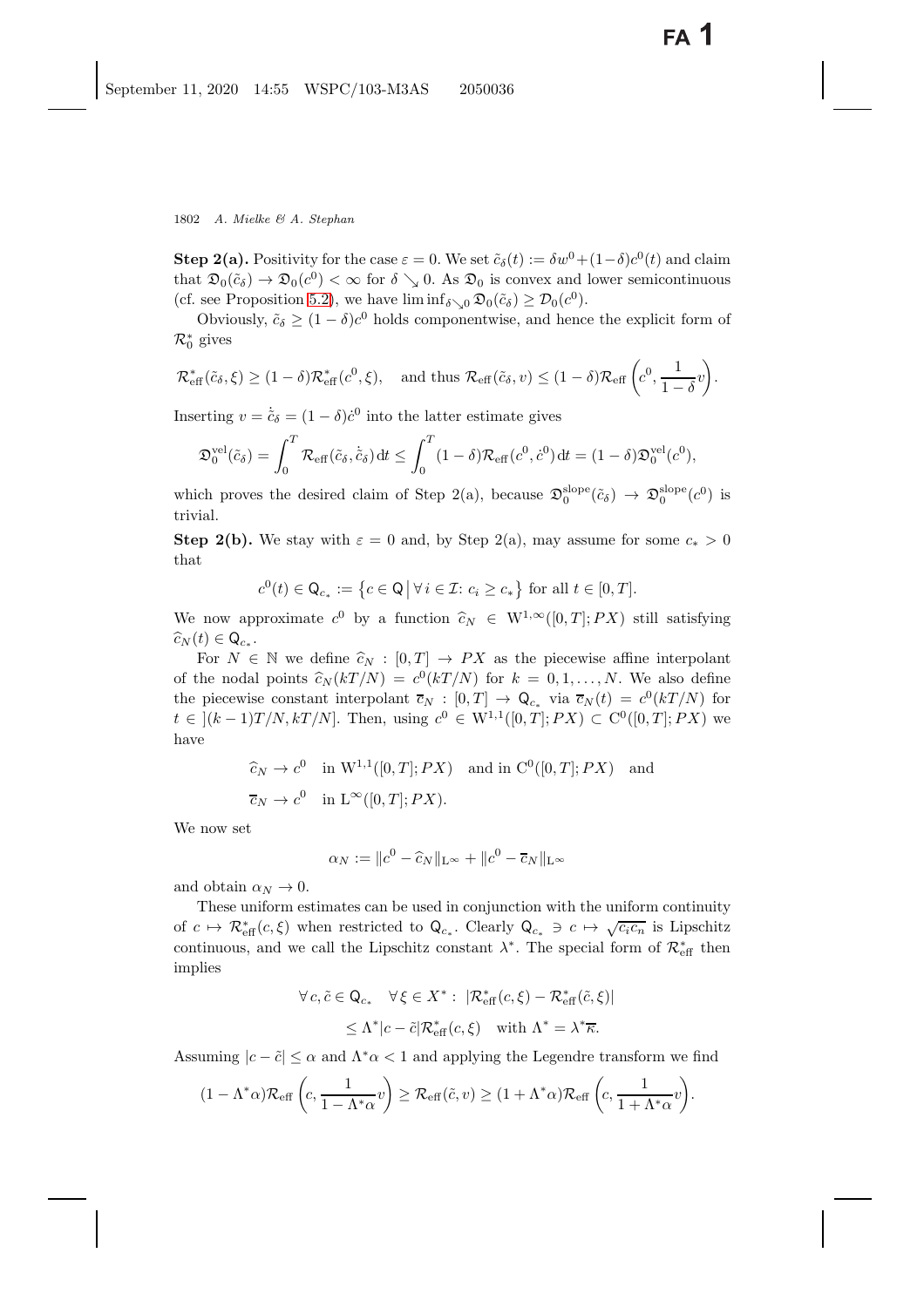**Step 2(a).** Positivity for the case $\varepsilon = 0$. We set $\tilde{c}_\delta(t) := \delta w^0 + (1-\delta)c^0(t)$ and claim that $\mathfrak{D}_0(\tilde{c}_\delta) \to \mathfrak{D}_0(c^0) < \infty$ for $\delta \searrow 0$. As $\mathfrak{D}_0$ is convex and lower semicontinuous (cf. see Proposition 5.2), we have $\liminf_{\delta \searrow 0} \mathfrak{D}_0(\tilde{c}_\delta) \geq \mathcal{D}_0(c^0)$.

Obviously, $\tilde{c}_\delta \geq (1-\delta)c^0$ holds componentwise, and hence the explicit form of $\mathcal{R}_0^*$ gives

$$\mathcal{R}^*_{\rm eff}(\tilde{c}_\delta, \xi) \geq (1-\delta)\mathcal{R}^*_{\rm eff}(c^0, \xi), \quad \text{and thus } \mathcal{R}_{\rm eff}(\tilde{c}_\delta, v) \leq (1-\delta)\mathcal{R}_{\rm eff}\left(c^0, \frac{1}{1-\delta}v\right).$$

Inserting $v = \dot{\tilde{c}}_\delta = (1-\delta)\dot{c}^0$ into the latter estimate gives

$$\mathfrak{D}_0^{\rm vel}(\tilde{c}_\delta) = \int_0^T \mathcal{R}_{\rm eff}(\tilde{c}_\delta, \dot{\tilde{c}}_\delta)\,\mathrm{d}t \leq \int_0^T (1-\delta)\mathcal{R}_{\rm eff}(c^0, \dot{c}^0)\,\mathrm{d}t = (1-\delta)\mathfrak{D}_0^{\rm vel}(c^0),$$

which proves the desired claim of Step 2(a), because $\mathfrak{D}_0^{\rm slope}(\tilde{c}_\delta) \to \mathfrak{D}_0^{\rm slope}(c^0)$ is trivial.

**Step 2(b).** We stay with $\varepsilon = 0$ and, by Step 2(a), may assume for some $c_* > 0$ that

$$c^0(t) \in \mathsf{Q}_{c_*} := \left\{ c \in \mathsf{Q} \,\middle|\, \forall\, i \in \mathcal{I}\colon c_i \geq c_* \right\} \text{ for all } t \in [0, T].$$

We now approximate $c^0$ by a function $\widehat{c}_N \in \mathrm{W}^{1,\infty}([0,T]; PX)$ still satisfying $\widehat{c}_N(t) \in \mathsf{Q}_{c_*}$.

For $N \in \mathbb{N}$ we define $\widehat{c}_N : [0,T] \to PX$ as the piecewise affine interpolant of the nodal points $\widehat{c}_N(kT/N) = c^0(kT/N)$ for $k = 0, 1, \ldots, N$. We also define the piecewise constant interpolant $\overline{c}_N : [0,T] \to \mathsf{Q}_{c_*}$ via $\overline{c}_N(t) = c^0(kT/N)$ for $t \in\, ](k-1)T/N, kT/N]$. Then, using $c^0 \in \mathrm{W}^{1,1}([0,T]; PX) \subset \mathrm{C}^0([0,T]; PX)$ we have

$$\begin{aligned}
&\widehat{c}_N \to c^0 \quad \text{in } \mathrm{W}^{1,1}([0,T]; PX) \quad \text{and in } \mathrm{C}^0([0,T]; PX) \quad \text{and} \\
&\overline{c}_N \to c^0 \quad \text{in } \mathrm{L}^\infty([0,T]; PX).
\end{aligned}$$

We now set

$$\alpha_N := \|c^0 - \widehat{c}_N\|_{\mathrm{L}^\infty} + \|c^0 - \overline{c}_N\|_{\mathrm{L}^\infty}$$

and obtain $\alpha_N \to 0$.

These uniform estimates can be used in conjunction with the uniform continuity of $c \mapsto \mathcal{R}^*_{\rm eff}(c, \xi)$ when restricted to $\mathsf{Q}_{c_*}$. Clearly $\mathsf{Q}_{c_*} \ni c \mapsto \sqrt{c_i c_n}$ is Lipschitz continuous, and we call the Lipschitz constant $\lambda^*$. The special form of $\mathcal{R}^*_{\rm eff}$ then implies

$$\begin{aligned}
&\forall\, c, \tilde{c} \in \mathsf{Q}_{c_*} \quad \forall\, \xi \in X^* : \ |\mathcal{R}^*_{\rm eff}(c, \xi) - \mathcal{R}^*_{\rm eff}(\tilde{c}, \xi)| \\
&\qquad \leq \Lambda^* |c - \tilde{c}| \mathcal{R}^*_{\rm eff}(c, \xi) \quad \text{with } \Lambda^* = \lambda^* \overline{\kappa}.
\end{aligned}$$

Assuming $|c - \tilde{c}| \leq \alpha$ and $\Lambda^* \alpha < 1$ and applying the Legendre transform we find

$$(1 - \Lambda^*\alpha)\mathcal{R}_{\rm eff}\left(c, \frac{1}{1-\Lambda^*\alpha}v\right) \geq \mathcal{R}_{\rm eff}(\tilde{c}, v) \geq (1 + \Lambda^*\alpha)\mathcal{R}_{\rm eff}\left(c, \frac{1}{1+\Lambda^*\alpha}v\right).$$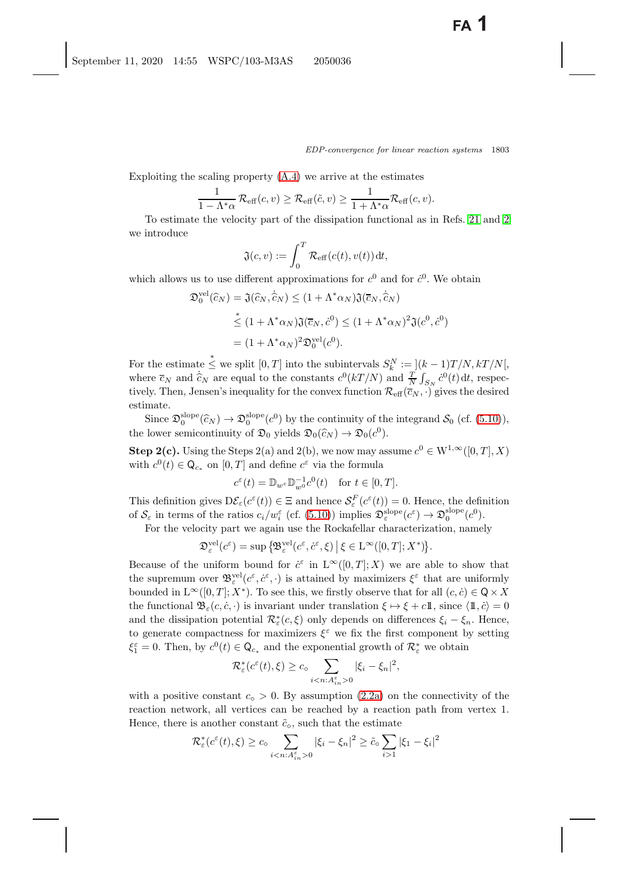Exploiting the scaling property (A.4) we arrive at the estimates

$$\frac{1}{1-\Lambda^*\alpha}\,\mathcal{R}_{\rm eff}(c,v) \geq \mathcal{R}_{\rm eff}(\tilde{c},v) \geq \frac{1}{1+\Lambda^*\alpha}\mathcal{R}_{\rm eff}(c,v).$$

To estimate the velocity part of the dissipation functional as in Refs. 21 and 2 we introduce

$$\mathfrak{J}(c,v) := \int_0^T \mathcal{R}_{\rm eff}(c(t),v(t))\,\mathrm{d}t,$$

which allows us to use different approximations for $c^0$ and for $\dot{c}^0$. We obtain

$$\begin{aligned}
\mathfrak{D}_0^{\rm vel}(\widehat{c}_N) &= \mathfrak{J}(\widehat{c}_N, \dot{\widehat{c}}_N) \leq (1+\Lambda^*\alpha_N)\mathfrak{J}(\overline{c}_N, \dot{\widehat{c}}_N) \\
&\overset{*}{\leq} (1+\Lambda^*\alpha_N)\mathfrak{J}(\overline{c}_N, \dot{c}^0) \leq (1+\Lambda^*\alpha_N)^2\mathfrak{J}(c^0,\dot{c}^0) \\
&= (1+\Lambda^*\alpha_N)^2\mathfrak{D}_0^{\rm vel}(c^0).
\end{aligned}$$

For the estimate $\overset{*}{\leq}$ we split $[0,T]$ into the subintervals $S_k^N := \,](k-1)T/N, kT/N[$, where $\overline{c}_N$ and $\dot{\widehat{c}}_N$ are equal to the constants $c^0(kT/N)$ and $\frac{T}{N}\int_{S_N}\dot{c}^0(t)\,\mathrm{d}t$, respectively. Then, Jensen's inequality for the convex function $\mathcal{R}_{\rm eff}(\overline{c}_N,\cdot)$ gives the desired estimate.

Since $\mathfrak{D}_0^{\rm slope}(\widehat{c}_N) \to \mathfrak{D}_0^{\rm slope}(c^0)$ by the continuity of the integrand $\mathcal{S}_0$ (cf. (5.10)), the lower semicontinuity of $\mathfrak{D}_0$ yields $\mathfrak{D}_0(\widehat{c}_N) \to \mathfrak{D}_0(c^0)$.

**Step 2(c).** Using the Steps 2(a) and 2(b), we now may assume $c^0 \in \mathrm{W}^{1,\infty}([0,T],X)$ with $c^0(t) \in \mathsf{Q}_{c_*}$ on $[0,T]$ and define $c^\varepsilon$ via the formula

$$c^\varepsilon(t) = \mathbb{D}_{w^\varepsilon}\mathbb{D}_{w^0}^{-1}c^0(t) \quad \text{for } t\in[0,T].$$

This definition gives $\mathrm{D}\mathcal{E}_\varepsilon(c^\varepsilon(t)) \in \Xi$ and hence $\mathcal{S}_\varepsilon^F(c^\varepsilon(t)) = 0$. Hence, the definition of $\mathcal{S}_\varepsilon$ in terms of the ratios $c_i/w_i^\varepsilon$ (cf. (5.10)) implies $\mathfrak{D}_\varepsilon^{\rm slope}(c^\varepsilon) \to \mathfrak{D}_0^{\rm slope}(c^0)$.

For the velocity part we again use the Rockafellar characterization, namely

$$\mathfrak{D}_\varepsilon^{\rm vel}(c^\varepsilon) = \sup\big\{\mathfrak{B}_\varepsilon^{\rm vel}(c^\varepsilon,\dot{c}^\varepsilon,\xi)\,\big|\,\xi\in\mathrm{L}^\infty([0,T];X^*)\big\}.$$

Because of the uniform bound for $\dot{c}^\varepsilon$ in $\mathrm{L}^\infty([0,T];X)$ we are able to show that the supremum over $\mathfrak{B}_\varepsilon^{\rm vel}(c^\varepsilon,\dot{c}^\varepsilon,\cdot)$ is attained by maximizers $\xi^\varepsilon$ that are uniformly bounded in $\mathrm{L}^\infty([0,T];X^*)$. To see this, we firstly observe that for all $(c,\dot{c})\in\mathsf{Q}\times X$ the functional $\mathfrak{B}_\varepsilon(c,\dot{c},\cdot)$ is invariant under translation $\xi\mapsto\xi+c\mathbb{1}$, since $\langle\mathbb{1},\dot{c}\rangle = 0$ and the dissipation potential $\mathcal{R}_\varepsilon^*(c,\xi)$ only depends on differences $\xi_i-\xi_n$. Hence, to generate compactness for maximizers $\xi^\varepsilon$ we fix the first component by setting $\xi_1^\varepsilon = 0$. Then, by $c^0(t)\in\mathsf{Q}_{c_*}$ and the exponential growth of $\mathcal{R}_\varepsilon^*$ we obtain

$$\mathcal{R}_\varepsilon^*(c^\varepsilon(t),\xi) \geq c_\circ \sum_{i<n:A_{in}^\varepsilon>0}|\xi_i-\xi_n|^2,$$

with a positive constant $c_\circ > 0$. By assumption (2.2a) on the connectivity of the reaction network, all vertices can be reached by a reaction path from vertex 1. Hence, there is another constant $\tilde{c}_\circ$, such that the estimate

$$\mathcal{R}_\varepsilon^*(c^\varepsilon(t),\xi) \geq c_\circ \sum_{i<n:A_{in}^\varepsilon>0}|\xi_i-\xi_n|^2 \geq \tilde{c}_\circ\sum_{i>1}|\xi_1-\xi_i|^2$$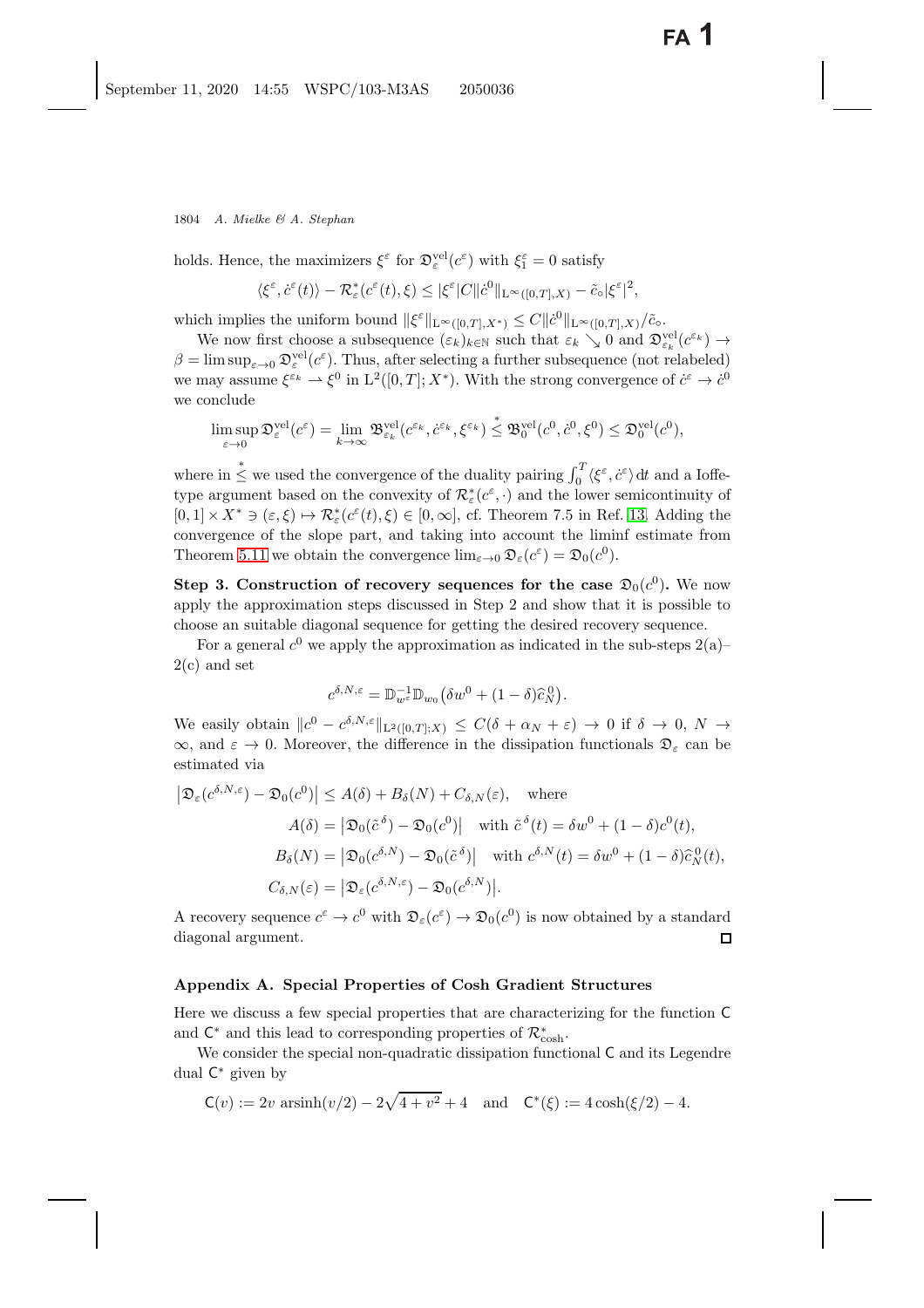holds. Hence, the maximizers $\xi^\varepsilon$ for $\mathfrak{D}^{\rm vel}_\varepsilon(c^\varepsilon)$ with $\xi^\varepsilon_1 = 0$ satisfy

$$\langle \xi^\varepsilon, \dot c^\varepsilon(t)\rangle - \mathcal{R}^*_\varepsilon(c^\varepsilon(t), \xi) \le |\xi^\varepsilon| C \|\dot c^0\|_{\mathrm{L}^\infty([0,T],X)} - \tilde c_\circ |\xi^\varepsilon|^2,$$

which implies the uniform bound $\|\xi^\varepsilon\|_{\mathrm{L}^\infty([0,T],X^*)} \le C\|\dot c^0\|_{\mathrm{L}^\infty([0,T],X)}/\tilde c_\circ$.

We now first choose a subsequence $(\varepsilon_k)_{k\in\mathbb{N}}$ such that $\varepsilon_k \searrow 0$ and $\mathfrak{D}^{\rm vel}_{\varepsilon_k}(c^{\varepsilon_k}) \to \beta = \limsup_{\varepsilon\to 0} \mathfrak{D}^{\rm vel}_\varepsilon(c^\varepsilon)$. Thus, after selecting a further subsequence (not relabeled) we may assume $\xi^{\varepsilon_k} \rightharpoonup \xi^0$ in $\mathrm{L}^2([0,T]; X^*)$. With the strong convergence of $\dot c^\varepsilon \to \dot c^0$ we conclude

$$\limsup_{\varepsilon\to 0} \mathfrak{D}^{\rm vel}_\varepsilon(c^\varepsilon) = \lim_{k\to\infty} \mathfrak{B}^{\rm vel}_{\varepsilon_k}(c^{\varepsilon_k}, \dot c^{\varepsilon_k}, \xi^{\varepsilon_k}) \overset{*}{\le} \mathfrak{B}^{\rm vel}_0(c^0, \dot c^0, \xi^0) \le \mathfrak{D}^{\rm vel}_0(c^0),$$

where in $\overset{*}{\le}$ we used the convergence of the duality pairing $\int_0^T \langle \xi^\varepsilon, \dot c^\varepsilon\rangle \,\mathrm{d}t$ and a Ioffe-type argument based on the convexity of $\mathcal{R}^*_\varepsilon(c^\varepsilon, \cdot)$ and the lower semicontinuity of $[0,1]\times X^* \ni (\varepsilon, \xi) \mapsto \mathcal{R}^*_\varepsilon(c^\varepsilon(t), \xi) \in [0,\infty]$, cf. Theorem 7.5 in Ref. 13. Adding the convergence of the slope part, and taking into account the liminf estimate from Theorem 5.11 we obtain the convergence $\lim_{\varepsilon\to 0} \mathfrak{D}_\varepsilon(c^\varepsilon) = \mathfrak{D}_0(c^0)$.

**Step 3. Construction of recovery sequences for the case $\mathfrak{D}_0(c^0)$.** We now apply the approximation steps discussed in Step 2 and show that it is possible to choose an suitable diagonal sequence for getting the desired recovery sequence.

For a general $c^0$ we apply the approximation as indicated in the sub-steps 2(a)–2(c) and set

$$c^{\delta,N,\varepsilon} = \mathbb{D}^{-1}_{w^\varepsilon} \mathbb{D}_{w_0}\big(\delta w^0 + (1-\delta)\widehat{c}^{\,0}_N\big).$$

We easily obtain $\|c^0 - c^{\delta,N,\varepsilon}\|_{\mathrm{L}^2([0,T];X)} \le C(\delta + \alpha_N + \varepsilon) \to 0$ if $\delta \to 0$, $N \to \infty$, and $\varepsilon \to 0$. Moreover, the difference in the dissipation functionals $\mathfrak{D}_\varepsilon$ can be estimated via

$$\begin{aligned}
\big|\mathfrak{D}_\varepsilon(c^{\delta,N,\varepsilon}) - \mathfrak{D}_0(c^0)\big| &\le A(\delta) + B_\delta(N) + C_{\delta,N}(\varepsilon), \quad \text{where}\\
A(\delta) &= \big|\mathfrak{D}_0(\tilde c^{\,\delta}) - \mathfrak{D}_0(c^0)\big| \quad \text{with } \tilde c^{\,\delta}(t) = \delta w^0 + (1-\delta)c^0(t),\\
B_\delta(N) &= \big|\mathfrak{D}_0(c^{\delta,N}) - \mathfrak{D}_0(\tilde c^{\,\delta})\big| \quad \text{with } c^{\delta,N}(t) = \delta w^0 + (1-\delta)\widehat{c}^{\,0}_N(t),\\
C_{\delta,N}(\varepsilon) &= \big|\mathfrak{D}_\varepsilon(c^{\delta,N,\varepsilon}) - \mathfrak{D}_0(c^{\delta,N})\big|.
\end{aligned}$$

A recovery sequence $c^\varepsilon \to c^0$ with $\mathfrak{D}_\varepsilon(c^\varepsilon) \to \mathfrak{D}_0(c^0)$ is now obtained by a standard diagonal argument. □

## Appendix A. Special Properties of Cosh Gradient Structures

Here we discuss a few special properties that are characterizing for the function $\mathsf{C}$ and $\mathsf{C}^*$ and this lead to corresponding properties of $\mathcal{R}^*_{\cosh}$.

We consider the special non-quadratic dissipation functional $\mathsf{C}$ and its Legendre dual $\mathsf{C}^*$ given by

$$\mathsf{C}(v) := 2v\,\operatorname{arsinh}(v/2) - 2\sqrt{4+v^2} + 4 \quad \text{and} \quad \mathsf{C}^*(\xi) := 4\cosh(\xi/2) - 4.$$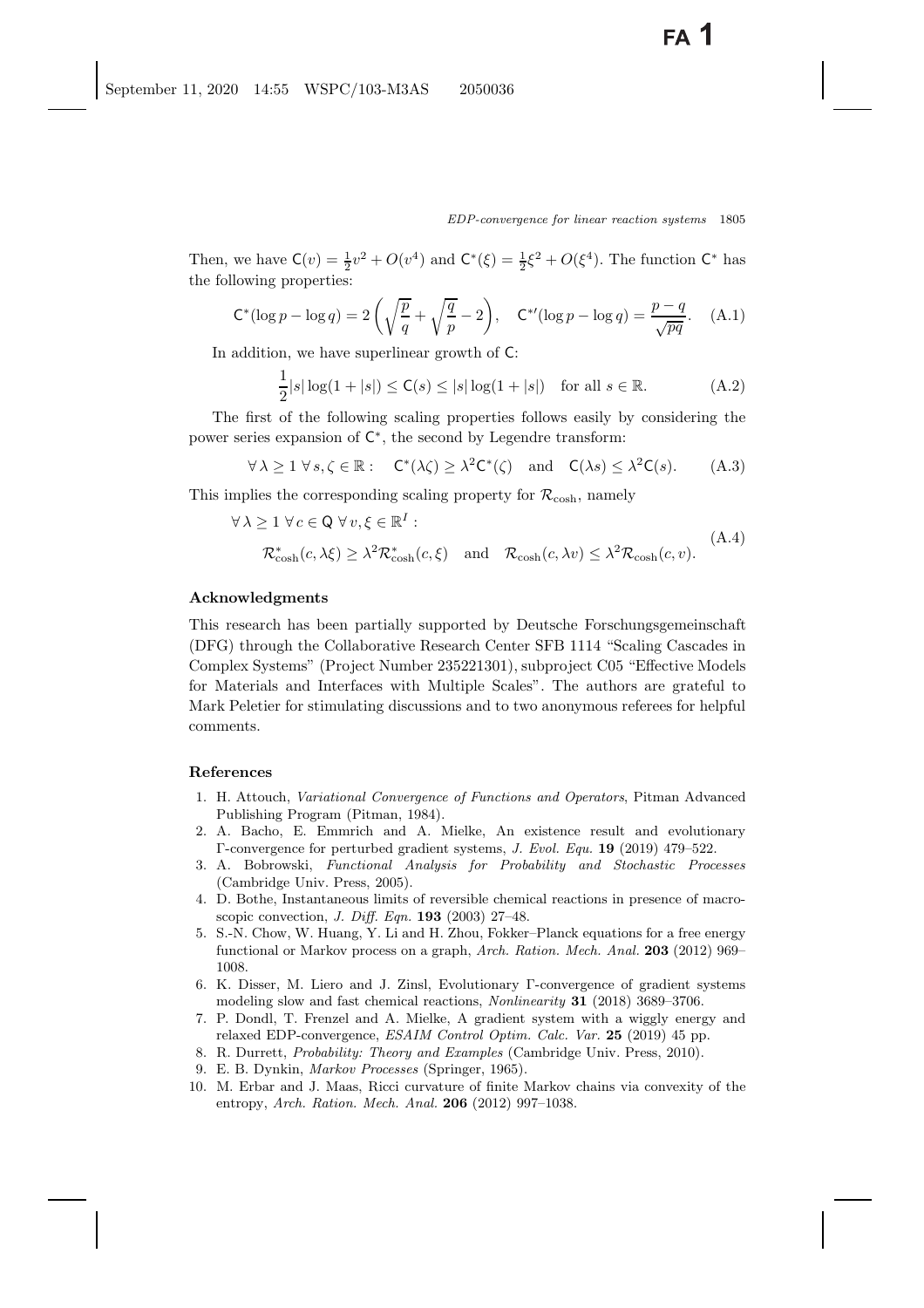Then, we have $\mathsf{C}(v) = \frac{1}{2}v^2 + O(v^4)$ and $\mathsf{C}^*(\xi) = \frac{1}{2}\xi^2 + O(\xi^4)$. The function $\mathsf{C}^*$ has the following properties:

$$\mathsf{C}^*(\log p - \log q) = 2\left(\sqrt{\frac{p}{q}} + \sqrt{\frac{q}{p}} - 2\right), \quad \mathsf{C}^{*\prime}(\log p - \log q) = \frac{p-q}{\sqrt{pq}}. \tag{A.1}$$

In addition, we have superlinear growth of $\mathsf{C}$:

$$\frac{1}{2}|s|\log(1+|s|) \leq \mathsf{C}(s) \leq |s|\log(1+|s|) \quad \text{for all } s \in \mathbb{R}. \tag{A.2}$$

The first of the following scaling properties follows easily by considering the power series expansion of $\mathsf{C}^*$, the second by Legendre transform:

$$\forall\, \lambda \geq 1\ \forall\, s, \zeta \in \mathbb{R}: \quad \mathsf{C}^*(\lambda\zeta) \geq \lambda^2 \mathsf{C}^*(\zeta) \quad \text{and} \quad \mathsf{C}(\lambda s) \leq \lambda^2 \mathsf{C}(s). \tag{A.3}$$

This implies the corresponding scaling property for $\mathcal{R}_{\cosh}$, namely

$$\begin{aligned} &\forall\, \lambda \geq 1\ \forall\, c \in \mathsf{Q}\ \forall\, v, \xi \in \mathbb{R}^I: \\ &\quad \mathcal{R}^*_{\cosh}(c, \lambda\xi) \geq \lambda^2 \mathcal{R}^*_{\cosh}(c, \xi) \quad \text{and} \quad \mathcal{R}_{\cosh}(c, \lambda v) \leq \lambda^2 \mathcal{R}_{\cosh}(c, v). \end{aligned} \tag{A.4}$$

## Acknowledgments

This research has been partially supported by Deutsche Forschungsgemeinschaft (DFG) through the Collaborative Research Center SFB 1114 "Scaling Cascades in Complex Systems" (Project Number 235221301), subproject C05 "Effective Models for Materials and Interfaces with Multiple Scales". The authors are grateful to Mark Peletier for stimulating discussions and to two anonymous referees for helpful comments.

## References

1. H. Attouch, *Variational Convergence of Functions and Operators*, Pitman Advanced Publishing Program (Pitman, 1984).
2. A. Bacho, E. Emmrich and A. Mielke, An existence result and evolutionary Γ-convergence for perturbed gradient systems, *J. Evol. Equ.* **19** (2019) 479–522.
3. A. Bobrowski, *Functional Analysis for Probability and Stochastic Processes* (Cambridge Univ. Press, 2005).
4. D. Bothe, Instantaneous limits of reversible chemical reactions in presence of macroscopic convection, *J. Diff. Eqn.* **193** (2003) 27–48.
5. S.-N. Chow, W. Huang, Y. Li and H. Zhou, Fokker–Planck equations for a free energy functional or Markov process on a graph, *Arch. Ration. Mech. Anal.* **203** (2012) 969–1008.
6. K. Disser, M. Liero and J. Zinsl, Evolutionary Γ-convergence of gradient systems modeling slow and fast chemical reactions, *Nonlinearity* **31** (2018) 3689–3706.
7. P. Dondl, T. Frenzel and A. Mielke, A gradient system with a wiggly energy and relaxed EDP-convergence, *ESAIM Control Optim. Calc. Var.* **25** (2019) 45 pp.
8. R. Durrett, *Probability: Theory and Examples* (Cambridge Univ. Press, 2010).
9. E. B. Dynkin, *Markov Processes* (Springer, 1965).
10. M. Erbar and J. Maas, Ricci curvature of finite Markov chains via convexity of the entropy, *Arch. Ration. Mech. Anal.* **206** (2012) 997–1038.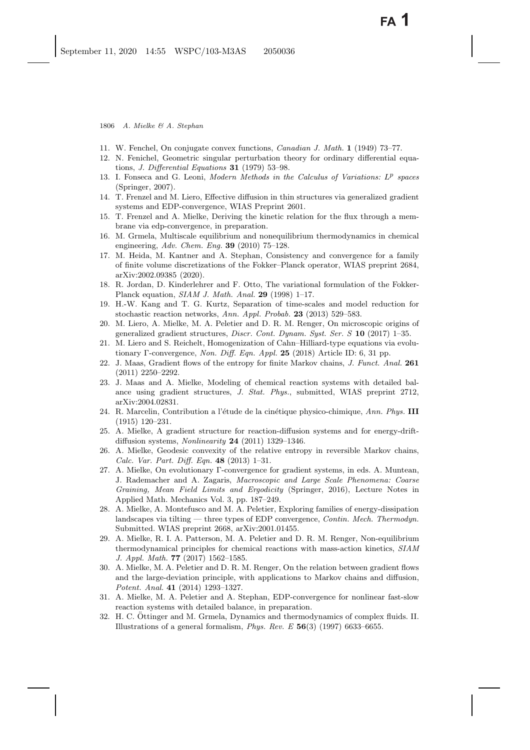11. W. Fenchel, On conjugate convex functions, *Canadian J. Math.* **1** (1949) 73–77.
12. N. Fenichel, Geometric singular perturbation theory for ordinary differential equations, *J. Differential Equations* **31** (1979) 53–98.
13. I. Fonseca and G. Leoni, *Modern Methods in the Calculus of Variations: $L^p$ spaces* (Springer, 2007).
14. T. Frenzel and M. Liero, Effective diffusion in thin structures via generalized gradient systems and EDP-convergence, WIAS Preprint 2601.
15. T. Frenzel and A. Mielke, Deriving the kinetic relation for the flux through a membrane via edp-convergence, in preparation.
16. M. Grmela, Multiscale equilibrium and nonequilibrium thermodynamics in chemical engineering, *Adv. Chem. Eng.* **39** (2010) 75–128.
17. M. Heida, M. Kantner and A. Stephan, Consistency and convergence for a family of finite volume discretizations of the Fokker–Planck operator, WIAS preprint 2684, arXiv:2002.09385 (2020).
18. R. Jordan, D. Kinderlehrer and F. Otto, The variational formulation of the Fokker-Planck equation, *SIAM J. Math. Anal.* **29** (1998) 1–17.
19. H.-W. Kang and T. G. Kurtz, Separation of time-scales and model reduction for stochastic reaction networks, *Ann. Appl. Probab.* **23** (2013) 529–583.
20. M. Liero, A. Mielke, M. A. Peletier and D. R. M. Renger, On microscopic origins of generalized gradient structures, *Discr. Cont. Dynam. Syst. Ser. S* **10** (2017) 1–35.
21. M. Liero and S. Reichelt, Homogenization of Cahn–Hilliard-type equations via evolutionary Γ-convergence, *Non. Diff. Eqn. Appl.* **25** (2018) Article ID: 6, 31 pp.
22. J. Maas, Gradient flows of the entropy for finite Markov chains, *J. Funct. Anal.* **261** (2011) 2250–2292.
23. J. Maas and A. Mielke, Modeling of chemical reaction systems with detailed balance using gradient structures, *J. Stat. Phys.*, submitted, WIAS preprint 2712, arXiv:2004.02831.
24. R. Marcelin, Contribution a l'étude de la cinétique physico-chimique, *Ann. Phys.* **III** (1915) 120–231.
25. A. Mielke, A gradient structure for reaction-diffusion systems and for energy-drift-diffusion systems, *Nonlinearity* **24** (2011) 1329–1346.
26. A. Mielke, Geodesic convexity of the relative entropy in reversible Markov chains, *Calc. Var. Part. Diff. Eqn.* **48** (2013) 1–31.
27. A. Mielke, On evolutionary Γ-convergence for gradient systems, in eds. A. Muntean, J. Rademacher and A. Zagaris, *Macroscopic and Large Scale Phenomena: Coarse Graining, Mean Field Limits and Ergodicity* (Springer, 2016), Lecture Notes in Applied Math. Mechanics Vol. 3, pp. 187–249.
28. A. Mielke, A. Montefusco and M. A. Peletier, Exploring families of energy-dissipation landscapes via tilting — three types of EDP convergence, *Contin. Mech. Thermodyn.* Submitted. WIAS preprint 2668, arXiv:2001.01455.
29. A. Mielke, R. I. A. Patterson, M. A. Peletier and D. R. M. Renger, Non-equilibrium thermodynamical principles for chemical reactions with mass-action kinetics, *SIAM J. Appl. Math.* **77** (2017) 1562–1585.
30. A. Mielke, M. A. Peletier and D. R. M. Renger, On the relation between gradient flows and the large-deviation principle, with applications to Markov chains and diffusion, *Potent. Anal.* **41** (2014) 1293–1327.
31. A. Mielke, M. A. Peletier and A. Stephan, EDP-convergence for nonlinear fast-slow reaction systems with detailed balance, in preparation.
32. H. C. Öttinger and M. Grmela, Dynamics and thermodynamics of complex fluids. II. Illustrations of a general formalism, *Phys. Rev. E* **56**(3) (1997) 6633–6655.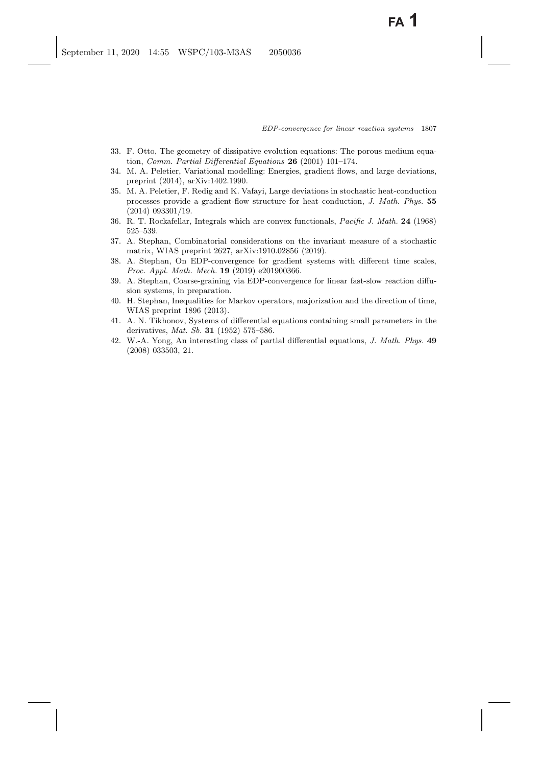33. F. Otto, The geometry of dissipative evolution equations: The porous medium equation, *Comm. Partial Differential Equations* **26** (2001) 101–174.
34. M. A. Peletier, Variational modelling: Energies, gradient flows, and large deviations, preprint (2014), arXiv:1402.1990.
35. M. A. Peletier, F. Redig and K. Vafayi, Large deviations in stochastic heat-conduction processes provide a gradient-flow structure for heat conduction, *J. Math. Phys.* **55** (2014) 093301/19.
36. R. T. Rockafellar, Integrals which are convex functionals, *Pacific J. Math.* **24** (1968) 525–539.
37. A. Stephan, Combinatorial considerations on the invariant measure of a stochastic matrix, WIAS preprint 2627, arXiv:1910.02856 (2019).
38. A. Stephan, On EDP-convergence for gradient systems with different time scales, *Proc. Appl. Math. Mech.* **19** (2019) e201900366.
39. A. Stephan, Coarse-graining via EDP-convergence for linear fast-slow reaction diffusion systems, in preparation.
40. H. Stephan, Inequalities for Markov operators, majorization and the direction of time, WIAS preprint 1896 (2013).
41. A. N. Tikhonov, Systems of differential equations containing small parameters in the derivatives, *Mat. Sb.* **31** (1952) 575–586.
42. W.-A. Yong, An interesting class of partial differential equations, *J. Math. Phys.* **49** (2008) 033503, 21.